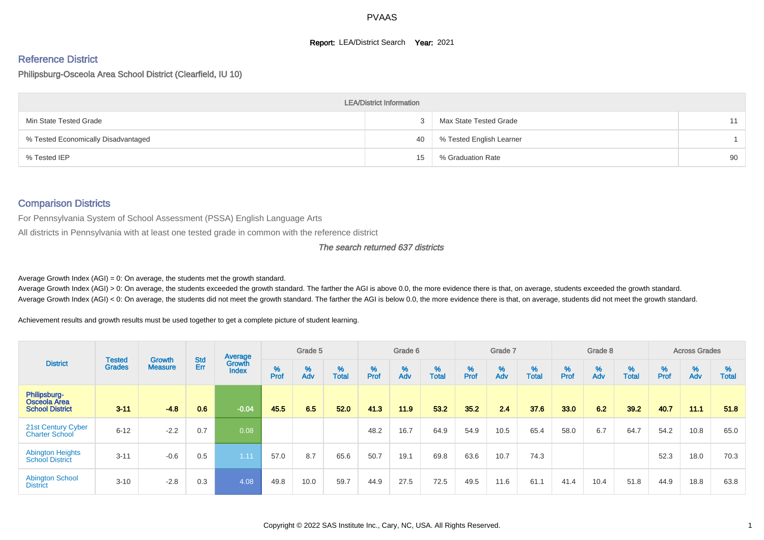PVAAS

**Report:** LEA/District Search **Year:** 2021

## Reference District

Philipsburg-Osceola Area School District (Clearfield, IU 10)

| LEA/District Information | | | |
|---|---|---|---|
| Min State Tested Grade | 3 | Max State Tested Grade | 11 |
| % Tested Economically Disadvantaged | 40 | % Tested English Learner | 1 |
| % Tested IEP | 15 | % Graduation Rate | 90 |

## Comparison Districts

For Pennsylvania System of School Assessment (PSSA) English Language Arts

All districts in Pennsylvania with at least one tested grade in common with the reference district

*The search returned 637 districts*

Average Growth Index (AGI) = 0: On average, the students met the growth standard.

Average Growth Index (AGI) > 0: On average, the students exceeded the growth standard. The farther the AGI is above 0.0, the more evidence there is that, on average, students exceeded the growth standard.

Average Growth Index (AGI) < 0: On average, the students did not meet the growth standard. The farther the AGI is below 0.0, the more evidence there is that, on average, students did not meet the growth standard.

Achievement results and growth results must be used together to get a complete picture of student learning.

| District | Tested Grades | Growth Measure | Std Err | Average Growth Index | Grade 5 | | | Grade 6 | | | Grade 7 | | | Grade 8 | | | Across Grades | | |
|---|---|---|---|---|---|---|---|---|---|---|---|---|---|---|---|---|---|---|---|
| | | | | | % Prof | % Adv | % Total | % Prof | % Adv | % Total | % Prof | % Adv | % Total | % Prof | % Adv | % Total | % Prof | % Adv | % Total |
| **Philipsburg-Osceola Area School District** | **3-11** | **-4.8** | **0.6** | **-0.04** | **45.5** | **6.5** | **52.0** | **41.3** | **11.9** | **53.2** | **35.2** | **2.4** | **37.6** | **33.0** | **6.2** | **39.2** | **40.7** | **11.1** | **51.8** |
| 21st Century Cyber Charter School | 6-12 | -2.2 | 0.7 | 0.08 | | | | 48.2 | 16.7 | 64.9 | 54.9 | 10.5 | 65.4 | 58.0 | 6.7 | 64.7 | 54.2 | 10.8 | 65.0 |
| Abington Heights School District | 3-11 | -0.6 | 0.5 | 1.11 | 57.0 | 8.7 | 65.6 | 50.7 | 19.1 | 69.8 | 63.6 | 10.7 | 74.3 | | | | 52.3 | 18.0 | 70.3 |
| Abington School District | 3-10 | -2.8 | 0.3 | 4.08 | 49.8 | 10.0 | 59.7 | 44.9 | 27.5 | 72.5 | 49.5 | 11.6 | 61.1 | 41.4 | 10.4 | 51.8 | 44.9 | 18.8 | 63.8 |

Copyright © 2022 SAS Institute Inc., Cary, NC, USA. All Rights Reserved.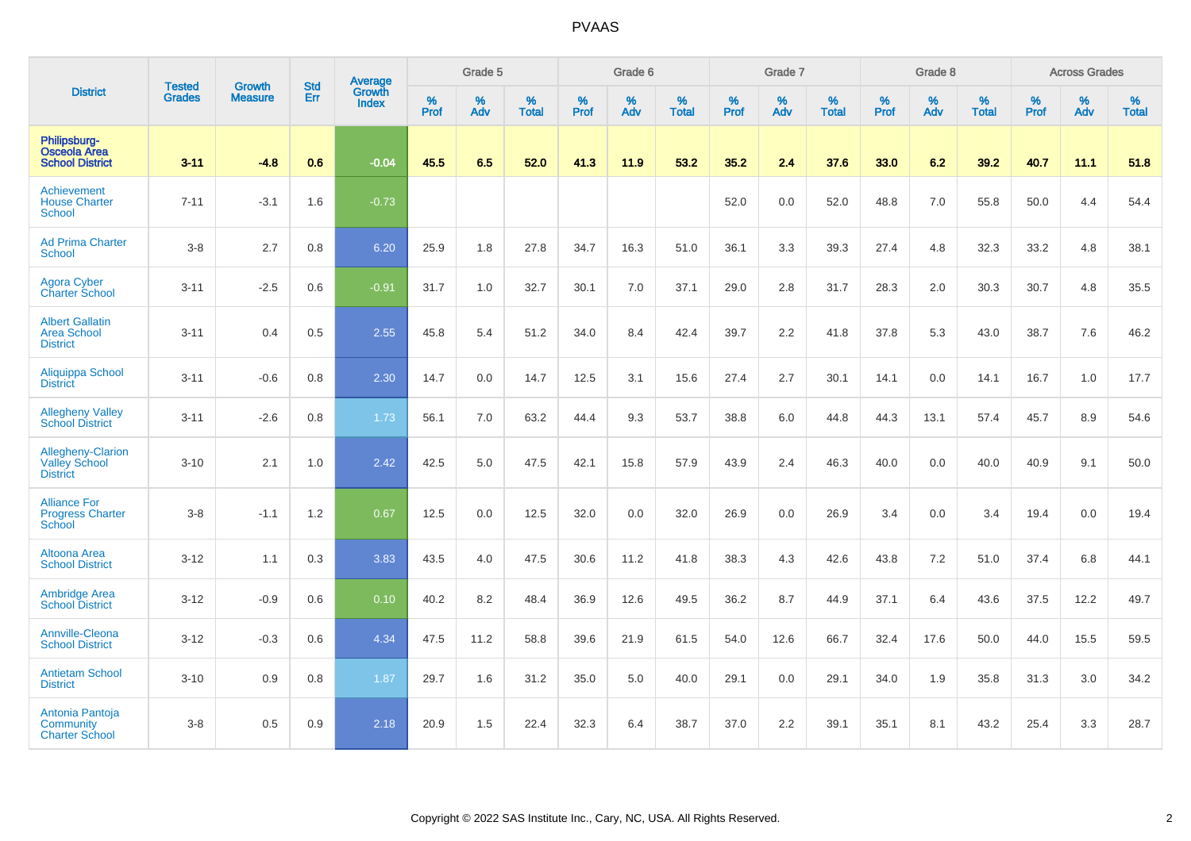# PVAAS

| District | Tested Grades | Growth Measure | Std Err | Average Growth Index | Grade 5 | | | Grade 6 | | | Grade 7 | | | Grade 8 | | | Across Grades | | |
|---|---|---|---|---|---|---|---|---|---|---|---|---|---|---|---|---|---|---|---|
| | | | | | % Prof | % Adv | % Total | % Prof | % Adv | % Total | % Prof | % Adv | % Total | % Prof | % Adv | % Total | % Prof | % Adv | % Total |
| **Philipsburg-Osceola Area School District** | **3-11** | **-4.8** | **0.6** | **-0.04** | **45.5** | **6.5** | **52.0** | **41.3** | **11.9** | **53.2** | **35.2** | **2.4** | **37.6** | **33.0** | **6.2** | **39.2** | **40.7** | **11.1** | **51.8** |
| Achievement House Charter School | 7-11 | -3.1 | 1.6 | -0.73 | | | | | | | 52.0 | 0.0 | 52.0 | 48.8 | 7.0 | 55.8 | 50.0 | 4.4 | 54.4 |
| Ad Prima Charter School | 3-8 | 2.7 | 0.8 | 6.20 | 25.9 | 1.8 | 27.8 | 34.7 | 16.3 | 51.0 | 36.1 | 3.3 | 39.3 | 27.4 | 4.8 | 32.3 | 33.2 | 4.8 | 38.1 |
| Agora Cyber Charter School | 3-11 | -2.5 | 0.6 | -0.91 | 31.7 | 1.0 | 32.7 | 30.1 | 7.0 | 37.1 | 29.0 | 2.8 | 31.7 | 28.3 | 2.0 | 30.3 | 30.7 | 4.8 | 35.5 |
| Albert Gallatin Area School District | 3-11 | 0.4 | 0.5 | 2.55 | 45.8 | 5.4 | 51.2 | 34.0 | 8.4 | 42.4 | 39.7 | 2.2 | 41.8 | 37.8 | 5.3 | 43.0 | 38.7 | 7.6 | 46.2 |
| Aliquippa School District | 3-11 | -0.6 | 0.8 | 2.30 | 14.7 | 0.0 | 14.7 | 12.5 | 3.1 | 15.6 | 27.4 | 2.7 | 30.1 | 14.1 | 0.0 | 14.1 | 16.7 | 1.0 | 17.7 |
| Allegheny Valley School District | 3-11 | -2.6 | 0.8 | 1.73 | 56.1 | 7.0 | 63.2 | 44.4 | 9.3 | 53.7 | 38.8 | 6.0 | 44.8 | 44.3 | 13.1 | 57.4 | 45.7 | 8.9 | 54.6 |
| Allegheny-Clarion Valley School District | 3-10 | 2.1 | 1.0 | 2.42 | 42.5 | 5.0 | 47.5 | 42.1 | 15.8 | 57.9 | 43.9 | 2.4 | 46.3 | 40.0 | 0.0 | 40.0 | 40.9 | 9.1 | 50.0 |
| Alliance For Progress Charter School | 3-8 | -1.1 | 1.2 | 0.67 | 12.5 | 0.0 | 12.5 | 32.0 | 0.0 | 32.0 | 26.9 | 0.0 | 26.9 | 3.4 | 0.0 | 3.4 | 19.4 | 0.0 | 19.4 |
| Altoona Area School District | 3-12 | 1.1 | 0.3 | 3.83 | 43.5 | 4.0 | 47.5 | 30.6 | 11.2 | 41.8 | 38.3 | 4.3 | 42.6 | 43.8 | 7.2 | 51.0 | 37.4 | 6.8 | 44.1 |
| Ambridge Area School District | 3-12 | -0.9 | 0.6 | 0.10 | 40.2 | 8.2 | 48.4 | 36.9 | 12.6 | 49.5 | 36.2 | 8.7 | 44.9 | 37.1 | 6.4 | 43.6 | 37.5 | 12.2 | 49.7 |
| Annville-Cleona School District | 3-12 | -0.3 | 0.6 | 4.34 | 47.5 | 11.2 | 58.8 | 39.6 | 21.9 | 61.5 | 54.0 | 12.6 | 66.7 | 32.4 | 17.6 | 50.0 | 44.0 | 15.5 | 59.5 |
| Antietam School District | 3-10 | 0.9 | 0.8 | 1.87 | 29.7 | 1.6 | 31.2 | 35.0 | 5.0 | 40.0 | 29.1 | 0.0 | 29.1 | 34.0 | 1.9 | 35.8 | 31.3 | 3.0 | 34.2 |
| Antonia Pantoja Community Charter School | 3-8 | 0.5 | 0.9 | 2.18 | 20.9 | 1.5 | 22.4 | 32.3 | 6.4 | 38.7 | 37.0 | 2.2 | 39.1 | 35.1 | 8.1 | 43.2 | 25.4 | 3.3 | 28.7 |

Copyright © 2022 SAS Institute Inc., Cary, NC, USA. All Rights Reserved.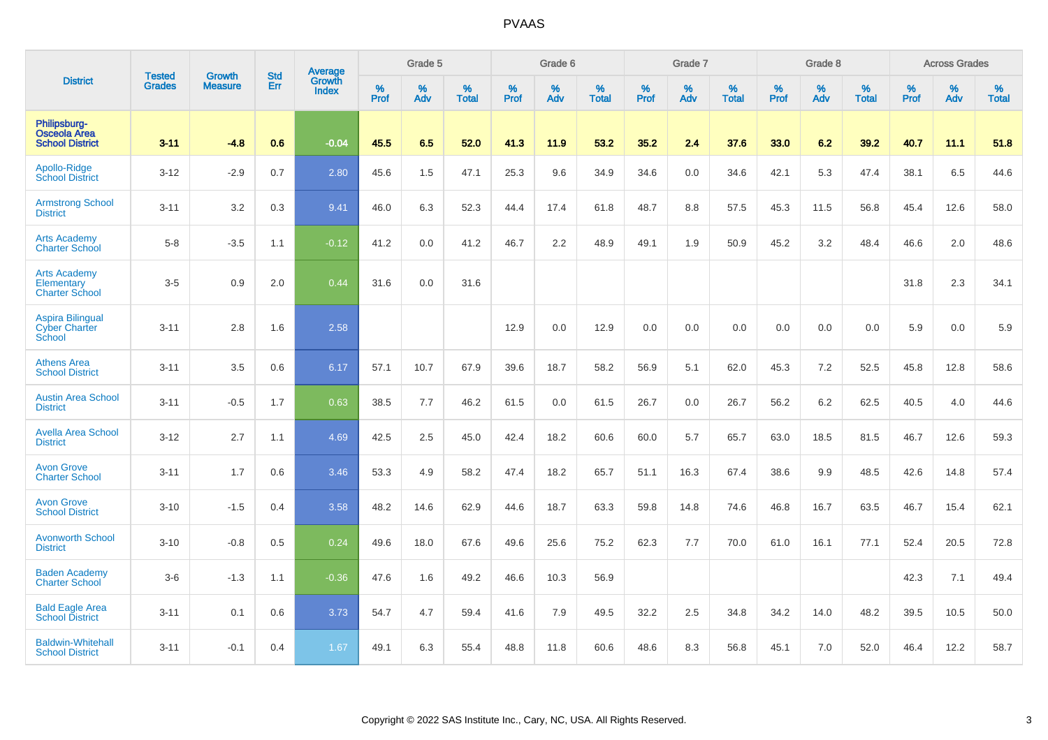# PVAAS

| District | Tested Grades | Growth Measure | Std Err | Average Growth Index | Grade 5 | | | Grade 6 | | | Grade 7 | | | Grade 8 | | | Across Grades | | |
|---|---|---|---|---|---|---|---|---|---|---|---|---|---|---|---|---|---|---|---|
| | | | | | % Prof | % Adv | % Total | % Prof | % Adv | % Total | % Prof | % Adv | % Total | % Prof | % Adv | % Total | % Prof | % Adv | % Total |
| **Philipsburg-Osceola Area School District** | **3-11** | **-4.8** | **0.6** | **-0.04** | **45.5** | **6.5** | **52.0** | **41.3** | **11.9** | **53.2** | **35.2** | **2.4** | **37.6** | **33.0** | **6.2** | **39.2** | **40.7** | **11.1** | **51.8** |
| Apollo-Ridge School District | 3-12 | -2.9 | 0.7 | 2.80 | 45.6 | 1.5 | 47.1 | 25.3 | 9.6 | 34.9 | 34.6 | 0.0 | 34.6 | 42.1 | 5.3 | 47.4 | 38.1 | 6.5 | 44.6 |
| Armstrong School District | 3-11 | 3.2 | 0.3 | 9.41 | 46.0 | 6.3 | 52.3 | 44.4 | 17.4 | 61.8 | 48.7 | 8.8 | 57.5 | 45.3 | 11.5 | 56.8 | 45.4 | 12.6 | 58.0 |
| Arts Academy Charter School | 5-8 | -3.5 | 1.1 | -0.12 | 41.2 | 0.0 | 41.2 | 46.7 | 2.2 | 48.9 | 49.1 | 1.9 | 50.9 | 45.2 | 3.2 | 48.4 | 46.6 | 2.0 | 48.6 |
| Arts Academy Elementary Charter School | 3-5 | 0.9 | 2.0 | 0.44 | 31.6 | 0.0 | 31.6 | | | | | | | | | | 31.8 | 2.3 | 34.1 |
| Aspira Bilingual Cyber Charter School | 3-11 | 2.8 | 1.6 | 2.58 | | | | 12.9 | 0.0 | 12.9 | 0.0 | 0.0 | 0.0 | 0.0 | 0.0 | 0.0 | 5.9 | 0.0 | 5.9 |
| Athens Area School District | 3-11 | 3.5 | 0.6 | 6.17 | 57.1 | 10.7 | 67.9 | 39.6 | 18.7 | 58.2 | 56.9 | 5.1 | 62.0 | 45.3 | 7.2 | 52.5 | 45.8 | 12.8 | 58.6 |
| Austin Area School District | 3-11 | -0.5 | 1.7 | 0.63 | 38.5 | 7.7 | 46.2 | 61.5 | 0.0 | 61.5 | 26.7 | 0.0 | 26.7 | 56.2 | 6.2 | 62.5 | 40.5 | 4.0 | 44.6 |
| Avella Area School District | 3-12 | 2.7 | 1.1 | 4.69 | 42.5 | 2.5 | 45.0 | 42.4 | 18.2 | 60.6 | 60.0 | 5.7 | 65.7 | 63.0 | 18.5 | 81.5 | 46.7 | 12.6 | 59.3 |
| Avon Grove Charter School | 3-11 | 1.7 | 0.6 | 3.46 | 53.3 | 4.9 | 58.2 | 47.4 | 18.2 | 65.7 | 51.1 | 16.3 | 67.4 | 38.6 | 9.9 | 48.5 | 42.6 | 14.8 | 57.4 |
| Avon Grove School District | 3-10 | -1.5 | 0.4 | 3.58 | 48.2 | 14.6 | 62.9 | 44.6 | 18.7 | 63.3 | 59.8 | 14.8 | 74.6 | 46.8 | 16.7 | 63.5 | 46.7 | 15.4 | 62.1 |
| Avonworth School District | 3-10 | -0.8 | 0.5 | 0.24 | 49.6 | 18.0 | 67.6 | 49.6 | 25.6 | 75.2 | 62.3 | 7.7 | 70.0 | 61.0 | 16.1 | 77.1 | 52.4 | 20.5 | 72.8 |
| Baden Academy Charter School | 3-6 | -1.3 | 1.1 | -0.36 | 47.6 | 1.6 | 49.2 | 46.6 | 10.3 | 56.9 | | | | | | | 42.3 | 7.1 | 49.4 |
| Bald Eagle Area School District | 3-11 | 0.1 | 0.6 | 3.73 | 54.7 | 4.7 | 59.4 | 41.6 | 7.9 | 49.5 | 32.2 | 2.5 | 34.8 | 34.2 | 14.0 | 48.2 | 39.5 | 10.5 | 50.0 |
| Baldwin-Whitehall School District | 3-11 | -0.1 | 0.4 | 1.67 | 49.1 | 6.3 | 55.4 | 48.8 | 11.8 | 60.6 | 48.6 | 8.3 | 56.8 | 45.1 | 7.0 | 52.0 | 46.4 | 12.2 | 58.7 |

Copyright © 2022 SAS Institute Inc., Cary, NC, USA. All Rights Reserved.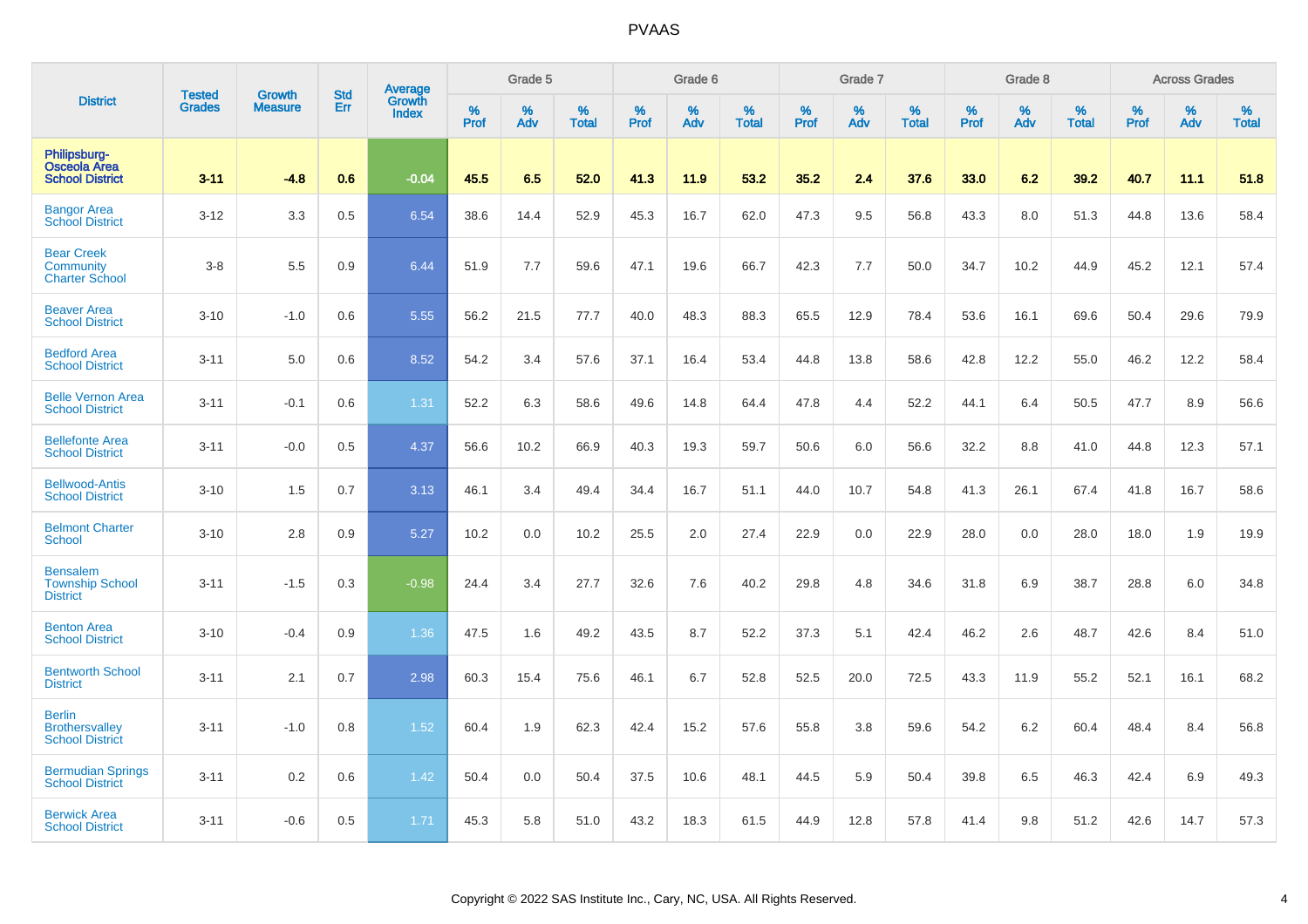# PVAAS

| District | Tested Grades | Growth Measure | Std Err | Average Growth Index | Grade 5 | | | Grade 6 | | | Grade 7 | | | Grade 8 | | | Across Grades | | |
|---|---|---|---|---|---|---|---|---|---|---|---|---|---|---|---|---|---|---|---|
| | | | | | % Prof | % Adv | % Total | % Prof | % Adv | % Total | % Prof | % Adv | % Total | % Prof | % Adv | % Total | % Prof | % Adv | % Total |
| **Philipsburg-Osceola Area School District** | **3-11** | **-4.8** | **0.6** | **-0.04** | **45.5** | **6.5** | **52.0** | **41.3** | **11.9** | **53.2** | **35.2** | **2.4** | **37.6** | **33.0** | **6.2** | **39.2** | **40.7** | **11.1** | **51.8** |
| Bangor Area School District | 3-12 | 3.3 | 0.5 | 6.54 | 38.6 | 14.4 | 52.9 | 45.3 | 16.7 | 62.0 | 47.3 | 9.5 | 56.8 | 43.3 | 8.0 | 51.3 | 44.8 | 13.6 | 58.4 |
| Bear Creek Community Charter School | 3-8 | 5.5 | 0.9 | 6.44 | 51.9 | 7.7 | 59.6 | 47.1 | 19.6 | 66.7 | 42.3 | 7.7 | 50.0 | 34.7 | 10.2 | 44.9 | 45.2 | 12.1 | 57.4 |
| Beaver Area School District | 3-10 | -1.0 | 0.6 | 5.55 | 56.2 | 21.5 | 77.7 | 40.0 | 48.3 | 88.3 | 65.5 | 12.9 | 78.4 | 53.6 | 16.1 | 69.6 | 50.4 | 29.6 | 79.9 |
| Bedford Area School District | 3-11 | 5.0 | 0.6 | 8.52 | 54.2 | 3.4 | 57.6 | 37.1 | 16.4 | 53.4 | 44.8 | 13.8 | 58.6 | 42.8 | 12.2 | 55.0 | 46.2 | 12.2 | 58.4 |
| Belle Vernon Area School District | 3-11 | -0.1 | 0.6 | 1.31 | 52.2 | 6.3 | 58.6 | 49.6 | 14.8 | 64.4 | 47.8 | 4.4 | 52.2 | 44.1 | 6.4 | 50.5 | 47.7 | 8.9 | 56.6 |
| Bellefonte Area School District | 3-11 | -0.0 | 0.5 | 4.37 | 56.6 | 10.2 | 66.9 | 40.3 | 19.3 | 59.7 | 50.6 | 6.0 | 56.6 | 32.2 | 8.8 | 41.0 | 44.8 | 12.3 | 57.1 |
| Bellwood-Antis School District | 3-10 | 1.5 | 0.7 | 3.13 | 46.1 | 3.4 | 49.4 | 34.4 | 16.7 | 51.1 | 44.0 | 10.7 | 54.8 | 41.3 | 26.1 | 67.4 | 41.8 | 16.7 | 58.6 |
| Belmont Charter School | 3-10 | 2.8 | 0.9 | 5.27 | 10.2 | 0.0 | 10.2 | 25.5 | 2.0 | 27.4 | 22.9 | 0.0 | 22.9 | 28.0 | 0.0 | 28.0 | 18.0 | 1.9 | 19.9 |
| Bensalem Township School District | 3-11 | -1.5 | 0.3 | -0.98 | 24.4 | 3.4 | 27.7 | 32.6 | 7.6 | 40.2 | 29.8 | 4.8 | 34.6 | 31.8 | 6.9 | 38.7 | 28.8 | 6.0 | 34.8 |
| Benton Area School District | 3-10 | -0.4 | 0.9 | 1.36 | 47.5 | 1.6 | 49.2 | 43.5 | 8.7 | 52.2 | 37.3 | 5.1 | 42.4 | 46.2 | 2.6 | 48.7 | 42.6 | 8.4 | 51.0 |
| Bentworth School District | 3-11 | 2.1 | 0.7 | 2.98 | 60.3 | 15.4 | 75.6 | 46.1 | 6.7 | 52.8 | 52.5 | 20.0 | 72.5 | 43.3 | 11.9 | 55.2 | 52.1 | 16.1 | 68.2 |
| Berlin Brothersvalley School District | 3-11 | -1.0 | 0.8 | 1.52 | 60.4 | 1.9 | 62.3 | 42.4 | 15.2 | 57.6 | 55.8 | 3.8 | 59.6 | 54.2 | 6.2 | 60.4 | 48.4 | 8.4 | 56.8 |
| Bermudian Springs School District | 3-11 | 0.2 | 0.6 | 1.42 | 50.4 | 0.0 | 50.4 | 37.5 | 10.6 | 48.1 | 44.5 | 5.9 | 50.4 | 39.8 | 6.5 | 46.3 | 42.4 | 6.9 | 49.3 |
| Berwick Area School District | 3-11 | -0.6 | 0.5 | 1.71 | 45.3 | 5.8 | 51.0 | 43.2 | 18.3 | 61.5 | 44.9 | 12.8 | 57.8 | 41.4 | 9.8 | 51.2 | 42.6 | 14.7 | 57.3 |

Copyright © 2022 SAS Institute Inc., Cary, NC, USA. All Rights Reserved.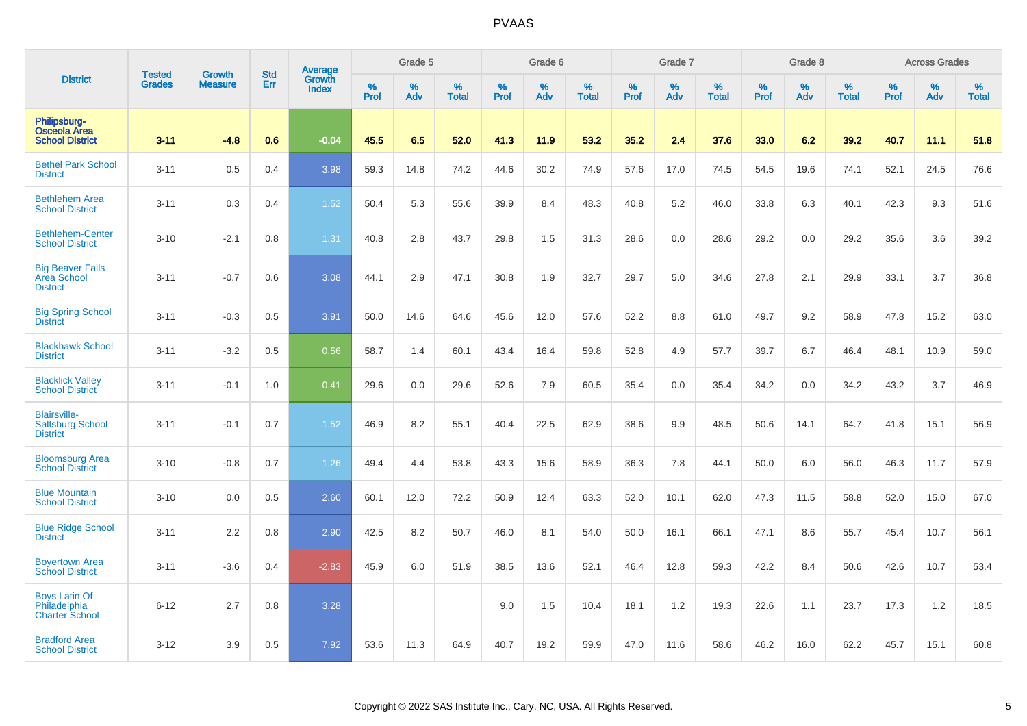# PVAAS

| District | Tested Grades | Growth Measure | Std Err | Average Growth Index | Grade 5 | | | Grade 6 | | | Grade 7 | | | Grade 8 | | | Across Grades | | |
|---|---|---|---|---|---|---|---|---|---|---|---|---|---|---|---|---|---|---|---|
| | | | | | % Prof | % Adv | % Total | % Prof | % Adv | % Total | % Prof | % Adv | % Total | % Prof | % Adv | % Total | % Prof | % Adv | % Total |
| **Philipsburg-Osceola Area School District** | **3-11** | **-4.8** | **0.6** | **-0.04** | **45.5** | **6.5** | **52.0** | **41.3** | **11.9** | **53.2** | **35.2** | **2.4** | **37.6** | **33.0** | **6.2** | **39.2** | **40.7** | **11.1** | **51.8** |
| Bethel Park School District | 3-11 | 0.5 | 0.4 | 3.98 | 59.3 | 14.8 | 74.2 | 44.6 | 30.2 | 74.9 | 57.6 | 17.0 | 74.5 | 54.5 | 19.6 | 74.1 | 52.1 | 24.5 | 76.6 |
| Bethlehem Area School District | 3-11 | 0.3 | 0.4 | 1.52 | 50.4 | 5.3 | 55.6 | 39.9 | 8.4 | 48.3 | 40.8 | 5.2 | 46.0 | 33.8 | 6.3 | 40.1 | 42.3 | 9.3 | 51.6 |
| Bethlehem-Center School District | 3-10 | -2.1 | 0.8 | 1.31 | 40.8 | 2.8 | 43.7 | 29.8 | 1.5 | 31.3 | 28.6 | 0.0 | 28.6 | 29.2 | 0.0 | 29.2 | 35.6 | 3.6 | 39.2 |
| Big Beaver Falls Area School District | 3-11 | -0.7 | 0.6 | 3.08 | 44.1 | 2.9 | 47.1 | 30.8 | 1.9 | 32.7 | 29.7 | 5.0 | 34.6 | 27.8 | 2.1 | 29.9 | 33.1 | 3.7 | 36.8 |
| Big Spring School District | 3-11 | -0.3 | 0.5 | 3.91 | 50.0 | 14.6 | 64.6 | 45.6 | 12.0 | 57.6 | 52.2 | 8.8 | 61.0 | 49.7 | 9.2 | 58.9 | 47.8 | 15.2 | 63.0 |
| Blackhawk School District | 3-11 | -3.2 | 0.5 | 0.56 | 58.7 | 1.4 | 60.1 | 43.4 | 16.4 | 59.8 | 52.8 | 4.9 | 57.7 | 39.7 | 6.7 | 46.4 | 48.1 | 10.9 | 59.0 |
| Blacklick Valley School District | 3-11 | -0.1 | 1.0 | 0.41 | 29.6 | 0.0 | 29.6 | 52.6 | 7.9 | 60.5 | 35.4 | 0.0 | 35.4 | 34.2 | 0.0 | 34.2 | 43.2 | 3.7 | 46.9 |
| Blairsville-Saltsburg School District | 3-11 | -0.1 | 0.7 | 1.52 | 46.9 | 8.2 | 55.1 | 40.4 | 22.5 | 62.9 | 38.6 | 9.9 | 48.5 | 50.6 | 14.1 | 64.7 | 41.8 | 15.1 | 56.9 |
| Bloomsburg Area School District | 3-10 | -0.8 | 0.7 | 1.26 | 49.4 | 4.4 | 53.8 | 43.3 | 15.6 | 58.9 | 36.3 | 7.8 | 44.1 | 50.0 | 6.0 | 56.0 | 46.3 | 11.7 | 57.9 |
| Blue Mountain School District | 3-10 | 0.0 | 0.5 | 2.60 | 60.1 | 12.0 | 72.2 | 50.9 | 12.4 | 63.3 | 52.0 | 10.1 | 62.0 | 47.3 | 11.5 | 58.8 | 52.0 | 15.0 | 67.0 |
| Blue Ridge School District | 3-11 | 2.2 | 0.8 | 2.90 | 42.5 | 8.2 | 50.7 | 46.0 | 8.1 | 54.0 | 50.0 | 16.1 | 66.1 | 47.1 | 8.6 | 55.7 | 45.4 | 10.7 | 56.1 |
| Boyertown Area School District | 3-11 | -3.6 | 0.4 | -2.83 | 45.9 | 6.0 | 51.9 | 38.5 | 13.6 | 52.1 | 46.4 | 12.8 | 59.3 | 42.2 | 8.4 | 50.6 | 42.6 | 10.7 | 53.4 |
| Boys Latin Of Philadelphia Charter School | 6-12 | 2.7 | 0.8 | 3.28 | | | | 9.0 | 1.5 | 10.4 | 18.1 | 1.2 | 19.3 | 22.6 | 1.1 | 23.7 | 17.3 | 1.2 | 18.5 |
| Bradford Area School District | 3-12 | 3.9 | 0.5 | 7.92 | 53.6 | 11.3 | 64.9 | 40.7 | 19.2 | 59.9 | 47.0 | 11.6 | 58.6 | 46.2 | 16.0 | 62.2 | 45.7 | 15.1 | 60.8 |

Copyright © 2022 SAS Institute Inc., Cary, NC, USA. All Rights Reserved.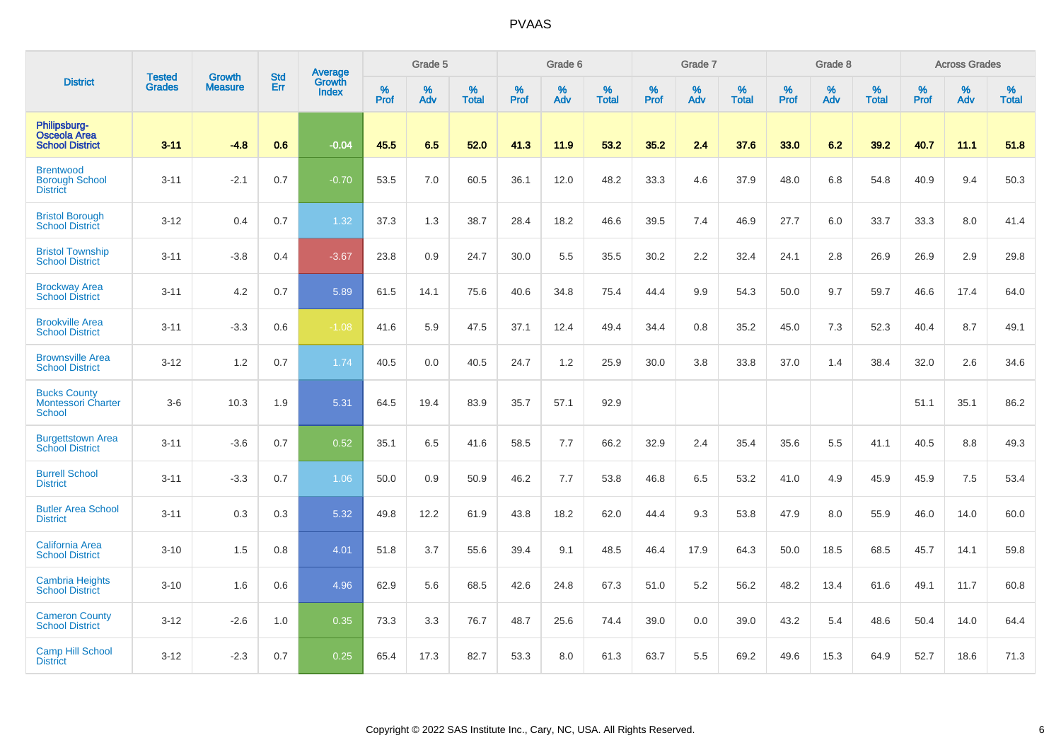# PVAAS

| District | Tested Grades | Growth Measure | Std Err | Average Growth Index | Grade 5 | | | Grade 6 | | | Grade 7 | | | Grade 8 | | | Across Grades | | |
|---|---|---|---|---|---|---|---|---|---|---|---|---|---|---|---|---|---|---|---|
| | | | | | % Prof | % Adv | % Total | % Prof | % Adv | % Total | % Prof | % Adv | % Total | % Prof | % Adv | % Total | % Prof | % Adv | % Total |
| **Philipsburg-Osceola Area School District** | **3-11** | **-4.8** | **0.6** | **-0.04** | **45.5** | **6.5** | **52.0** | **41.3** | **11.9** | **53.2** | **35.2** | **2.4** | **37.6** | **33.0** | **6.2** | **39.2** | **40.7** | **11.1** | **51.8** |
| Brentwood Borough School District | 3-11 | -2.1 | 0.7 | -0.70 | 53.5 | 7.0 | 60.5 | 36.1 | 12.0 | 48.2 | 33.3 | 4.6 | 37.9 | 48.0 | 6.8 | 54.8 | 40.9 | 9.4 | 50.3 |
| Bristol Borough School District | 3-12 | 0.4 | 0.7 | 1.32 | 37.3 | 1.3 | 38.7 | 28.4 | 18.2 | 46.6 | 39.5 | 7.4 | 46.9 | 27.7 | 6.0 | 33.7 | 33.3 | 8.0 | 41.4 |
| Bristol Township School District | 3-11 | -3.8 | 0.4 | -3.67 | 23.8 | 0.9 | 24.7 | 30.0 | 5.5 | 35.5 | 30.2 | 2.2 | 32.4 | 24.1 | 2.8 | 26.9 | 26.9 | 2.9 | 29.8 |
| Brockway Area School District | 3-11 | 4.2 | 0.7 | 5.89 | 61.5 | 14.1 | 75.6 | 40.6 | 34.8 | 75.4 | 44.4 | 9.9 | 54.3 | 50.0 | 9.7 | 59.7 | 46.6 | 17.4 | 64.0 |
| Brookville Area School District | 3-11 | -3.3 | 0.6 | -1.08 | 41.6 | 5.9 | 47.5 | 37.1 | 12.4 | 49.4 | 34.4 | 0.8 | 35.2 | 45.0 | 7.3 | 52.3 | 40.4 | 8.7 | 49.1 |
| Brownsville Area School District | 3-12 | 1.2 | 0.7 | 1.74 | 40.5 | 0.0 | 40.5 | 24.7 | 1.2 | 25.9 | 30.0 | 3.8 | 33.8 | 37.0 | 1.4 | 38.4 | 32.0 | 2.6 | 34.6 |
| Bucks County Montessori Charter School | 3-6 | 10.3 | 1.9 | 5.31 | 64.5 | 19.4 | 83.9 | 35.7 | 57.1 | 92.9 | | | | | | | 51.1 | 35.1 | 86.2 |
| Burgettstown Area School District | 3-11 | -3.6 | 0.7 | 0.52 | 35.1 | 6.5 | 41.6 | 58.5 | 7.7 | 66.2 | 32.9 | 2.4 | 35.4 | 35.6 | 5.5 | 41.1 | 40.5 | 8.8 | 49.3 |
| Burrell School District | 3-11 | -3.3 | 0.7 | 1.06 | 50.0 | 0.9 | 50.9 | 46.2 | 7.7 | 53.8 | 46.8 | 6.5 | 53.2 | 41.0 | 4.9 | 45.9 | 45.9 | 7.5 | 53.4 |
| Butler Area School District | 3-11 | 0.3 | 0.3 | 5.32 | 49.8 | 12.2 | 61.9 | 43.8 | 18.2 | 62.0 | 44.4 | 9.3 | 53.8 | 47.9 | 8.0 | 55.9 | 46.0 | 14.0 | 60.0 |
| California Area School District | 3-10 | 1.5 | 0.8 | 4.01 | 51.8 | 3.7 | 55.6 | 39.4 | 9.1 | 48.5 | 46.4 | 17.9 | 64.3 | 50.0 | 18.5 | 68.5 | 45.7 | 14.1 | 59.8 |
| Cambria Heights School District | 3-10 | 1.6 | 0.6 | 4.96 | 62.9 | 5.6 | 68.5 | 42.6 | 24.8 | 67.3 | 51.0 | 5.2 | 56.2 | 48.2 | 13.4 | 61.6 | 49.1 | 11.7 | 60.8 |
| Cameron County School District | 3-12 | -2.6 | 1.0 | 0.35 | 73.3 | 3.3 | 76.7 | 48.7 | 25.6 | 74.4 | 39.0 | 0.0 | 39.0 | 43.2 | 5.4 | 48.6 | 50.4 | 14.0 | 64.4 |
| Camp Hill School District | 3-12 | -2.3 | 0.7 | 0.25 | 65.4 | 17.3 | 82.7 | 53.3 | 8.0 | 61.3 | 63.7 | 5.5 | 69.2 | 49.6 | 15.3 | 64.9 | 52.7 | 18.6 | 71.3 |

Copyright © 2022 SAS Institute Inc., Cary, NC, USA. All Rights Reserved.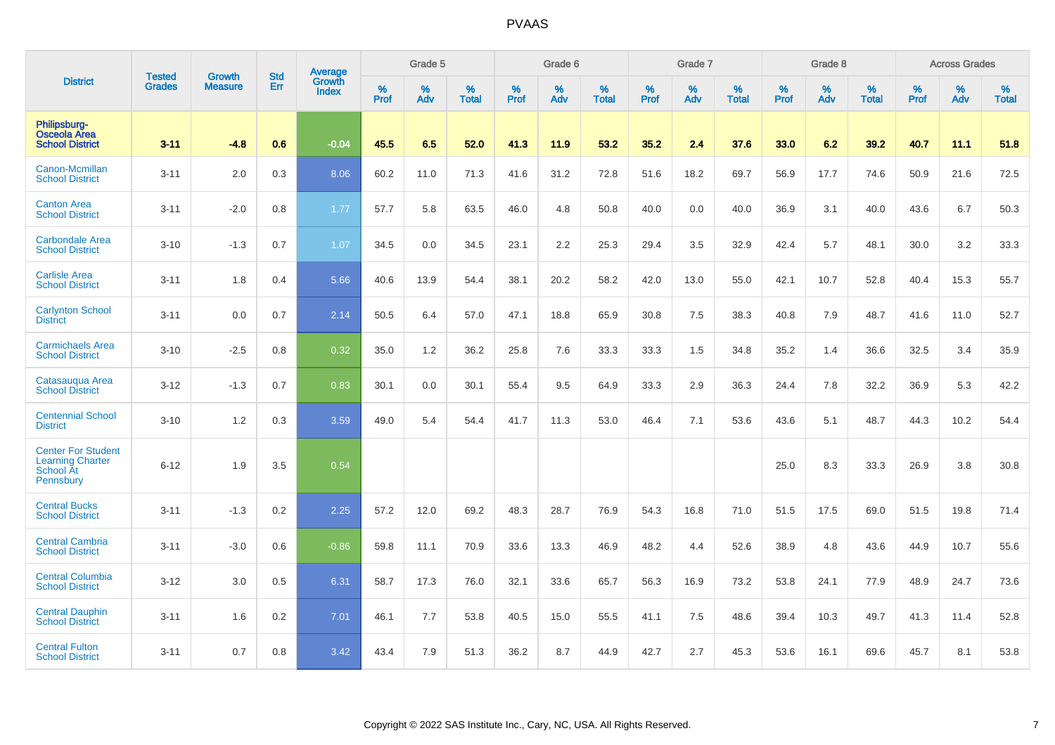# PVAAS

| District | Tested Grades | Growth Measure | Std Err | Average Growth Index | Grade 5 | | | Grade 6 | | | Grade 7 | | | Grade 8 | | | Across Grades | | |
|---|---|---|---|---|---|---|---|---|---|---|---|---|---|---|---|---|---|---|---|
| | | | | | % Prof | % Adv | % Total | % Prof | % Adv | % Total | % Prof | % Adv | % Total | % Prof | % Adv | % Total | % Prof | % Adv | % Total |
| **Philipsburg-Osceola Area School District** | **3-11** | **-4.8** | **0.6** | **-0.04** | **45.5** | **6.5** | **52.0** | **41.3** | **11.9** | **53.2** | **35.2** | **2.4** | **37.6** | **33.0** | **6.2** | **39.2** | **40.7** | **11.1** | **51.8** |
| Canon-Mcmillan School District | 3-11 | 2.0 | 0.3 | 8.06 | 60.2 | 11.0 | 71.3 | 41.6 | 31.2 | 72.8 | 51.6 | 18.2 | 69.7 | 56.9 | 17.7 | 74.6 | 50.9 | 21.6 | 72.5 |
| Canton Area School District | 3-11 | -2.0 | 0.8 | 1.77 | 57.7 | 5.8 | 63.5 | 46.0 | 4.8 | 50.8 | 40.0 | 0.0 | 40.0 | 36.9 | 3.1 | 40.0 | 43.6 | 6.7 | 50.3 |
| Carbondale Area School District | 3-10 | -1.3 | 0.7 | 1.07 | 34.5 | 0.0 | 34.5 | 23.1 | 2.2 | 25.3 | 29.4 | 3.5 | 32.9 | 42.4 | 5.7 | 48.1 | 30.0 | 3.2 | 33.3 |
| Carlisle Area School District | 3-11 | 1.8 | 0.4 | 5.66 | 40.6 | 13.9 | 54.4 | 38.1 | 20.2 | 58.2 | 42.0 | 13.0 | 55.0 | 42.1 | 10.7 | 52.8 | 40.4 | 15.3 | 55.7 |
| Carlynton School District | 3-11 | 0.0 | 0.7 | 2.14 | 50.5 | 6.4 | 57.0 | 47.1 | 18.8 | 65.9 | 30.8 | 7.5 | 38.3 | 40.8 | 7.9 | 48.7 | 41.6 | 11.0 | 52.7 |
| Carmichaels Area School District | 3-10 | -2.5 | 0.8 | 0.32 | 35.0 | 1.2 | 36.2 | 25.8 | 7.6 | 33.3 | 33.3 | 1.5 | 34.8 | 35.2 | 1.4 | 36.6 | 32.5 | 3.4 | 35.9 |
| Catasauqua Area School District | 3-12 | -1.3 | 0.7 | 0.83 | 30.1 | 0.0 | 30.1 | 55.4 | 9.5 | 64.9 | 33.3 | 2.9 | 36.3 | 24.4 | 7.8 | 32.2 | 36.9 | 5.3 | 42.2 |
| Centennial School District | 3-10 | 1.2 | 0.3 | 3.59 | 49.0 | 5.4 | 54.4 | 41.7 | 11.3 | 53.0 | 46.4 | 7.1 | 53.6 | 43.6 | 5.1 | 48.7 | 44.3 | 10.2 | 54.4 |
| Center For Student Learning Charter School At Pennsbury | 6-12 | 1.9 | 3.5 | 0.54 | | | | | | | | | | 25.0 | 8.3 | 33.3 | 26.9 | 3.8 | 30.8 |
| Central Bucks School District | 3-11 | -1.3 | 0.2 | 2.25 | 57.2 | 12.0 | 69.2 | 48.3 | 28.7 | 76.9 | 54.3 | 16.8 | 71.0 | 51.5 | 17.5 | 69.0 | 51.5 | 19.8 | 71.4 |
| Central Cambria School District | 3-11 | -3.0 | 0.6 | -0.86 | 59.8 | 11.1 | 70.9 | 33.6 | 13.3 | 46.9 | 48.2 | 4.4 | 52.6 | 38.9 | 4.8 | 43.6 | 44.9 | 10.7 | 55.6 |
| Central Columbia School District | 3-12 | 3.0 | 0.5 | 6.31 | 58.7 | 17.3 | 76.0 | 32.1 | 33.6 | 65.7 | 56.3 | 16.9 | 73.2 | 53.8 | 24.1 | 77.9 | 48.9 | 24.7 | 73.6 |
| Central Dauphin School District | 3-11 | 1.6 | 0.2 | 7.01 | 46.1 | 7.7 | 53.8 | 40.5 | 15.0 | 55.5 | 41.1 | 7.5 | 48.6 | 39.4 | 10.3 | 49.7 | 41.3 | 11.4 | 52.8 |
| Central Fulton School District | 3-11 | 0.7 | 0.8 | 3.42 | 43.4 | 7.9 | 51.3 | 36.2 | 8.7 | 44.9 | 42.7 | 2.7 | 45.3 | 53.6 | 16.1 | 69.6 | 45.7 | 8.1 | 53.8 |

Copyright © 2022 SAS Institute Inc., Cary, NC, USA. All Rights Reserved.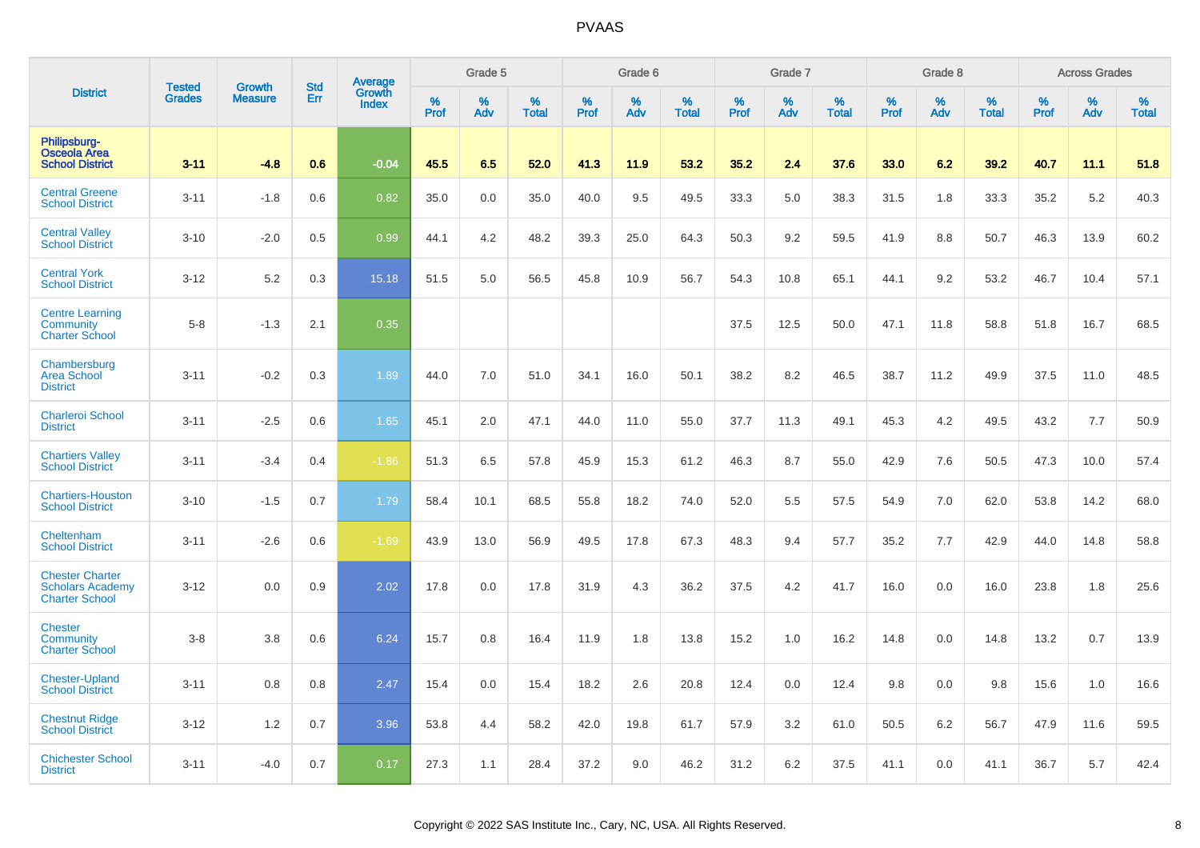# PVAAS

| District | Tested Grades | Growth Measure | Std Err | Average Growth Index | Grade 5 | | | Grade 6 | | | Grade 7 | | | Grade 8 | | | Across Grades | | |
|---|---|---|---|---|---|---|---|---|---|---|---|---|---|---|---|---|---|---|---|
| | | | | | % Prof | % Adv | % Total | % Prof | % Adv | % Total | % Prof | % Adv | % Total | % Prof | % Adv | % Total | % Prof | % Adv | % Total |
| **Philipsburg-Osceola Area School District** | **3-11** | **-4.8** | **0.6** | **-0.04** | **45.5** | **6.5** | **52.0** | **41.3** | **11.9** | **53.2** | **35.2** | **2.4** | **37.6** | **33.0** | **6.2** | **39.2** | **40.7** | **11.1** | **51.8** |
| Central Greene School District | 3-11 | -1.8 | 0.6 | 0.82 | 35.0 | 0.0 | 35.0 | 40.0 | 9.5 | 49.5 | 33.3 | 5.0 | 38.3 | 31.5 | 1.8 | 33.3 | 35.2 | 5.2 | 40.3 |
| Central Valley School District | 3-10 | -2.0 | 0.5 | 0.99 | 44.1 | 4.2 | 48.2 | 39.3 | 25.0 | 64.3 | 50.3 | 9.2 | 59.5 | 41.9 | 8.8 | 50.7 | 46.3 | 13.9 | 60.2 |
| Central York School District | 3-12 | 5.2 | 0.3 | 15.18 | 51.5 | 5.0 | 56.5 | 45.8 | 10.9 | 56.7 | 54.3 | 10.8 | 65.1 | 44.1 | 9.2 | 53.2 | 46.7 | 10.4 | 57.1 |
| Centre Learning Community Charter School | 5-8 | -1.3 | 2.1 | 0.35 | | | | | | | 37.5 | 12.5 | 50.0 | 47.1 | 11.8 | 58.8 | 51.8 | 16.7 | 68.5 |
| Chambersburg Area School District | 3-11 | -0.2 | 0.3 | 1.89 | 44.0 | 7.0 | 51.0 | 34.1 | 16.0 | 50.1 | 38.2 | 8.2 | 46.5 | 38.7 | 11.2 | 49.9 | 37.5 | 11.0 | 48.5 |
| Charleroi School District | 3-11 | -2.5 | 0.6 | 1.65 | 45.1 | 2.0 | 47.1 | 44.0 | 11.0 | 55.0 | 37.7 | 11.3 | 49.1 | 45.3 | 4.2 | 49.5 | 43.2 | 7.7 | 50.9 |
| Chartiers Valley School District | 3-11 | -3.4 | 0.4 | -1.86 | 51.3 | 6.5 | 57.8 | 45.9 | 15.3 | 61.2 | 46.3 | 8.7 | 55.0 | 42.9 | 7.6 | 50.5 | 47.3 | 10.0 | 57.4 |
| Chartiers-Houston School District | 3-10 | -1.5 | 0.7 | 1.79 | 58.4 | 10.1 | 68.5 | 55.8 | 18.2 | 74.0 | 52.0 | 5.5 | 57.5 | 54.9 | 7.0 | 62.0 | 53.8 | 14.2 | 68.0 |
| Cheltenham School District | 3-11 | -2.6 | 0.6 | -1.69 | 43.9 | 13.0 | 56.9 | 49.5 | 17.8 | 67.3 | 48.3 | 9.4 | 57.7 | 35.2 | 7.7 | 42.9 | 44.0 | 14.8 | 58.8 |
| Chester Charter Scholars Academy Charter School | 3-12 | 0.0 | 0.9 | 2.02 | 17.8 | 0.0 | 17.8 | 31.9 | 4.3 | 36.2 | 37.5 | 4.2 | 41.7 | 16.0 | 0.0 | 16.0 | 23.8 | 1.8 | 25.6 |
| Chester Community Charter School | 3-8 | 3.8 | 0.6 | 6.24 | 15.7 | 0.8 | 16.4 | 11.9 | 1.8 | 13.8 | 15.2 | 1.0 | 16.2 | 14.8 | 0.0 | 14.8 | 13.2 | 0.7 | 13.9 |
| Chester-Upland School District | 3-11 | 0.8 | 0.8 | 2.47 | 15.4 | 0.0 | 15.4 | 18.2 | 2.6 | 20.8 | 12.4 | 0.0 | 12.4 | 9.8 | 0.0 | 9.8 | 15.6 | 1.0 | 16.6 |
| Chestnut Ridge School District | 3-12 | 1.2 | 0.7 | 3.96 | 53.8 | 4.4 | 58.2 | 42.0 | 19.8 | 61.7 | 57.9 | 3.2 | 61.0 | 50.5 | 6.2 | 56.7 | 47.9 | 11.6 | 59.5 |
| Chichester School District | 3-11 | -4.0 | 0.7 | 0.17 | 27.3 | 1.1 | 28.4 | 37.2 | 9.0 | 46.2 | 31.2 | 6.2 | 37.5 | 41.1 | 0.0 | 41.1 | 36.7 | 5.7 | 42.4 |

Copyright © 2022 SAS Institute Inc., Cary, NC, USA. All Rights Reserved.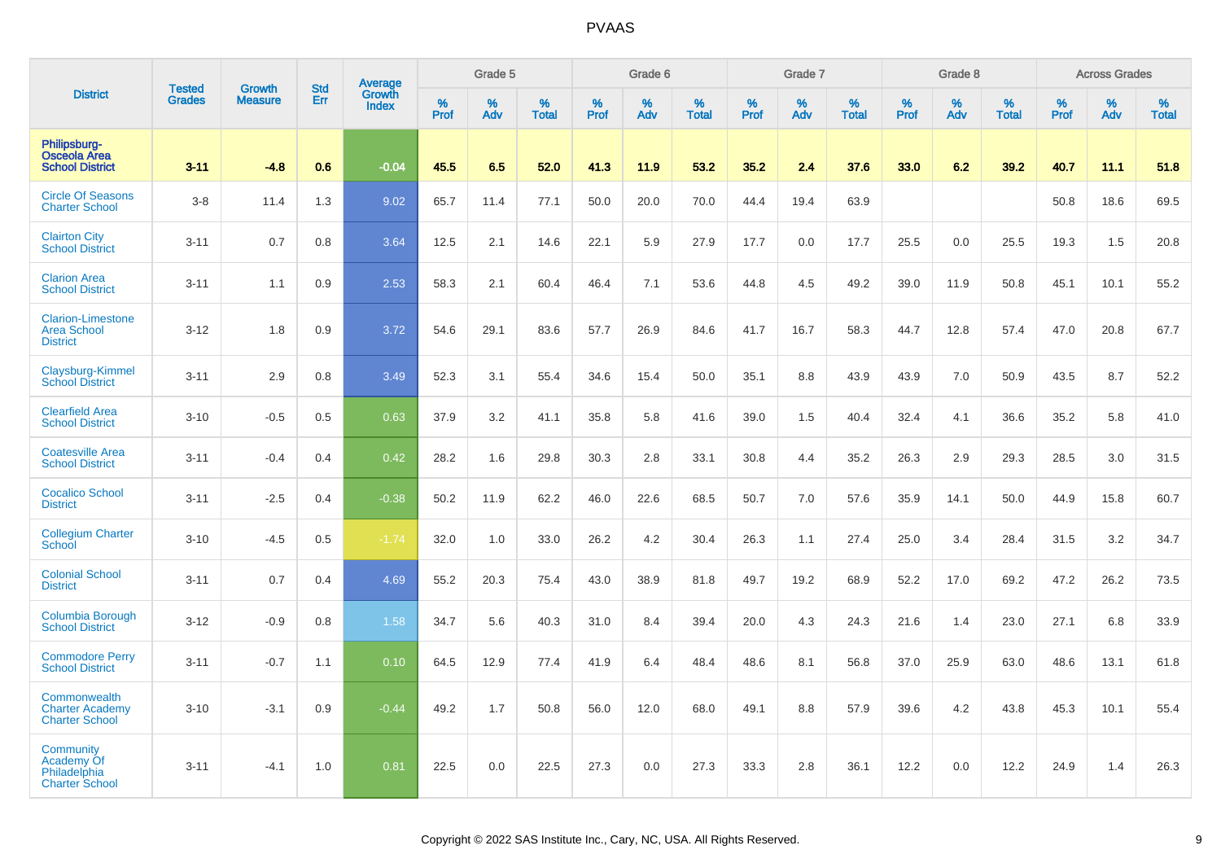# PVAAS

| District | Tested Grades | Growth Measure | Std Err | Average Growth Index | Grade 5 | | | Grade 6 | | | Grade 7 | | | Grade 8 | | | Across Grades | | |
|---|---|---|---|---|---|---|---|---|---|---|---|---|---|---|---|---|---|---|---|
| | | | | | % Prof | % Adv | % Total | % Prof | % Adv | % Total | % Prof | % Adv | % Total | % Prof | % Adv | % Total | % Prof | % Adv | % Total |
| **Philipsburg-Osceola Area School District** | **3-11** | **-4.8** | **0.6** | **-0.04** | **45.5** | **6.5** | **52.0** | **41.3** | **11.9** | **53.2** | **35.2** | **2.4** | **37.6** | **33.0** | **6.2** | **39.2** | **40.7** | **11.1** | **51.8** |
| Circle Of Seasons Charter School | 3-8 | 11.4 | 1.3 | 9.02 | 65.7 | 11.4 | 77.1 | 50.0 | 20.0 | 70.0 | 44.4 | 19.4 | 63.9 | | | | 50.8 | 18.6 | 69.5 |
| Clairton City School District | 3-11 | 0.7 | 0.8 | 3.64 | 12.5 | 2.1 | 14.6 | 22.1 | 5.9 | 27.9 | 17.7 | 0.0 | 17.7 | 25.5 | 0.0 | 25.5 | 19.3 | 1.5 | 20.8 |
| Clarion Area School District | 3-11 | 1.1 | 0.9 | 2.53 | 58.3 | 2.1 | 60.4 | 46.4 | 7.1 | 53.6 | 44.8 | 4.5 | 49.2 | 39.0 | 11.9 | 50.8 | 45.1 | 10.1 | 55.2 |
| Clarion-Limestone Area School District | 3-12 | 1.8 | 0.9 | 3.72 | 54.6 | 29.1 | 83.6 | 57.7 | 26.9 | 84.6 | 41.7 | 16.7 | 58.3 | 44.7 | 12.8 | 57.4 | 47.0 | 20.8 | 67.7 |
| Claysburg-Kimmel School District | 3-11 | 2.9 | 0.8 | 3.49 | 52.3 | 3.1 | 55.4 | 34.6 | 15.4 | 50.0 | 35.1 | 8.8 | 43.9 | 43.9 | 7.0 | 50.9 | 43.5 | 8.7 | 52.2 |
| Clearfield Area School District | 3-10 | -0.5 | 0.5 | 0.63 | 37.9 | 3.2 | 41.1 | 35.8 | 5.8 | 41.6 | 39.0 | 1.5 | 40.4 | 32.4 | 4.1 | 36.6 | 35.2 | 5.8 | 41.0 |
| Coatesville Area School District | 3-11 | -0.4 | 0.4 | 0.42 | 28.2 | 1.6 | 29.8 | 30.3 | 2.8 | 33.1 | 30.8 | 4.4 | 35.2 | 26.3 | 2.9 | 29.3 | 28.5 | 3.0 | 31.5 |
| Cocalico School District | 3-11 | -2.5 | 0.4 | -0.38 | 50.2 | 11.9 | 62.2 | 46.0 | 22.6 | 68.5 | 50.7 | 7.0 | 57.6 | 35.9 | 14.1 | 50.0 | 44.9 | 15.8 | 60.7 |
| Collegium Charter School | 3-10 | -4.5 | 0.5 | -1.74 | 32.0 | 1.0 | 33.0 | 26.2 | 4.2 | 30.4 | 26.3 | 1.1 | 27.4 | 25.0 | 3.4 | 28.4 | 31.5 | 3.2 | 34.7 |
| Colonial School District | 3-11 | 0.7 | 0.4 | 4.69 | 55.2 | 20.3 | 75.4 | 43.0 | 38.9 | 81.8 | 49.7 | 19.2 | 68.9 | 52.2 | 17.0 | 69.2 | 47.2 | 26.2 | 73.5 |
| Columbia Borough School District | 3-12 | -0.9 | 0.8 | 1.58 | 34.7 | 5.6 | 40.3 | 31.0 | 8.4 | 39.4 | 20.0 | 4.3 | 24.3 | 21.6 | 1.4 | 23.0 | 27.1 | 6.8 | 33.9 |
| Commodore Perry School District | 3-11 | -0.7 | 1.1 | 0.10 | 64.5 | 12.9 | 77.4 | 41.9 | 6.4 | 48.4 | 48.6 | 8.1 | 56.8 | 37.0 | 25.9 | 63.0 | 48.6 | 13.1 | 61.8 |
| Commonwealth Charter Academy Charter School | 3-10 | -3.1 | 0.9 | -0.44 | 49.2 | 1.7 | 50.8 | 56.0 | 12.0 | 68.0 | 49.1 | 8.8 | 57.9 | 39.6 | 4.2 | 43.8 | 45.3 | 10.1 | 55.4 |
| Community Academy Of Philadelphia Charter School | 3-11 | -4.1 | 1.0 | 0.81 | 22.5 | 0.0 | 22.5 | 27.3 | 0.0 | 27.3 | 33.3 | 2.8 | 36.1 | 12.2 | 0.0 | 12.2 | 24.9 | 1.4 | 26.3 |

Copyright © 2022 SAS Institute Inc., Cary, NC, USA. All Rights Reserved.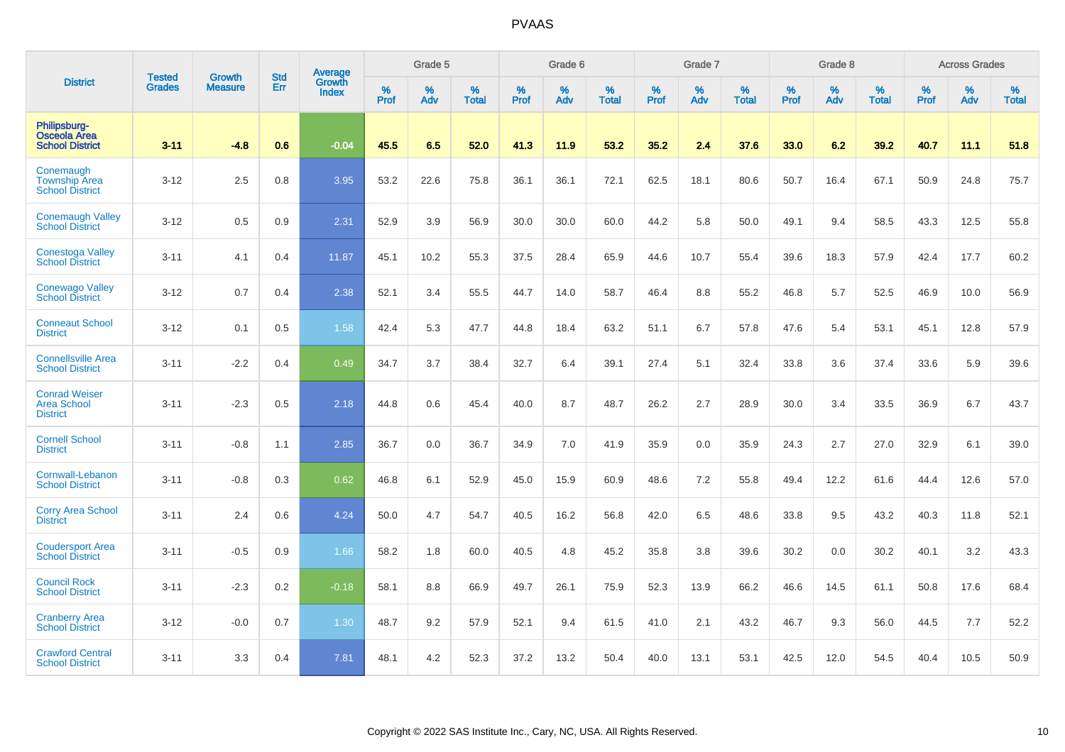PVAAS

| District | Tested Grades | Growth Measure | Std Err | Average Growth Index | Grade 5 | | | Grade 6 | | | Grade 7 | | | Grade 8 | | | Across Grades | | |
|---|---|---|---|---|---|---|---|---|---|---|---|---|---|---|---|---|---|---|---|
| | | | | | % Prof | % Adv | % Total | % Prof | % Adv | % Total | % Prof | % Adv | % Total | % Prof | % Adv | % Total | % Prof | % Adv | % Total |
| **Philipsburg-Osceola Area School District** | **3-11** | **-4.8** | **0.6** | **-0.04** | **45.5** | **6.5** | **52.0** | **41.3** | **11.9** | **53.2** | **35.2** | **2.4** | **37.6** | **33.0** | **6.2** | **39.2** | **40.7** | **11.1** | **51.8** |
| Conemaugh Township Area School District | 3-12 | 2.5 | 0.8 | 3.95 | 53.2 | 22.6 | 75.8 | 36.1 | 36.1 | 72.1 | 62.5 | 18.1 | 80.6 | 50.7 | 16.4 | 67.1 | 50.9 | 24.8 | 75.7 |
| Conemaugh Valley School District | 3-12 | 0.5 | 0.9 | 2.31 | 52.9 | 3.9 | 56.9 | 30.0 | 30.0 | 60.0 | 44.2 | 5.8 | 50.0 | 49.1 | 9.4 | 58.5 | 43.3 | 12.5 | 55.8 |
| Conestoga Valley School District | 3-11 | 4.1 | 0.4 | 11.87 | 45.1 | 10.2 | 55.3 | 37.5 | 28.4 | 65.9 | 44.6 | 10.7 | 55.4 | 39.6 | 18.3 | 57.9 | 42.4 | 17.7 | 60.2 |
| Conewago Valley School District | 3-12 | 0.7 | 0.4 | 2.38 | 52.1 | 3.4 | 55.5 | 44.7 | 14.0 | 58.7 | 46.4 | 8.8 | 55.2 | 46.8 | 5.7 | 52.5 | 46.9 | 10.0 | 56.9 |
| Conneaut School District | 3-12 | 0.1 | 0.5 | 1.58 | 42.4 | 5.3 | 47.7 | 44.8 | 18.4 | 63.2 | 51.1 | 6.7 | 57.8 | 47.6 | 5.4 | 53.1 | 45.1 | 12.8 | 57.9 |
| Connellsville Area School District | 3-11 | -2.2 | 0.4 | 0.49 | 34.7 | 3.7 | 38.4 | 32.7 | 6.4 | 39.1 | 27.4 | 5.1 | 32.4 | 33.8 | 3.6 | 37.4 | 33.6 | 5.9 | 39.6 |
| Conrad Weiser Area School District | 3-11 | -2.3 | 0.5 | 2.18 | 44.8 | 0.6 | 45.4 | 40.0 | 8.7 | 48.7 | 26.2 | 2.7 | 28.9 | 30.0 | 3.4 | 33.5 | 36.9 | 6.7 | 43.7 |
| Cornell School District | 3-11 | -0.8 | 1.1 | 2.85 | 36.7 | 0.0 | 36.7 | 34.9 | 7.0 | 41.9 | 35.9 | 0.0 | 35.9 | 24.3 | 2.7 | 27.0 | 32.9 | 6.1 | 39.0 |
| Cornwall-Lebanon School District | 3-11 | -0.8 | 0.3 | 0.62 | 46.8 | 6.1 | 52.9 | 45.0 | 15.9 | 60.9 | 48.6 | 7.2 | 55.8 | 49.4 | 12.2 | 61.6 | 44.4 | 12.6 | 57.0 |
| Corry Area School District | 3-11 | 2.4 | 0.6 | 4.24 | 50.0 | 4.7 | 54.7 | 40.5 | 16.2 | 56.8 | 42.0 | 6.5 | 48.6 | 33.8 | 9.5 | 43.2 | 40.3 | 11.8 | 52.1 |
| Coudersport Area School District | 3-11 | -0.5 | 0.9 | 1.66 | 58.2 | 1.8 | 60.0 | 40.5 | 4.8 | 45.2 | 35.8 | 3.8 | 39.6 | 30.2 | 0.0 | 30.2 | 40.1 | 3.2 | 43.3 |
| Council Rock School District | 3-11 | -2.3 | 0.2 | -0.18 | 58.1 | 8.8 | 66.9 | 49.7 | 26.1 | 75.9 | 52.3 | 13.9 | 66.2 | 46.6 | 14.5 | 61.1 | 50.8 | 17.6 | 68.4 |
| Cranberry Area School District | 3-12 | -0.0 | 0.7 | 1.30 | 48.7 | 9.2 | 57.9 | 52.1 | 9.4 | 61.5 | 41.0 | 2.1 | 43.2 | 46.7 | 9.3 | 56.0 | 44.5 | 7.7 | 52.2 |
| Crawford Central School District | 3-11 | 3.3 | 0.4 | 7.81 | 48.1 | 4.2 | 52.3 | 37.2 | 13.2 | 50.4 | 40.0 | 13.1 | 53.1 | 42.5 | 12.0 | 54.5 | 40.4 | 10.5 | 50.9 |

Copyright © 2022 SAS Institute Inc., Cary, NC, USA. All Rights Reserved.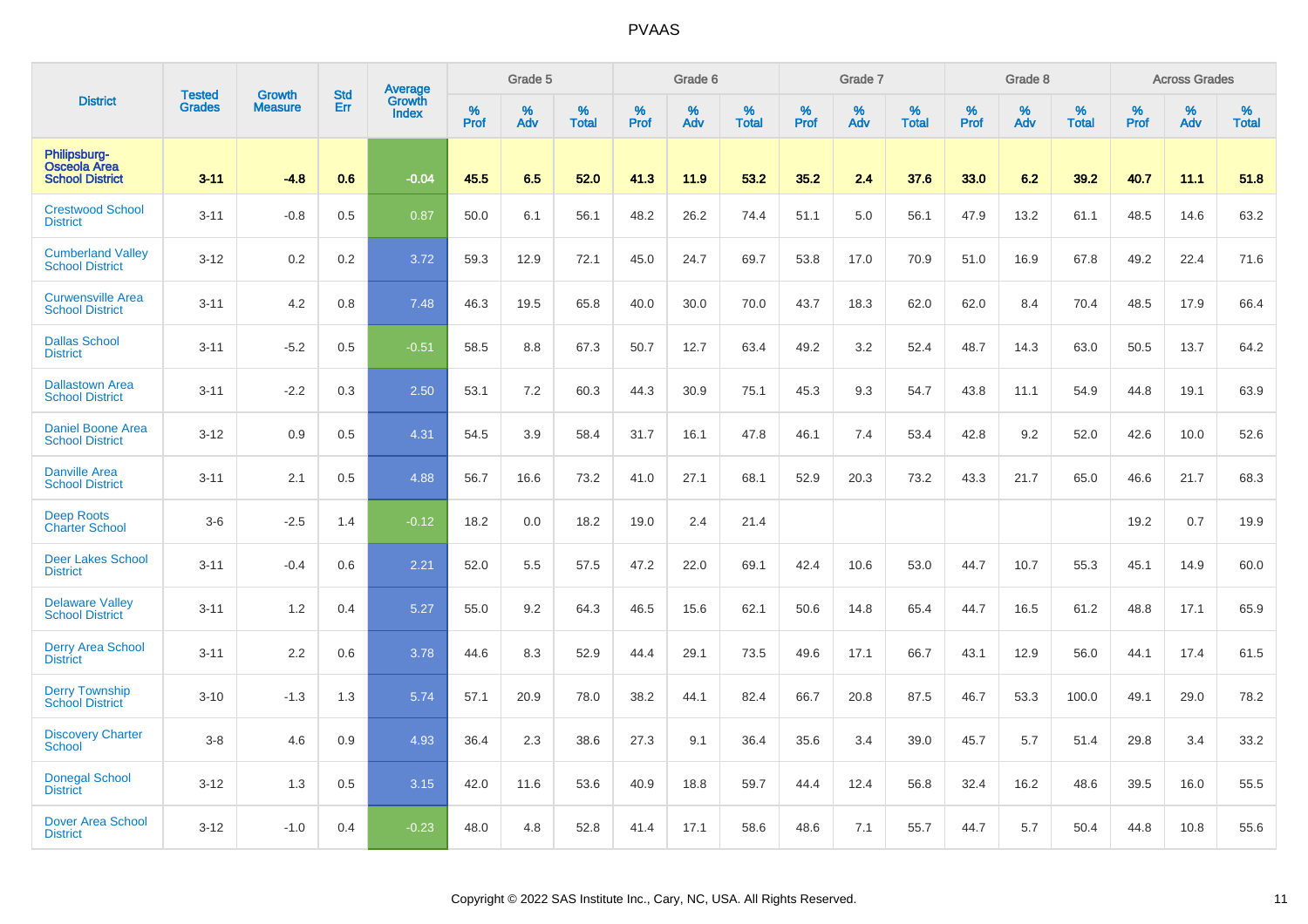# PVAAS

| District | Tested Grades | Growth Measure | Std Err | Average Growth Index | Grade 5 | | | Grade 6 | | | Grade 7 | | | Grade 8 | | | Across Grades | | |
|---|---|---|---|---|---|---|---|---|---|---|---|---|---|---|---|---|---|---|---|
| | | | | | % Prof | % Adv | % Total | % Prof | % Adv | % Total | % Prof | % Adv | % Total | % Prof | % Adv | % Total | % Prof | % Adv | % Total |
| **Philipsburg-Osceola Area School District** | **3-11** | **-4.8** | **0.6** | **-0.04** | **45.5** | **6.5** | **52.0** | **41.3** | **11.9** | **53.2** | **35.2** | **2.4** | **37.6** | **33.0** | **6.2** | **39.2** | **40.7** | **11.1** | **51.8** |
| Crestwood School District | 3-11 | -0.8 | 0.5 | 0.87 | 50.0 | 6.1 | 56.1 | 48.2 | 26.2 | 74.4 | 51.1 | 5.0 | 56.1 | 47.9 | 13.2 | 61.1 | 48.5 | 14.6 | 63.2 |
| Cumberland Valley School District | 3-12 | 0.2 | 0.2 | 3.72 | 59.3 | 12.9 | 72.1 | 45.0 | 24.7 | 69.7 | 53.8 | 17.0 | 70.9 | 51.0 | 16.9 | 67.8 | 49.2 | 22.4 | 71.6 |
| Curwensville Area School District | 3-11 | 4.2 | 0.8 | 7.48 | 46.3 | 19.5 | 65.8 | 40.0 | 30.0 | 70.0 | 43.7 | 18.3 | 62.0 | 62.0 | 8.4 | 70.4 | 48.5 | 17.9 | 66.4 |
| Dallas School District | 3-11 | -5.2 | 0.5 | -0.51 | 58.5 | 8.8 | 67.3 | 50.7 | 12.7 | 63.4 | 49.2 | 3.2 | 52.4 | 48.7 | 14.3 | 63.0 | 50.5 | 13.7 | 64.2 |
| Dallastown Area School District | 3-11 | -2.2 | 0.3 | 2.50 | 53.1 | 7.2 | 60.3 | 44.3 | 30.9 | 75.1 | 45.3 | 9.3 | 54.7 | 43.8 | 11.1 | 54.9 | 44.8 | 19.1 | 63.9 |
| Daniel Boone Area School District | 3-12 | 0.9 | 0.5 | 4.31 | 54.5 | 3.9 | 58.4 | 31.7 | 16.1 | 47.8 | 46.1 | 7.4 | 53.4 | 42.8 | 9.2 | 52.0 | 42.6 | 10.0 | 52.6 |
| Danville Area School District | 3-11 | 2.1 | 0.5 | 4.88 | 56.7 | 16.6 | 73.2 | 41.0 | 27.1 | 68.1 | 52.9 | 20.3 | 73.2 | 43.3 | 21.7 | 65.0 | 46.6 | 21.7 | 68.3 |
| Deep Roots Charter School | 3-6 | -2.5 | 1.4 | -0.12 | 18.2 | 0.0 | 18.2 | 19.0 | 2.4 | 21.4 | | | | | | | 19.2 | 0.7 | 19.9 |
| Deer Lakes School District | 3-11 | -0.4 | 0.6 | 2.21 | 52.0 | 5.5 | 57.5 | 47.2 | 22.0 | 69.1 | 42.4 | 10.6 | 53.0 | 44.7 | 10.7 | 55.3 | 45.1 | 14.9 | 60.0 |
| Delaware Valley School District | 3-11 | 1.2 | 0.4 | 5.27 | 55.0 | 9.2 | 64.3 | 46.5 | 15.6 | 62.1 | 50.6 | 14.8 | 65.4 | 44.7 | 16.5 | 61.2 | 48.8 | 17.1 | 65.9 |
| Derry Area School District | 3-11 | 2.2 | 0.6 | 3.78 | 44.6 | 8.3 | 52.9 | 44.4 | 29.1 | 73.5 | 49.6 | 17.1 | 66.7 | 43.1 | 12.9 | 56.0 | 44.1 | 17.4 | 61.5 |
| Derry Township School District | 3-10 | -1.3 | 1.3 | 5.74 | 57.1 | 20.9 | 78.0 | 38.2 | 44.1 | 82.4 | 66.7 | 20.8 | 87.5 | 46.7 | 53.3 | 100.0 | 49.1 | 29.0 | 78.2 |
| Discovery Charter School | 3-8 | 4.6 | 0.9 | 4.93 | 36.4 | 2.3 | 38.6 | 27.3 | 9.1 | 36.4 | 35.6 | 3.4 | 39.0 | 45.7 | 5.7 | 51.4 | 29.8 | 3.4 | 33.2 |
| Donegal School District | 3-12 | 1.3 | 0.5 | 3.15 | 42.0 | 11.6 | 53.6 | 40.9 | 18.8 | 59.7 | 44.4 | 12.4 | 56.8 | 32.4 | 16.2 | 48.6 | 39.5 | 16.0 | 55.5 |
| Dover Area School District | 3-12 | -1.0 | 0.4 | -0.23 | 48.0 | 4.8 | 52.8 | 41.4 | 17.1 | 58.6 | 48.6 | 7.1 | 55.7 | 44.7 | 5.7 | 50.4 | 44.8 | 10.8 | 55.6 |

Copyright © 2022 SAS Institute Inc., Cary, NC, USA. All Rights Reserved.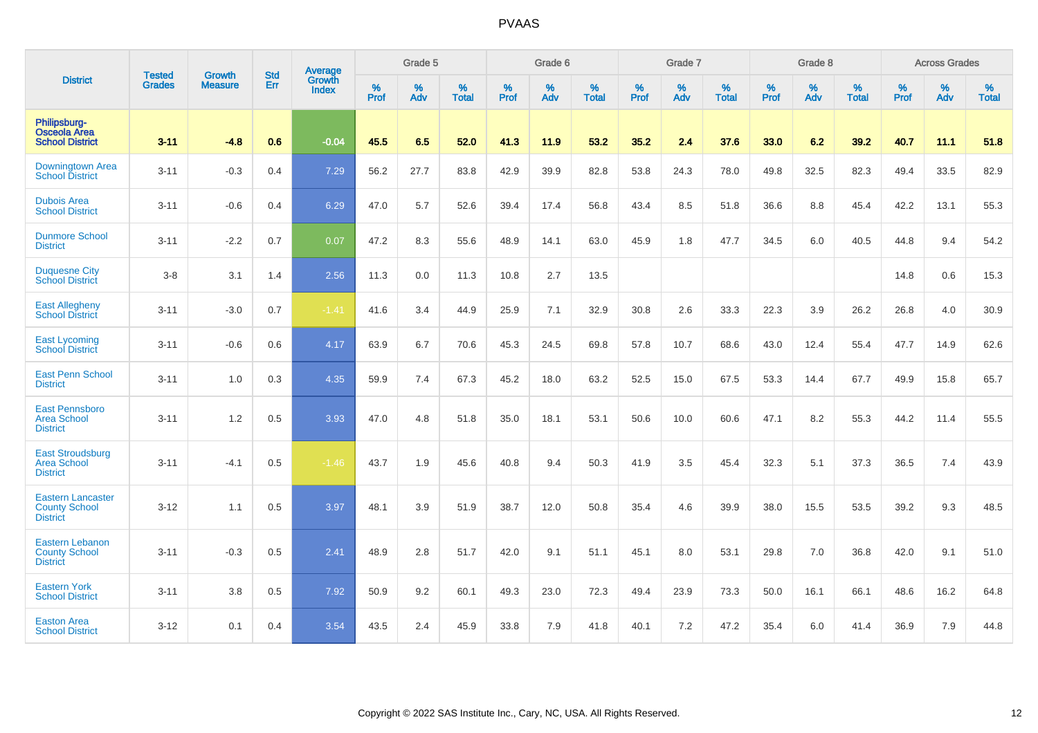| District | Tested Grades | Growth Measure | Std Err | Average Growth Index | Grade 5 | | | Grade 6 | | | Grade 7 | | | Grade 8 | | | Across Grades | | |
|---|---|---|---|---|---|---|---|---|---|---|---|---|---|---|---|---|---|---|---|
| | | | | | % Prof | % Adv | % Total | % Prof | % Adv | % Total | % Prof | % Adv | % Total | % Prof | % Adv | % Total | % Prof | % Adv | % Total |
| **Philipsburg-Osceola Area School District** | **3-11** | **-4.8** | **0.6** | **-0.04** | **45.5** | **6.5** | **52.0** | **41.3** | **11.9** | **53.2** | **35.2** | **2.4** | **37.6** | **33.0** | **6.2** | **39.2** | **40.7** | **11.1** | **51.8** |
| Downingtown Area School District | 3-11 | -0.3 | 0.4 | 7.29 | 56.2 | 27.7 | 83.8 | 42.9 | 39.9 | 82.8 | 53.8 | 24.3 | 78.0 | 49.8 | 32.5 | 82.3 | 49.4 | 33.5 | 82.9 |
| Dubois Area School District | 3-11 | -0.6 | 0.4 | 6.29 | 47.0 | 5.7 | 52.6 | 39.4 | 17.4 | 56.8 | 43.4 | 8.5 | 51.8 | 36.6 | 8.8 | 45.4 | 42.2 | 13.1 | 55.3 |
| Dunmore School District | 3-11 | -2.2 | 0.7 | 0.07 | 47.2 | 8.3 | 55.6 | 48.9 | 14.1 | 63.0 | 45.9 | 1.8 | 47.7 | 34.5 | 6.0 | 40.5 | 44.8 | 9.4 | 54.2 |
| Duquesne City School District | 3-8 | 3.1 | 1.4 | 2.56 | 11.3 | 0.0 | 11.3 | 10.8 | 2.7 | 13.5 | | | | | | | 14.8 | 0.6 | 15.3 |
| East Allegheny School District | 3-11 | -3.0 | 0.7 | -1.41 | 41.6 | 3.4 | 44.9 | 25.9 | 7.1 | 32.9 | 30.8 | 2.6 | 33.3 | 22.3 | 3.9 | 26.2 | 26.8 | 4.0 | 30.9 |
| East Lycoming School District | 3-11 | -0.6 | 0.6 | 4.17 | 63.9 | 6.7 | 70.6 | 45.3 | 24.5 | 69.8 | 57.8 | 10.7 | 68.6 | 43.0 | 12.4 | 55.4 | 47.7 | 14.9 | 62.6 |
| East Penn School District | 3-11 | 1.0 | 0.3 | 4.35 | 59.9 | 7.4 | 67.3 | 45.2 | 18.0 | 63.2 | 52.5 | 15.0 | 67.5 | 53.3 | 14.4 | 67.7 | 49.9 | 15.8 | 65.7 |
| East Pennsboro Area School District | 3-11 | 1.2 | 0.5 | 3.93 | 47.0 | 4.8 | 51.8 | 35.0 | 18.1 | 53.1 | 50.6 | 10.0 | 60.6 | 47.1 | 8.2 | 55.3 | 44.2 | 11.4 | 55.5 |
| East Stroudsburg Area School District | 3-11 | -4.1 | 0.5 | -1.46 | 43.7 | 1.9 | 45.6 | 40.8 | 9.4 | 50.3 | 41.9 | 3.5 | 45.4 | 32.3 | 5.1 | 37.3 | 36.5 | 7.4 | 43.9 |
| Eastern Lancaster County School District | 3-12 | 1.1 | 0.5 | 3.97 | 48.1 | 3.9 | 51.9 | 38.7 | 12.0 | 50.8 | 35.4 | 4.6 | 39.9 | 38.0 | 15.5 | 53.5 | 39.2 | 9.3 | 48.5 |
| Eastern Lebanon County School District | 3-11 | -0.3 | 0.5 | 2.41 | 48.9 | 2.8 | 51.7 | 42.0 | 9.1 | 51.1 | 45.1 | 8.0 | 53.1 | 29.8 | 7.0 | 36.8 | 42.0 | 9.1 | 51.0 |
| Eastern York School District | 3-11 | 3.8 | 0.5 | 7.92 | 50.9 | 9.2 | 60.1 | 49.3 | 23.0 | 72.3 | 49.4 | 23.9 | 73.3 | 50.0 | 16.1 | 66.1 | 48.6 | 16.2 | 64.8 |
| Easton Area School District | 3-12 | 0.1 | 0.4 | 3.54 | 43.5 | 2.4 | 45.9 | 33.8 | 7.9 | 41.8 | 40.1 | 7.2 | 47.2 | 35.4 | 6.0 | 41.4 | 36.9 | 7.9 | 44.8 |

Copyright © 2022 SAS Institute Inc., Cary, NC, USA. All Rights Reserved.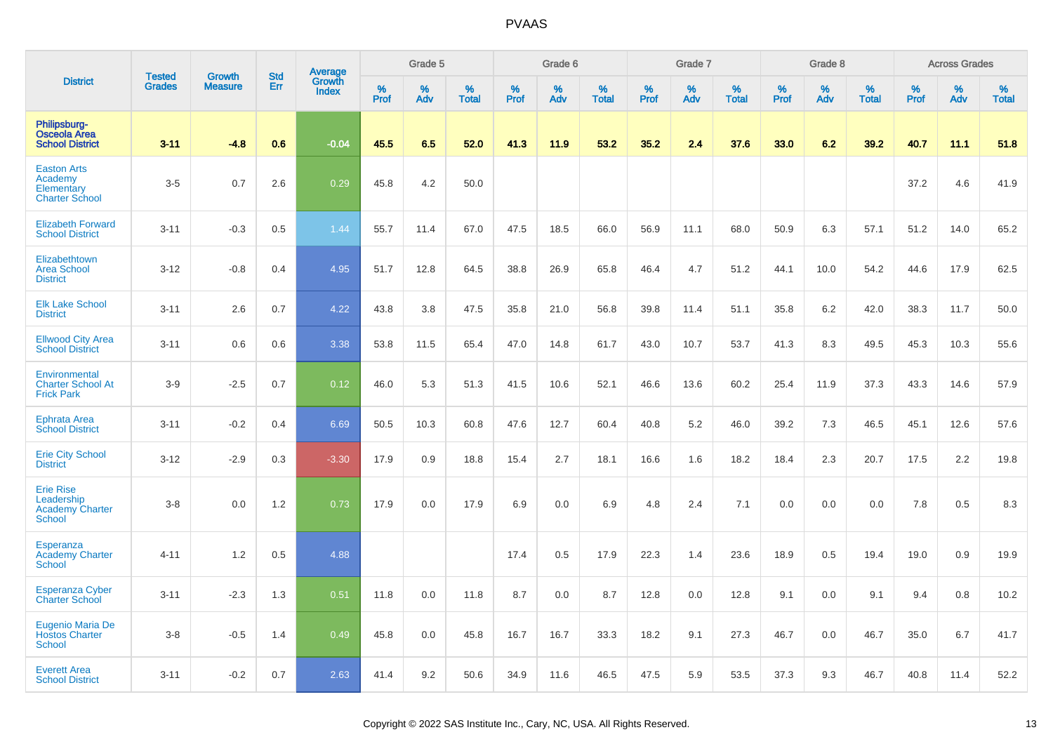# PVAAS

| District | Tested Grades | Growth Measure | Std Err | Average Growth Index | Grade 5 | | | Grade 6 | | | Grade 7 | | | Grade 8 | | | Across Grades | | |
|---|---|---|---|---|---|---|---|---|---|---|---|---|---|---|---|---|---|---|---|
| | | | | | % Prof | % Adv | % Total | % Prof | % Adv | % Total | % Prof | % Adv | % Total | % Prof | % Adv | % Total | % Prof | % Adv | % Total |
| **Philipsburg-Osceola Area School District** | **3-11** | **-4.8** | **0.6** | **-0.04** | **45.5** | **6.5** | **52.0** | **41.3** | **11.9** | **53.2** | **35.2** | **2.4** | **37.6** | **33.0** | **6.2** | **39.2** | **40.7** | **11.1** | **51.8** |
| Easton Arts Academy Elementary Charter School | 3-5 | 0.7 | 2.6 | 0.29 | 45.8 | 4.2 | 50.0 | | | | | | | | | | 37.2 | 4.6 | 41.9 |
| Elizabeth Forward School District | 3-11 | -0.3 | 0.5 | 1.44 | 55.7 | 11.4 | 67.0 | 47.5 | 18.5 | 66.0 | 56.9 | 11.1 | 68.0 | 50.9 | 6.3 | 57.1 | 51.2 | 14.0 | 65.2 |
| Elizabethtown Area School District | 3-12 | -0.8 | 0.4 | 4.95 | 51.7 | 12.8 | 64.5 | 38.8 | 26.9 | 65.8 | 46.4 | 4.7 | 51.2 | 44.1 | 10.0 | 54.2 | 44.6 | 17.9 | 62.5 |
| Elk Lake School District | 3-11 | 2.6 | 0.7 | 4.22 | 43.8 | 3.8 | 47.5 | 35.8 | 21.0 | 56.8 | 39.8 | 11.4 | 51.1 | 35.8 | 6.2 | 42.0 | 38.3 | 11.7 | 50.0 |
| Ellwood City Area School District | 3-11 | 0.6 | 0.6 | 3.38 | 53.8 | 11.5 | 65.4 | 47.0 | 14.8 | 61.7 | 43.0 | 10.7 | 53.7 | 41.3 | 8.3 | 49.5 | 45.3 | 10.3 | 55.6 |
| Environmental Charter School At Frick Park | 3-9 | -2.5 | 0.7 | 0.12 | 46.0 | 5.3 | 51.3 | 41.5 | 10.6 | 52.1 | 46.6 | 13.6 | 60.2 | 25.4 | 11.9 | 37.3 | 43.3 | 14.6 | 57.9 |
| Ephrata Area School District | 3-11 | -0.2 | 0.4 | 6.69 | 50.5 | 10.3 | 60.8 | 47.6 | 12.7 | 60.4 | 40.8 | 5.2 | 46.0 | 39.2 | 7.3 | 46.5 | 45.1 | 12.6 | 57.6 |
| Erie City School District | 3-12 | -2.9 | 0.3 | -3.30 | 17.9 | 0.9 | 18.8 | 15.4 | 2.7 | 18.1 | 16.6 | 1.6 | 18.2 | 18.4 | 2.3 | 20.7 | 17.5 | 2.2 | 19.8 |
| Erie Rise Leadership Academy Charter School | 3-8 | 0.0 | 1.2 | 0.73 | 17.9 | 0.0 | 17.9 | 6.9 | 0.0 | 6.9 | 4.8 | 2.4 | 7.1 | 0.0 | 0.0 | 0.0 | 7.8 | 0.5 | 8.3 |
| Esperanza Academy Charter School | 4-11 | 1.2 | 0.5 | 4.88 | | | | 17.4 | 0.5 | 17.9 | 22.3 | 1.4 | 23.6 | 18.9 | 0.5 | 19.4 | 19.0 | 0.9 | 19.9 |
| Esperanza Cyber Charter School | 3-11 | -2.3 | 1.3 | 0.51 | 11.8 | 0.0 | 11.8 | 8.7 | 0.0 | 8.7 | 12.8 | 0.0 | 12.8 | 9.1 | 0.0 | 9.1 | 9.4 | 0.8 | 10.2 |
| Eugenio Maria De Hostos Charter School | 3-8 | -0.5 | 1.4 | 0.49 | 45.8 | 0.0 | 45.8 | 16.7 | 16.7 | 33.3 | 18.2 | 9.1 | 27.3 | 46.7 | 0.0 | 46.7 | 35.0 | 6.7 | 41.7 |
| Everett Area School District | 3-11 | -0.2 | 0.7 | 2.63 | 41.4 | 9.2 | 50.6 | 34.9 | 11.6 | 46.5 | 47.5 | 5.9 | 53.5 | 37.3 | 9.3 | 46.7 | 40.8 | 11.4 | 52.2 |

Copyright © 2022 SAS Institute Inc., Cary, NC, USA. All Rights Reserved.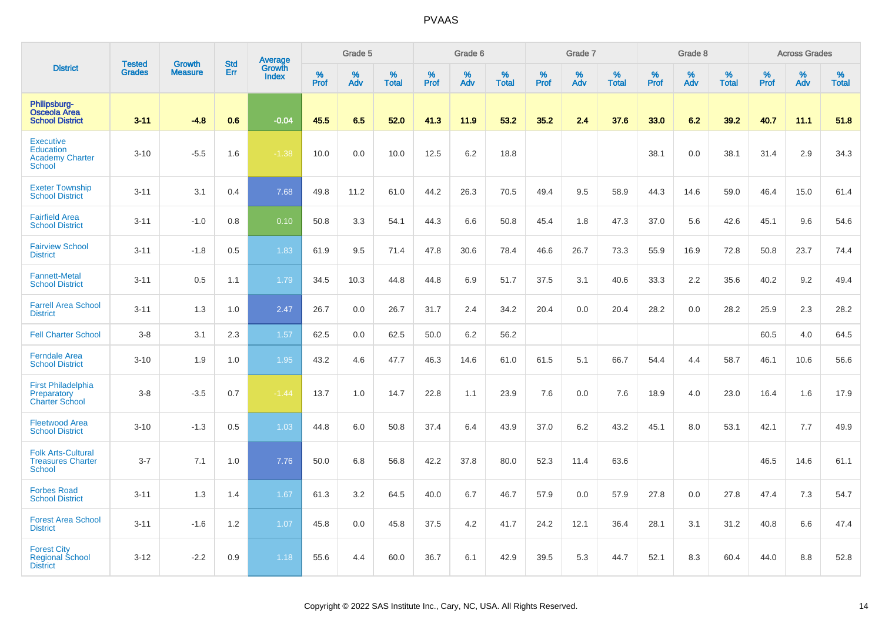PVAAS

| District | Tested Grades | Growth Measure | Std Err | Average Growth Index | Grade 5 | | | Grade 6 | | | Grade 7 | | | Grade 8 | | | Across Grades | | |
|---|---|---|---|---|---|---|---|---|---|---|---|---|---|---|---|---|---|---|---|
| | | | | | % Prof | % Adv | % Total | % Prof | % Adv | % Total | % Prof | % Adv | % Total | % Prof | % Adv | % Total | % Prof | % Adv | % Total |
| **Philipsburg-Osceola Area School District** | **3-11** | **-4.8** | **0.6** | **-0.04** | **45.5** | **6.5** | **52.0** | **41.3** | **11.9** | **53.2** | **35.2** | **2.4** | **37.6** | **33.0** | **6.2** | **39.2** | **40.7** | **11.1** | **51.8** |
| Executive Education Academy Charter School | 3-10 | -5.5 | 1.6 | -1.38 | 10.0 | 0.0 | 10.0 | 12.5 | 6.2 | 18.8 | | | | 38.1 | 0.0 | 38.1 | 31.4 | 2.9 | 34.3 |
| Exeter Township School District | 3-11 | 3.1 | 0.4 | 7.68 | 49.8 | 11.2 | 61.0 | 44.2 | 26.3 | 70.5 | 49.4 | 9.5 | 58.9 | 44.3 | 14.6 | 59.0 | 46.4 | 15.0 | 61.4 |
| Fairfield Area School District | 3-11 | -1.0 | 0.8 | 0.10 | 50.8 | 3.3 | 54.1 | 44.3 | 6.6 | 50.8 | 45.4 | 1.8 | 47.3 | 37.0 | 5.6 | 42.6 | 45.1 | 9.6 | 54.6 |
| Fairview School District | 3-11 | -1.8 | 0.5 | 1.83 | 61.9 | 9.5 | 71.4 | 47.8 | 30.6 | 78.4 | 46.6 | 26.7 | 73.3 | 55.9 | 16.9 | 72.8 | 50.8 | 23.7 | 74.4 |
| Fannett-Metal School District | 3-11 | 0.5 | 1.1 | 1.79 | 34.5 | 10.3 | 44.8 | 44.8 | 6.9 | 51.7 | 37.5 | 3.1 | 40.6 | 33.3 | 2.2 | 35.6 | 40.2 | 9.2 | 49.4 |
| Farrell Area School District | 3-11 | 1.3 | 1.0 | 2.47 | 26.7 | 0.0 | 26.7 | 31.7 | 2.4 | 34.2 | 20.4 | 0.0 | 20.4 | 28.2 | 0.0 | 28.2 | 25.9 | 2.3 | 28.2 |
| Fell Charter School | 3-8 | 3.1 | 2.3 | 1.57 | 62.5 | 0.0 | 62.5 | 50.0 | 6.2 | 56.2 | | | | | | | 60.5 | 4.0 | 64.5 |
| Ferndale Area School District | 3-10 | 1.9 | 1.0 | 1.95 | 43.2 | 4.6 | 47.7 | 46.3 | 14.6 | 61.0 | 61.5 | 5.1 | 66.7 | 54.4 | 4.4 | 58.7 | 46.1 | 10.6 | 56.6 |
| First Philadelphia Preparatory Charter School | 3-8 | -3.5 | 0.7 | -1.44 | 13.7 | 1.0 | 14.7 | 22.8 | 1.1 | 23.9 | 7.6 | 0.0 | 7.6 | 18.9 | 4.0 | 23.0 | 16.4 | 1.6 | 17.9 |
| Fleetwood Area School District | 3-10 | -1.3 | 0.5 | 1.03 | 44.8 | 6.0 | 50.8 | 37.4 | 6.4 | 43.9 | 37.0 | 6.2 | 43.2 | 45.1 | 8.0 | 53.1 | 42.1 | 7.7 | 49.9 |
| Folk Arts-Cultural Treasures Charter School | 3-7 | 7.1 | 1.0 | 7.76 | 50.0 | 6.8 | 56.8 | 42.2 | 37.8 | 80.0 | 52.3 | 11.4 | 63.6 | | | | 46.5 | 14.6 | 61.1 |
| Forbes Road School District | 3-11 | 1.3 | 1.4 | 1.67 | 61.3 | 3.2 | 64.5 | 40.0 | 6.7 | 46.7 | 57.9 | 0.0 | 57.9 | 27.8 | 0.0 | 27.8 | 47.4 | 7.3 | 54.7 |
| Forest Area School District | 3-11 | -1.6 | 1.2 | 1.07 | 45.8 | 0.0 | 45.8 | 37.5 | 4.2 | 41.7 | 24.2 | 12.1 | 36.4 | 28.1 | 3.1 | 31.2 | 40.8 | 6.6 | 47.4 |
| Forest City Regional School District | 3-12 | -2.2 | 0.9 | 1.18 | 55.6 | 4.4 | 60.0 | 36.7 | 6.1 | 42.9 | 39.5 | 5.3 | 44.7 | 52.1 | 8.3 | 60.4 | 44.0 | 8.8 | 52.8 |

Copyright © 2022 SAS Institute Inc., Cary, NC, USA. All Rights Reserved.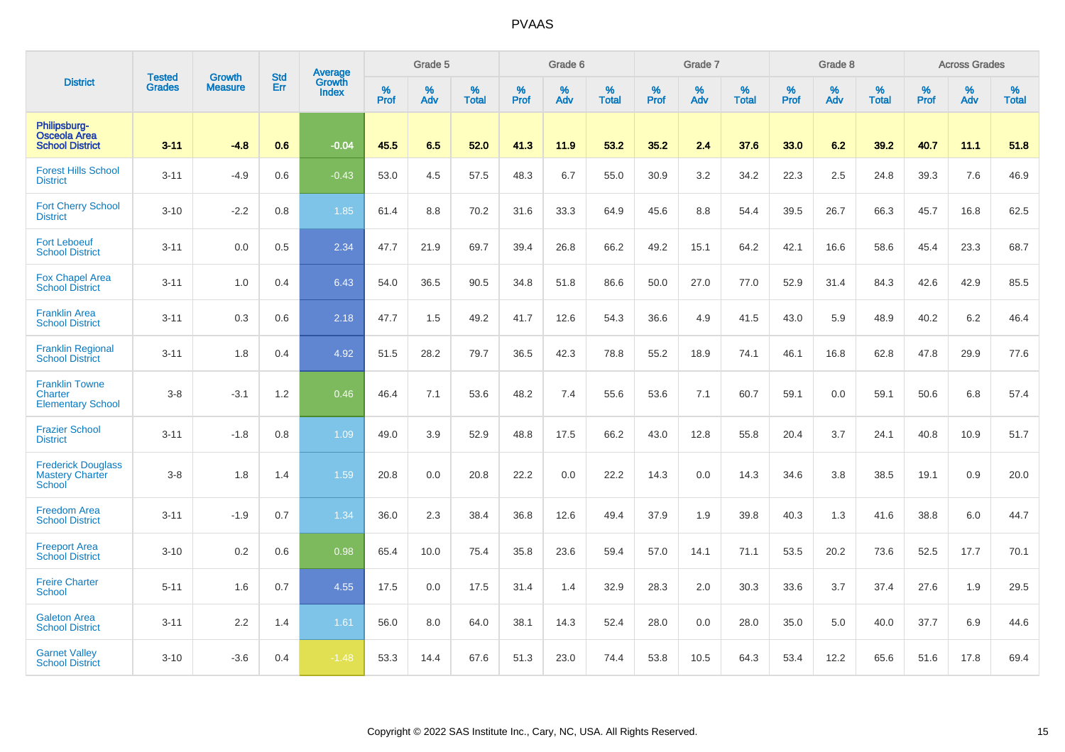| District | Tested Grades | Growth Measure | Std Err | Average Growth Index | Grade 5 | | | Grade 6 | | | Grade 7 | | | Grade 8 | | | Across Grades | | |
|---|---|---|---|---|---|---|---|---|---|---|---|---|---|---|---|---|---|---|---|
| | | | | | % Prof | % Adv | % Total | % Prof | % Adv | % Total | % Prof | % Adv | % Total | % Prof | % Adv | % Total | % Prof | % Adv | % Total |
| **Philipsburg-Osceola Area School District** | **3-11** | **-4.8** | **0.6** | **-0.04** | **45.5** | **6.5** | **52.0** | **41.3** | **11.9** | **53.2** | **35.2** | **2.4** | **37.6** | **33.0** | **6.2** | **39.2** | **40.7** | **11.1** | **51.8** |
| Forest Hills School District | 3-11 | -4.9 | 0.6 | -0.43 | 53.0 | 4.5 | 57.5 | 48.3 | 6.7 | 55.0 | 30.9 | 3.2 | 34.2 | 22.3 | 2.5 | 24.8 | 39.3 | 7.6 | 46.9 |
| Fort Cherry School District | 3-10 | -2.2 | 0.8 | 1.85 | 61.4 | 8.8 | 70.2 | 31.6 | 33.3 | 64.9 | 45.6 | 8.8 | 54.4 | 39.5 | 26.7 | 66.3 | 45.7 | 16.8 | 62.5 |
| Fort Leboeuf School District | 3-11 | 0.0 | 0.5 | 2.34 | 47.7 | 21.9 | 69.7 | 39.4 | 26.8 | 66.2 | 49.2 | 15.1 | 64.2 | 42.1 | 16.6 | 58.6 | 45.4 | 23.3 | 68.7 |
| Fox Chapel Area School District | 3-11 | 1.0 | 0.4 | 6.43 | 54.0 | 36.5 | 90.5 | 34.8 | 51.8 | 86.6 | 50.0 | 27.0 | 77.0 | 52.9 | 31.4 | 84.3 | 42.6 | 42.9 | 85.5 |
| Franklin Area School District | 3-11 | 0.3 | 0.6 | 2.18 | 47.7 | 1.5 | 49.2 | 41.7 | 12.6 | 54.3 | 36.6 | 4.9 | 41.5 | 43.0 | 5.9 | 48.9 | 40.2 | 6.2 | 46.4 |
| Franklin Regional School District | 3-11 | 1.8 | 0.4 | 4.92 | 51.5 | 28.2 | 79.7 | 36.5 | 42.3 | 78.8 | 55.2 | 18.9 | 74.1 | 46.1 | 16.8 | 62.8 | 47.8 | 29.9 | 77.6 |
| Franklin Towne Charter Elementary School | 3-8 | -3.1 | 1.2 | 0.46 | 46.4 | 7.1 | 53.6 | 48.2 | 7.4 | 55.6 | 53.6 | 7.1 | 60.7 | 59.1 | 0.0 | 59.1 | 50.6 | 6.8 | 57.4 |
| Frazier School District | 3-11 | -1.8 | 0.8 | 1.09 | 49.0 | 3.9 | 52.9 | 48.8 | 17.5 | 66.2 | 43.0 | 12.8 | 55.8 | 20.4 | 3.7 | 24.1 | 40.8 | 10.9 | 51.7 |
| Frederick Douglass Mastery Charter School | 3-8 | 1.8 | 1.4 | 1.59 | 20.8 | 0.0 | 20.8 | 22.2 | 0.0 | 22.2 | 14.3 | 0.0 | 14.3 | 34.6 | 3.8 | 38.5 | 19.1 | 0.9 | 20.0 |
| Freedom Area School District | 3-11 | -1.9 | 0.7 | 1.34 | 36.0 | 2.3 | 38.4 | 36.8 | 12.6 | 49.4 | 37.9 | 1.9 | 39.8 | 40.3 | 1.3 | 41.6 | 38.8 | 6.0 | 44.7 |
| Freeport Area School District | 3-10 | 0.2 | 0.6 | 0.98 | 65.4 | 10.0 | 75.4 | 35.8 | 23.6 | 59.4 | 57.0 | 14.1 | 71.1 | 53.5 | 20.2 | 73.6 | 52.5 | 17.7 | 70.1 |
| Freire Charter School | 5-11 | 1.6 | 0.7 | 4.55 | 17.5 | 0.0 | 17.5 | 31.4 | 1.4 | 32.9 | 28.3 | 2.0 | 30.3 | 33.6 | 3.7 | 37.4 | 27.6 | 1.9 | 29.5 |
| Galeton Area School District | 3-11 | 2.2 | 1.4 | 1.61 | 56.0 | 8.0 | 64.0 | 38.1 | 14.3 | 52.4 | 28.0 | 0.0 | 28.0 | 35.0 | 5.0 | 40.0 | 37.7 | 6.9 | 44.6 |
| Garnet Valley School District | 3-10 | -3.6 | 0.4 | -1.48 | 53.3 | 14.4 | 67.6 | 51.3 | 23.0 | 74.4 | 53.8 | 10.5 | 64.3 | 53.4 | 12.2 | 65.6 | 51.6 | 17.8 | 69.4 |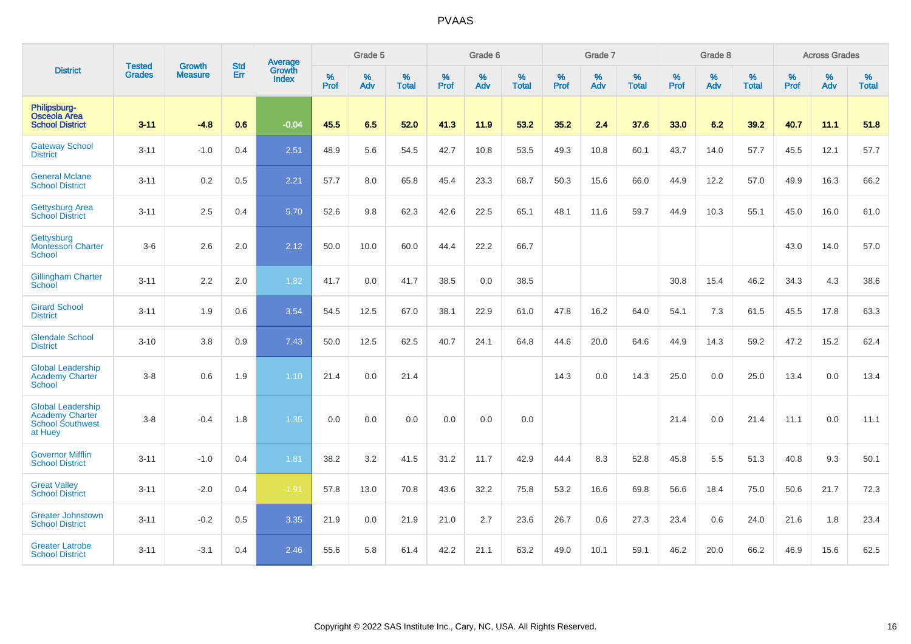# PVAAS

| District | Tested Grades | Growth Measure | Std Err | Average Growth Index | Grade 5 | | | Grade 6 | | | Grade 7 | | | Grade 8 | | | Across Grades | | |
|---|---|---|---|---|---|---|---|---|---|---|---|---|---|---|---|---|---|---|---|
| | | | | | % Prof | % Adv | % Total | % Prof | % Adv | % Total | % Prof | % Adv | % Total | % Prof | % Adv | % Total | % Prof | % Adv | % Total |
| **Philipsburg-Osceola Area School District** | **3-11** | **-4.8** | **0.6** | **-0.04** | **45.5** | **6.5** | **52.0** | **41.3** | **11.9** | **53.2** | **35.2** | **2.4** | **37.6** | **33.0** | **6.2** | **39.2** | **40.7** | **11.1** | **51.8** |
| Gateway School District | 3-11 | -1.0 | 0.4 | 2.51 | 48.9 | 5.6 | 54.5 | 42.7 | 10.8 | 53.5 | 49.3 | 10.8 | 60.1 | 43.7 | 14.0 | 57.7 | 45.5 | 12.1 | 57.7 |
| General Mclane School District | 3-11 | 0.2 | 0.5 | 2.21 | 57.7 | 8.0 | 65.8 | 45.4 | 23.3 | 68.7 | 50.3 | 15.6 | 66.0 | 44.9 | 12.2 | 57.0 | 49.9 | 16.3 | 66.2 |
| Gettysburg Area School District | 3-11 | 2.5 | 0.4 | 5.70 | 52.6 | 9.8 | 62.3 | 42.6 | 22.5 | 65.1 | 48.1 | 11.6 | 59.7 | 44.9 | 10.3 | 55.1 | 45.0 | 16.0 | 61.0 |
| Gettysburg Montessori Charter School | 3-6 | 2.6 | 2.0 | 2.12 | 50.0 | 10.0 | 60.0 | 44.4 | 22.2 | 66.7 | | | | | | | 43.0 | 14.0 | 57.0 |
| Gillingham Charter School | 3-11 | 2.2 | 2.0 | 1.82 | 41.7 | 0.0 | 41.7 | 38.5 | 0.0 | 38.5 | | | | 30.8 | 15.4 | 46.2 | 34.3 | 4.3 | 38.6 |
| Girard School District | 3-11 | 1.9 | 0.6 | 3.54 | 54.5 | 12.5 | 67.0 | 38.1 | 22.9 | 61.0 | 47.8 | 16.2 | 64.0 | 54.1 | 7.3 | 61.5 | 45.5 | 17.8 | 63.3 |
| Glendale School District | 3-10 | 3.8 | 0.9 | 7.43 | 50.0 | 12.5 | 62.5 | 40.7 | 24.1 | 64.8 | 44.6 | 20.0 | 64.6 | 44.9 | 14.3 | 59.2 | 47.2 | 15.2 | 62.4 |
| Global Leadership Academy Charter School | 3-8 | 0.6 | 1.9 | 1.10 | 21.4 | 0.0 | 21.4 | | | | 14.3 | 0.0 | 14.3 | 25.0 | 0.0 | 25.0 | 13.4 | 0.0 | 13.4 |
| Global Leadership Academy Charter School Southwest at Huey | 3-8 | -0.4 | 1.8 | 1.35 | 0.0 | 0.0 | 0.0 | 0.0 | 0.0 | 0.0 | | | | 21.4 | 0.0 | 21.4 | 11.1 | 0.0 | 11.1 |
| Governor Mifflin School District | 3-11 | -1.0 | 0.4 | 1.81 | 38.2 | 3.2 | 41.5 | 31.2 | 11.7 | 42.9 | 44.4 | 8.3 | 52.8 | 45.8 | 5.5 | 51.3 | 40.8 | 9.3 | 50.1 |
| Great Valley School District | 3-11 | -2.0 | 0.4 | -1.91 | 57.8 | 13.0 | 70.8 | 43.6 | 32.2 | 75.8 | 53.2 | 16.6 | 69.8 | 56.6 | 18.4 | 75.0 | 50.6 | 21.7 | 72.3 |
| Greater Johnstown School District | 3-11 | -0.2 | 0.5 | 3.35 | 21.9 | 0.0 | 21.9 | 21.0 | 2.7 | 23.6 | 26.7 | 0.6 | 27.3 | 23.4 | 0.6 | 24.0 | 21.6 | 1.8 | 23.4 |
| Greater Latrobe School District | 3-11 | -3.1 | 0.4 | 2.46 | 55.6 | 5.8 | 61.4 | 42.2 | 21.1 | 63.2 | 49.0 | 10.1 | 59.1 | 46.2 | 20.0 | 66.2 | 46.9 | 15.6 | 62.5 |

Copyright © 2022 SAS Institute Inc., Cary, NC, USA. All Rights Reserved.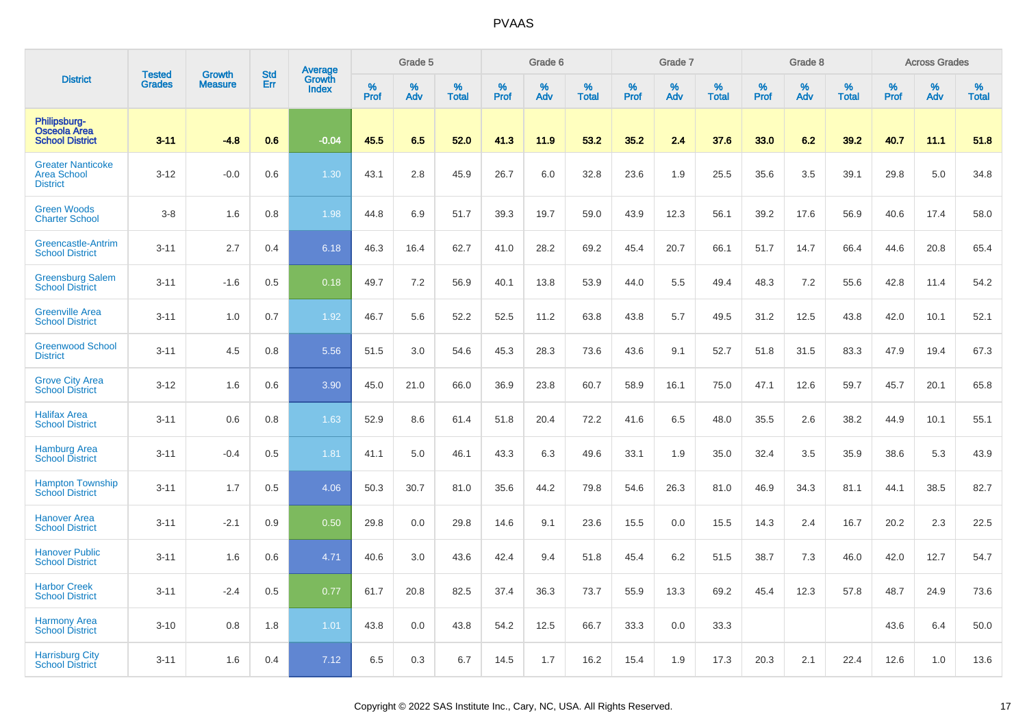| District | Tested Grades | Growth Measure | Std Err | Average Growth Index | Grade 5 | | | Grade 6 | | | Grade 7 | | | Grade 8 | | | Across Grades | | |
|---|---|---|---|---|---|---|---|---|---|---|---|---|---|---|---|---|---|---|---|
| | | | | | % Prof | % Adv | % Total | % Prof | % Adv | % Total | % Prof | % Adv | % Total | % Prof | % Adv | % Total | % Prof | % Adv | % Total |
| **Philipsburg-Osceola Area School District** | **3-11** | **-4.8** | **0.6** | **-0.04** | **45.5** | **6.5** | **52.0** | **41.3** | **11.9** | **53.2** | **35.2** | **2.4** | **37.6** | **33.0** | **6.2** | **39.2** | **40.7** | **11.1** | **51.8** |
| Greater Nanticoke Area School District | 3-12 | -0.0 | 0.6 | 1.30 | 43.1 | 2.8 | 45.9 | 26.7 | 6.0 | 32.8 | 23.6 | 1.9 | 25.5 | 35.6 | 3.5 | 39.1 | 29.8 | 5.0 | 34.8 |
| Green Woods Charter School | 3-8 | 1.6 | 0.8 | 1.98 | 44.8 | 6.9 | 51.7 | 39.3 | 19.7 | 59.0 | 43.9 | 12.3 | 56.1 | 39.2 | 17.6 | 56.9 | 40.6 | 17.4 | 58.0 |
| Greencastle-Antrim School District | 3-11 | 2.7 | 0.4 | 6.18 | 46.3 | 16.4 | 62.7 | 41.0 | 28.2 | 69.2 | 45.4 | 20.7 | 66.1 | 51.7 | 14.7 | 66.4 | 44.6 | 20.8 | 65.4 |
| Greensburg Salem School District | 3-11 | -1.6 | 0.5 | 0.18 | 49.7 | 7.2 | 56.9 | 40.1 | 13.8 | 53.9 | 44.0 | 5.5 | 49.4 | 48.3 | 7.2 | 55.6 | 42.8 | 11.4 | 54.2 |
| Greenville Area School District | 3-11 | 1.0 | 0.7 | 1.92 | 46.7 | 5.6 | 52.2 | 52.5 | 11.2 | 63.8 | 43.8 | 5.7 | 49.5 | 31.2 | 12.5 | 43.8 | 42.0 | 10.1 | 52.1 |
| Greenwood School District | 3-11 | 4.5 | 0.8 | 5.56 | 51.5 | 3.0 | 54.6 | 45.3 | 28.3 | 73.6 | 43.6 | 9.1 | 52.7 | 51.8 | 31.5 | 83.3 | 47.9 | 19.4 | 67.3 |
| Grove City Area School District | 3-12 | 1.6 | 0.6 | 3.90 | 45.0 | 21.0 | 66.0 | 36.9 | 23.8 | 60.7 | 58.9 | 16.1 | 75.0 | 47.1 | 12.6 | 59.7 | 45.7 | 20.1 | 65.8 |
| Halifax Area School District | 3-11 | 0.6 | 0.8 | 1.63 | 52.9 | 8.6 | 61.4 | 51.8 | 20.4 | 72.2 | 41.6 | 6.5 | 48.0 | 35.5 | 2.6 | 38.2 | 44.9 | 10.1 | 55.1 |
| Hamburg Area School District | 3-11 | -0.4 | 0.5 | 1.81 | 41.1 | 5.0 | 46.1 | 43.3 | 6.3 | 49.6 | 33.1 | 1.9 | 35.0 | 32.4 | 3.5 | 35.9 | 38.6 | 5.3 | 43.9 |
| Hampton Township School District | 3-11 | 1.7 | 0.5 | 4.06 | 50.3 | 30.7 | 81.0 | 35.6 | 44.2 | 79.8 | 54.6 | 26.3 | 81.0 | 46.9 | 34.3 | 81.1 | 44.1 | 38.5 | 82.7 |
| Hanover Area School District | 3-11 | -2.1 | 0.9 | 0.50 | 29.8 | 0.0 | 29.8 | 14.6 | 9.1 | 23.6 | 15.5 | 0.0 | 15.5 | 14.3 | 2.4 | 16.7 | 20.2 | 2.3 | 22.5 |
| Hanover Public School District | 3-11 | 1.6 | 0.6 | 4.71 | 40.6 | 3.0 | 43.6 | 42.4 | 9.4 | 51.8 | 45.4 | 6.2 | 51.5 | 38.7 | 7.3 | 46.0 | 42.0 | 12.7 | 54.7 |
| Harbor Creek School District | 3-11 | -2.4 | 0.5 | 0.77 | 61.7 | 20.8 | 82.5 | 37.4 | 36.3 | 73.7 | 55.9 | 13.3 | 69.2 | 45.4 | 12.3 | 57.8 | 48.7 | 24.9 | 73.6 |
| Harmony Area School District | 3-10 | 0.8 | 1.8 | 1.01 | 43.8 | 0.0 | 43.8 | 54.2 | 12.5 | 66.7 | 33.3 | 0.0 | 33.3 | | | | 43.6 | 6.4 | 50.0 |
| Harrisburg City School District | 3-11 | 1.6 | 0.4 | 7.12 | 6.5 | 0.3 | 6.7 | 14.5 | 1.7 | 16.2 | 15.4 | 1.9 | 17.3 | 20.3 | 2.1 | 22.4 | 12.6 | 1.0 | 13.6 |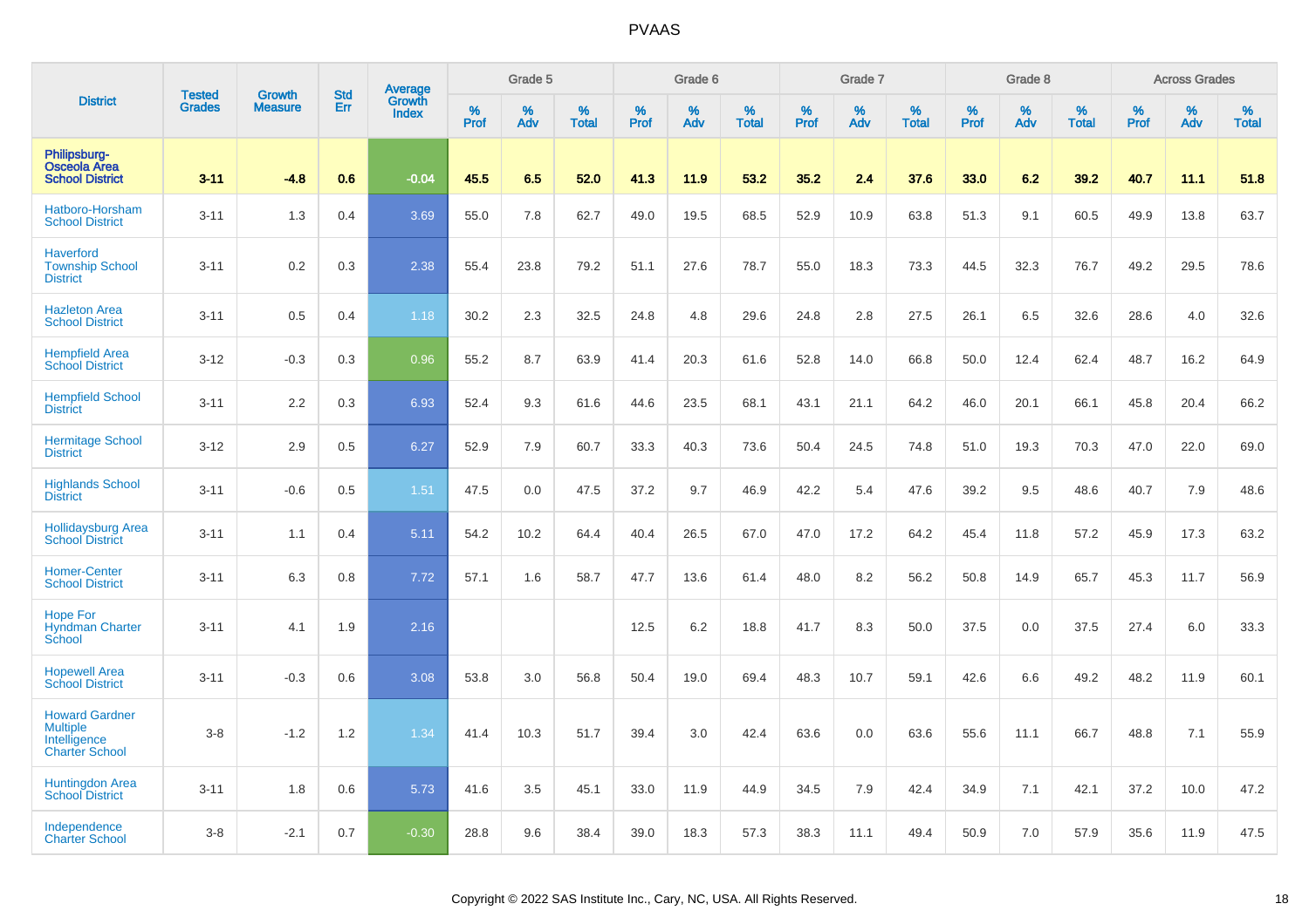# PVAAS

| District | Tested Grades | Growth Measure | Std Err | Average Growth Index | Grade 5 | | | Grade 6 | | | Grade 7 | | | Grade 8 | | | Across Grades | | |
|---|---|---|---|---|---|---|---|---|---|---|---|---|---|---|---|---|---|---|---|
| | | | | | % Prof | % Adv | % Total | % Prof | % Adv | % Total | % Prof | % Adv | % Total | % Prof | % Adv | % Total | % Prof | % Adv | % Total |
| **Philipsburg-Osceola Area School District** | **3-11** | **-4.8** | **0.6** | **-0.04** | **45.5** | **6.5** | **52.0** | **41.3** | **11.9** | **53.2** | **35.2** | **2.4** | **37.6** | **33.0** | **6.2** | **39.2** | **40.7** | **11.1** | **51.8** |
| Hatboro-Horsham School District | 3-11 | 1.3 | 0.4 | 3.69 | 55.0 | 7.8 | 62.7 | 49.0 | 19.5 | 68.5 | 52.9 | 10.9 | 63.8 | 51.3 | 9.1 | 60.5 | 49.9 | 13.8 | 63.7 |
| Haverford Township School District | 3-11 | 0.2 | 0.3 | 2.38 | 55.4 | 23.8 | 79.2 | 51.1 | 27.6 | 78.7 | 55.0 | 18.3 | 73.3 | 44.5 | 32.3 | 76.7 | 49.2 | 29.5 | 78.6 |
| Hazleton Area School District | 3-11 | 0.5 | 0.4 | 1.18 | 30.2 | 2.3 | 32.5 | 24.8 | 4.8 | 29.6 | 24.8 | 2.8 | 27.5 | 26.1 | 6.5 | 32.6 | 28.6 | 4.0 | 32.6 |
| Hempfield Area School District | 3-12 | -0.3 | 0.3 | 0.96 | 55.2 | 8.7 | 63.9 | 41.4 | 20.3 | 61.6 | 52.8 | 14.0 | 66.8 | 50.0 | 12.4 | 62.4 | 48.7 | 16.2 | 64.9 |
| Hempfield School District | 3-11 | 2.2 | 0.3 | 6.93 | 52.4 | 9.3 | 61.6 | 44.6 | 23.5 | 68.1 | 43.1 | 21.1 | 64.2 | 46.0 | 20.1 | 66.1 | 45.8 | 20.4 | 66.2 |
| Hermitage School District | 3-12 | 2.9 | 0.5 | 6.27 | 52.9 | 7.9 | 60.7 | 33.3 | 40.3 | 73.6 | 50.4 | 24.5 | 74.8 | 51.0 | 19.3 | 70.3 | 47.0 | 22.0 | 69.0 |
| Highlands School District | 3-11 | -0.6 | 0.5 | 1.51 | 47.5 | 0.0 | 47.5 | 37.2 | 9.7 | 46.9 | 42.2 | 5.4 | 47.6 | 39.2 | 9.5 | 48.6 | 40.7 | 7.9 | 48.6 |
| Hollidaysburg Area School District | 3-11 | 1.1 | 0.4 | 5.11 | 54.2 | 10.2 | 64.4 | 40.4 | 26.5 | 67.0 | 47.0 | 17.2 | 64.2 | 45.4 | 11.8 | 57.2 | 45.9 | 17.3 | 63.2 |
| Homer-Center School District | 3-11 | 6.3 | 0.8 | 7.72 | 57.1 | 1.6 | 58.7 | 47.7 | 13.6 | 61.4 | 48.0 | 8.2 | 56.2 | 50.8 | 14.9 | 65.7 | 45.3 | 11.7 | 56.9 |
| Hope For Hyndman Charter School | 3-11 | 4.1 | 1.9 | 2.16 | | | | 12.5 | 6.2 | 18.8 | 41.7 | 8.3 | 50.0 | 37.5 | 0.0 | 37.5 | 27.4 | 6.0 | 33.3 |
| Hopewell Area School District | 3-11 | -0.3 | 0.6 | 3.08 | 53.8 | 3.0 | 56.8 | 50.4 | 19.0 | 69.4 | 48.3 | 10.7 | 59.1 | 42.6 | 6.6 | 49.2 | 48.2 | 11.9 | 60.1 |
| Howard Gardner Multiple Intelligence Charter School | 3-8 | -1.2 | 1.2 | 1.34 | 41.4 | 10.3 | 51.7 | 39.4 | 3.0 | 42.4 | 63.6 | 0.0 | 63.6 | 55.6 | 11.1 | 66.7 | 48.8 | 7.1 | 55.9 |
| Huntingdon Area School District | 3-11 | 1.8 | 0.6 | 5.73 | 41.6 | 3.5 | 45.1 | 33.0 | 11.9 | 44.9 | 34.5 | 7.9 | 42.4 | 34.9 | 7.1 | 42.1 | 37.2 | 10.0 | 47.2 |
| Independence Charter School | 3-8 | -2.1 | 0.7 | -0.30 | 28.8 | 9.6 | 38.4 | 39.0 | 18.3 | 57.3 | 38.3 | 11.1 | 49.4 | 50.9 | 7.0 | 57.9 | 35.6 | 11.9 | 47.5 |

Copyright © 2022 SAS Institute Inc., Cary, NC, USA. All Rights Reserved.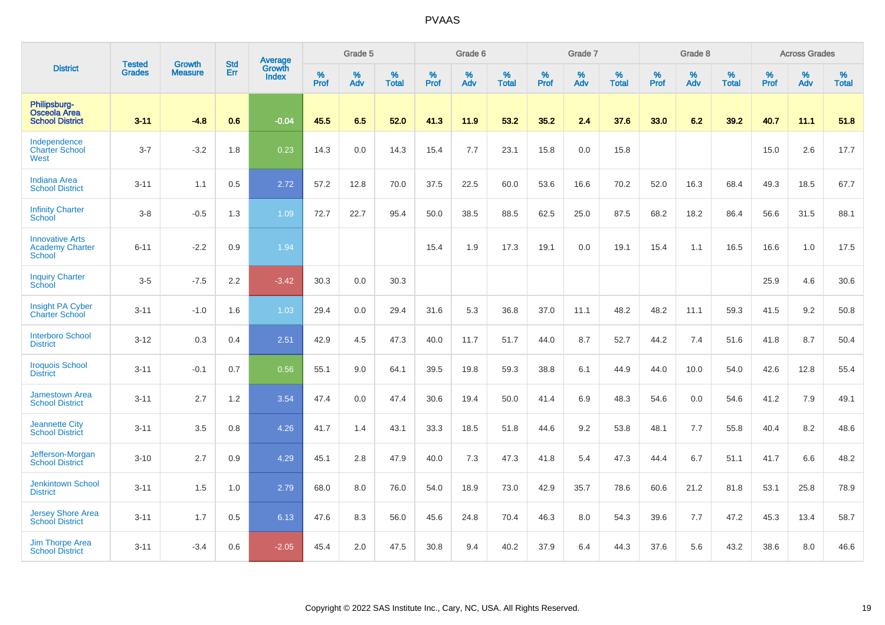# PVAAS

| District | Tested Grades | Growth Measure | Std Err | Average Growth Index | Grade 5 | | | Grade 6 | | | Grade 7 | | | Grade 8 | | | Across Grades | | |
|---|---|---|---|---|---|---|---|---|---|---|---|---|---|---|---|---|---|---|---|
| | | | | | % Prof | % Adv | % Total | % Prof | % Adv | % Total | % Prof | % Adv | % Total | % Prof | % Adv | % Total | % Prof | % Adv | % Total |
| **Philipsburg-Osceola Area School District** | **3-11** | **-4.8** | **0.6** | **-0.04** | **45.5** | **6.5** | **52.0** | **41.3** | **11.9** | **53.2** | **35.2** | **2.4** | **37.6** | **33.0** | **6.2** | **39.2** | **40.7** | **11.1** | **51.8** |
| Independence Charter School West | 3-7 | -3.2 | 1.8 | 0.23 | 14.3 | 0.0 | 14.3 | 15.4 | 7.7 | 23.1 | 15.8 | 0.0 | 15.8 | | | | 15.0 | 2.6 | 17.7 |
| Indiana Area School District | 3-11 | 1.1 | 0.5 | 2.72 | 57.2 | 12.8 | 70.0 | 37.5 | 22.5 | 60.0 | 53.6 | 16.6 | 70.2 | 52.0 | 16.3 | 68.4 | 49.3 | 18.5 | 67.7 |
| Infinity Charter School | 3-8 | -0.5 | 1.3 | 1.09 | 72.7 | 22.7 | 95.4 | 50.0 | 38.5 | 88.5 | 62.5 | 25.0 | 87.5 | 68.2 | 18.2 | 86.4 | 56.6 | 31.5 | 88.1 |
| Innovative Arts Academy Charter School | 6-11 | -2.2 | 0.9 | 1.94 | | | | 15.4 | 1.9 | 17.3 | 19.1 | 0.0 | 19.1 | 15.4 | 1.1 | 16.5 | 16.6 | 1.0 | 17.5 |
| Inquiry Charter School | 3-5 | -7.5 | 2.2 | -3.42 | 30.3 | 0.0 | 30.3 | | | | | | | | | | 25.9 | 4.6 | 30.6 |
| Insight PA Cyber Charter School | 3-11 | -1.0 | 1.6 | 1.03 | 29.4 | 0.0 | 29.4 | 31.6 | 5.3 | 36.8 | 37.0 | 11.1 | 48.2 | 48.2 | 11.1 | 59.3 | 41.5 | 9.2 | 50.8 |
| Interboro School District | 3-12 | 0.3 | 0.4 | 2.51 | 42.9 | 4.5 | 47.3 | 40.0 | 11.7 | 51.7 | 44.0 | 8.7 | 52.7 | 44.2 | 7.4 | 51.6 | 41.8 | 8.7 | 50.4 |
| Iroquois School District | 3-11 | -0.1 | 0.7 | 0.56 | 55.1 | 9.0 | 64.1 | 39.5 | 19.8 | 59.3 | 38.8 | 6.1 | 44.9 | 44.0 | 10.0 | 54.0 | 42.6 | 12.8 | 55.4 |
| Jamestown Area School District | 3-11 | 2.7 | 1.2 | 3.54 | 47.4 | 0.0 | 47.4 | 30.6 | 19.4 | 50.0 | 41.4 | 6.9 | 48.3 | 54.6 | 0.0 | 54.6 | 41.2 | 7.9 | 49.1 |
| Jeannette City School District | 3-11 | 3.5 | 0.8 | 4.26 | 41.7 | 1.4 | 43.1 | 33.3 | 18.5 | 51.8 | 44.6 | 9.2 | 53.8 | 48.1 | 7.7 | 55.8 | 40.4 | 8.2 | 48.6 |
| Jefferson-Morgan School District | 3-10 | 2.7 | 0.9 | 4.29 | 45.1 | 2.8 | 47.9 | 40.0 | 7.3 | 47.3 | 41.8 | 5.4 | 47.3 | 44.4 | 6.7 | 51.1 | 41.7 | 6.6 | 48.2 |
| Jenkintown School District | 3-11 | 1.5 | 1.0 | 2.79 | 68.0 | 8.0 | 76.0 | 54.0 | 18.9 | 73.0 | 42.9 | 35.7 | 78.6 | 60.6 | 21.2 | 81.8 | 53.1 | 25.8 | 78.9 |
| Jersey Shore Area School District | 3-11 | 1.7 | 0.5 | 6.13 | 47.6 | 8.3 | 56.0 | 45.6 | 24.8 | 70.4 | 46.3 | 8.0 | 54.3 | 39.6 | 7.7 | 47.2 | 45.3 | 13.4 | 58.7 |
| Jim Thorpe Area School District | 3-11 | -3.4 | 0.6 | -2.05 | 45.4 | 2.0 | 47.5 | 30.8 | 9.4 | 40.2 | 37.9 | 6.4 | 44.3 | 37.6 | 5.6 | 43.2 | 38.6 | 8.0 | 46.6 |

Copyright © 2022 SAS Institute Inc., Cary, NC, USA. All Rights Reserved.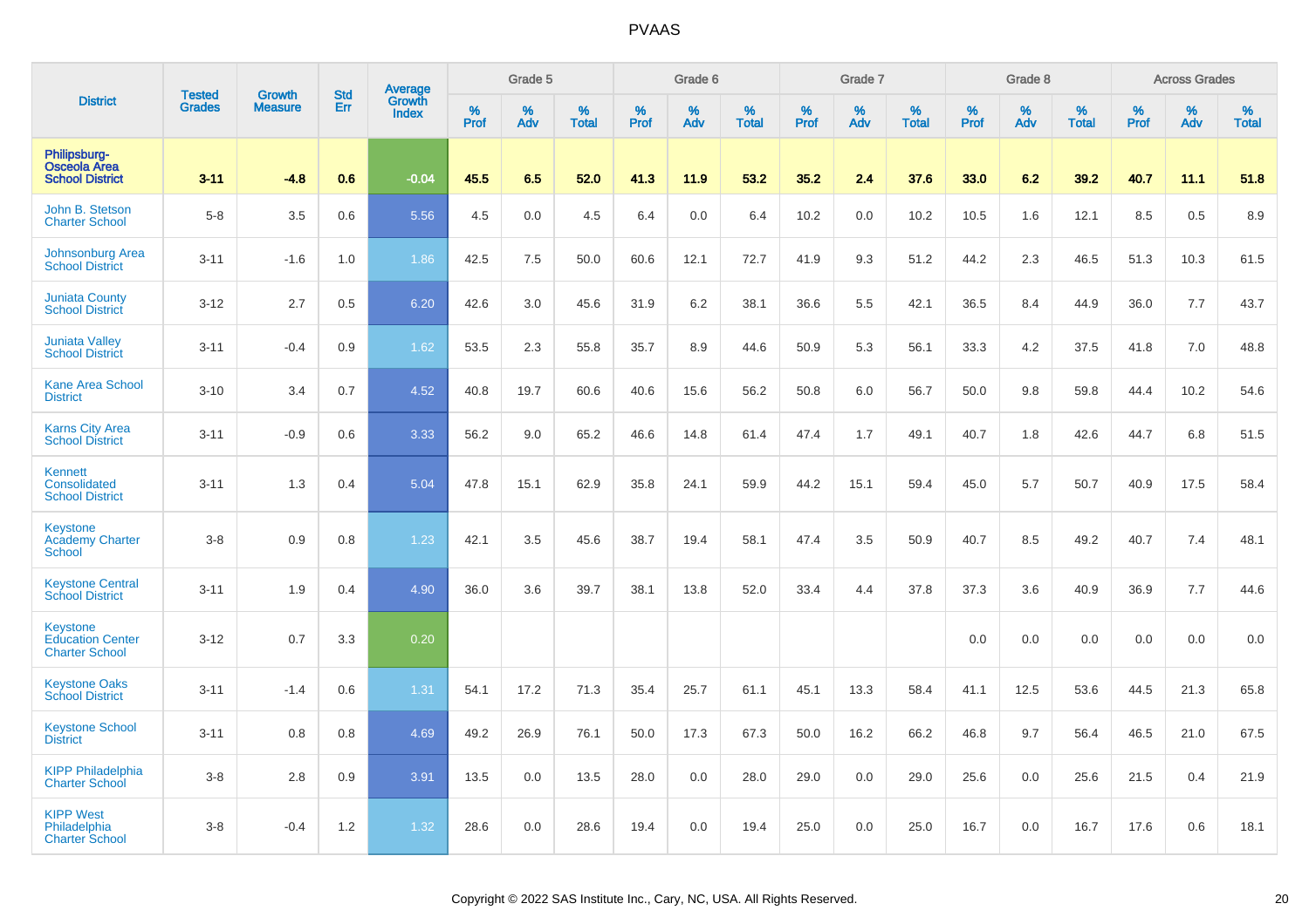| District | Tested Grades | Growth Measure | Std Err | Average Growth Index | Grade 5 | | | Grade 6 | | | Grade 7 | | | Grade 8 | | | Across Grades | | |
|---|---|---|---|---|---|---|---|---|---|---|---|---|---|---|---|---|---|---|---|
| | | | | | % Prof | % Adv | % Total | % Prof | % Adv | % Total | % Prof | % Adv | % Total | % Prof | % Adv | % Total | % Prof | % Adv | % Total |
| **Philipsburg-Osceola Area School District** | **3-11** | **-4.8** | **0.6** | **-0.04** | **45.5** | **6.5** | **52.0** | **41.3** | **11.9** | **53.2** | **35.2** | **2.4** | **37.6** | **33.0** | **6.2** | **39.2** | **40.7** | **11.1** | **51.8** |
| John B. Stetson Charter School | 5-8 | 3.5 | 0.6 | 5.56 | 4.5 | 0.0 | 4.5 | 6.4 | 0.0 | 6.4 | 10.2 | 0.0 | 10.2 | 10.5 | 1.6 | 12.1 | 8.5 | 0.5 | 8.9 |
| Johnsonburg Area School District | 3-11 | -1.6 | 1.0 | 1.86 | 42.5 | 7.5 | 50.0 | 60.6 | 12.1 | 72.7 | 41.9 | 9.3 | 51.2 | 44.2 | 2.3 | 46.5 | 51.3 | 10.3 | 61.5 |
| Juniata County School District | 3-12 | 2.7 | 0.5 | 6.20 | 42.6 | 3.0 | 45.6 | 31.9 | 6.2 | 38.1 | 36.6 | 5.5 | 42.1 | 36.5 | 8.4 | 44.9 | 36.0 | 7.7 | 43.7 |
| Juniata Valley School District | 3-11 | -0.4 | 0.9 | 1.62 | 53.5 | 2.3 | 55.8 | 35.7 | 8.9 | 44.6 | 50.9 | 5.3 | 56.1 | 33.3 | 4.2 | 37.5 | 41.8 | 7.0 | 48.8 |
| Kane Area School District | 3-10 | 3.4 | 0.7 | 4.52 | 40.8 | 19.7 | 60.6 | 40.6 | 15.6 | 56.2 | 50.8 | 6.0 | 56.7 | 50.0 | 9.8 | 59.8 | 44.4 | 10.2 | 54.6 |
| Karns City Area School District | 3-11 | -0.9 | 0.6 | 3.33 | 56.2 | 9.0 | 65.2 | 46.6 | 14.8 | 61.4 | 47.4 | 1.7 | 49.1 | 40.7 | 1.8 | 42.6 | 44.7 | 6.8 | 51.5 |
| Kennett Consolidated School District | 3-11 | 1.3 | 0.4 | 5.04 | 47.8 | 15.1 | 62.9 | 35.8 | 24.1 | 59.9 | 44.2 | 15.1 | 59.4 | 45.0 | 5.7 | 50.7 | 40.9 | 17.5 | 58.4 |
| Keystone Academy Charter School | 3-8 | 0.9 | 0.8 | 1.23 | 42.1 | 3.5 | 45.6 | 38.7 | 19.4 | 58.1 | 47.4 | 3.5 | 50.9 | 40.7 | 8.5 | 49.2 | 40.7 | 7.4 | 48.1 |
| Keystone Central School District | 3-11 | 1.9 | 0.4 | 4.90 | 36.0 | 3.6 | 39.7 | 38.1 | 13.8 | 52.0 | 33.4 | 4.4 | 37.8 | 37.3 | 3.6 | 40.9 | 36.9 | 7.7 | 44.6 |
| Keystone Education Center Charter School | 3-12 | 0.7 | 3.3 | 0.20 | | | | | | | | | | 0.0 | 0.0 | 0.0 | 0.0 | 0.0 | 0.0 |
| Keystone Oaks School District | 3-11 | -1.4 | 0.6 | 1.31 | 54.1 | 17.2 | 71.3 | 35.4 | 25.7 | 61.1 | 45.1 | 13.3 | 58.4 | 41.1 | 12.5 | 53.6 | 44.5 | 21.3 | 65.8 |
| Keystone School District | 3-11 | 0.8 | 0.8 | 4.69 | 49.2 | 26.9 | 76.1 | 50.0 | 17.3 | 67.3 | 50.0 | 16.2 | 66.2 | 46.8 | 9.7 | 56.4 | 46.5 | 21.0 | 67.5 |
| KIPP Philadelphia Charter School | 3-8 | 2.8 | 0.9 | 3.91 | 13.5 | 0.0 | 13.5 | 28.0 | 0.0 | 28.0 | 29.0 | 0.0 | 29.0 | 25.6 | 0.0 | 25.6 | 21.5 | 0.4 | 21.9 |
| KIPP West Philadelphia Charter School | 3-8 | -0.4 | 1.2 | 1.32 | 28.6 | 0.0 | 28.6 | 19.4 | 0.0 | 19.4 | 25.0 | 0.0 | 25.0 | 16.7 | 0.0 | 16.7 | 17.6 | 0.6 | 18.1 |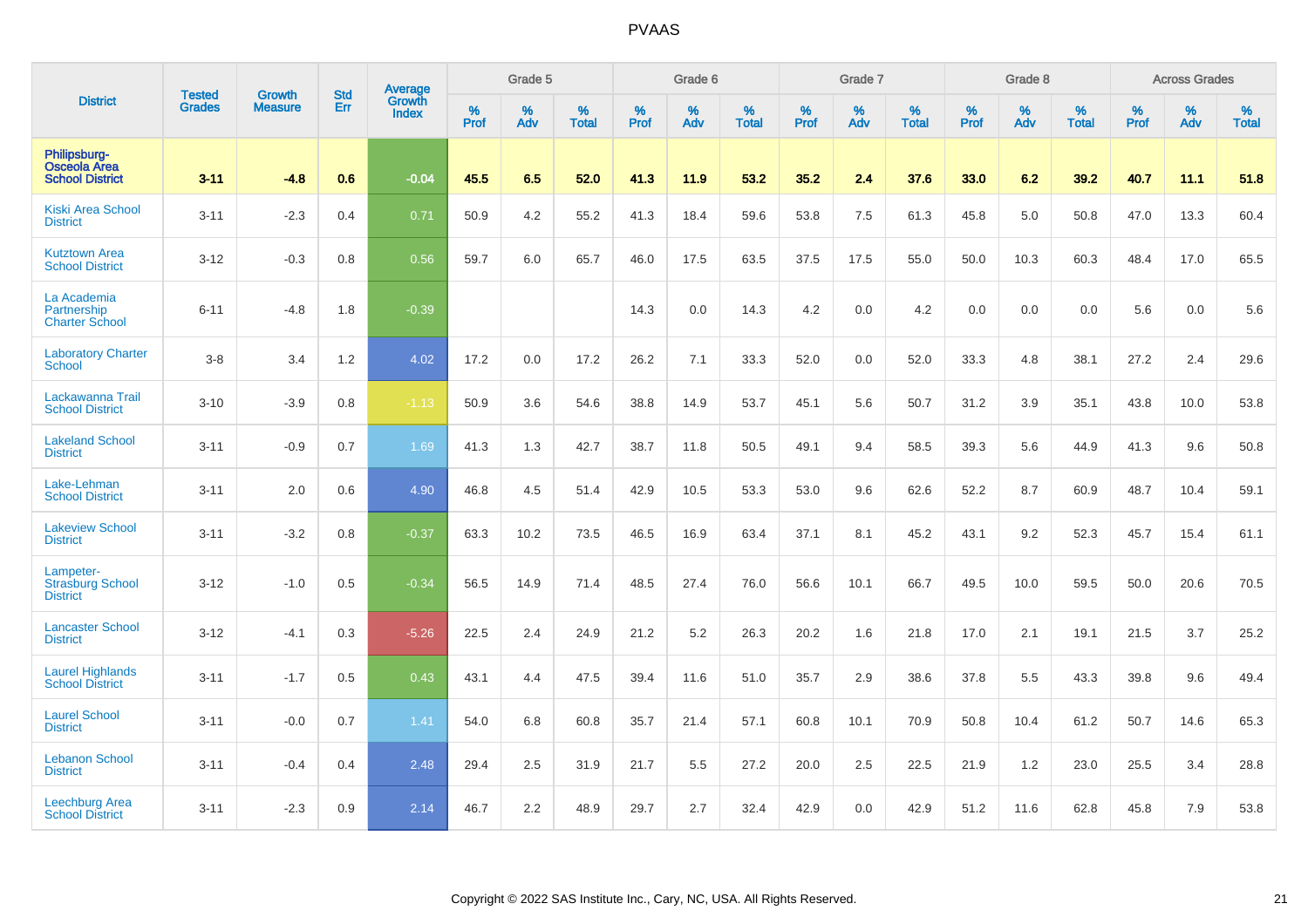# PVAAS

| District | Tested Grades | Growth Measure | Std Err | Average Growth Index | Grade 5 | | | Grade 6 | | | Grade 7 | | | Grade 8 | | | Across Grades | | |
|---|---|---|---|---|---|---|---|---|---|---|---|---|---|---|---|---|---|---|---|
| | | | | | % Prof | % Adv | % Total | % Prof | % Adv | % Total | % Prof | % Adv | % Total | % Prof | % Adv | % Total | % Prof | % Adv | % Total |
| **Philipsburg-Osceola Area School District** | **3-11** | **-4.8** | **0.6** | **-0.04** | **45.5** | **6.5** | **52.0** | **41.3** | **11.9** | **53.2** | **35.2** | **2.4** | **37.6** | **33.0** | **6.2** | **39.2** | **40.7** | **11.1** | **51.8** |
| Kiski Area School District | 3-11 | -2.3 | 0.4 | 0.71 | 50.9 | 4.2 | 55.2 | 41.3 | 18.4 | 59.6 | 53.8 | 7.5 | 61.3 | 45.8 | 5.0 | 50.8 | 47.0 | 13.3 | 60.4 |
| Kutztown Area School District | 3-12 | -0.3 | 0.8 | 0.56 | 59.7 | 6.0 | 65.7 | 46.0 | 17.5 | 63.5 | 37.5 | 17.5 | 55.0 | 50.0 | 10.3 | 60.3 | 48.4 | 17.0 | 65.5 |
| La Academia Partnership Charter School | 6-11 | -4.8 | 1.8 | -0.39 | | | | 14.3 | 0.0 | 14.3 | 4.2 | 0.0 | 4.2 | 0.0 | 0.0 | 0.0 | 5.6 | 0.0 | 5.6 |
| Laboratory Charter School | 3-8 | 3.4 | 1.2 | 4.02 | 17.2 | 0.0 | 17.2 | 26.2 | 7.1 | 33.3 | 52.0 | 0.0 | 52.0 | 33.3 | 4.8 | 38.1 | 27.2 | 2.4 | 29.6 |
| Lackawanna Trail School District | 3-10 | -3.9 | 0.8 | -1.13 | 50.9 | 3.6 | 54.6 | 38.8 | 14.9 | 53.7 | 45.1 | 5.6 | 50.7 | 31.2 | 3.9 | 35.1 | 43.8 | 10.0 | 53.8 |
| Lakeland School District | 3-11 | -0.9 | 0.7 | 1.69 | 41.3 | 1.3 | 42.7 | 38.7 | 11.8 | 50.5 | 49.1 | 9.4 | 58.5 | 39.3 | 5.6 | 44.9 | 41.3 | 9.6 | 50.8 |
| Lake-Lehman School District | 3-11 | 2.0 | 0.6 | 4.90 | 46.8 | 4.5 | 51.4 | 42.9 | 10.5 | 53.3 | 53.0 | 9.6 | 62.6 | 52.2 | 8.7 | 60.9 | 48.7 | 10.4 | 59.1 |
| Lakeview School District | 3-11 | -3.2 | 0.8 | -0.37 | 63.3 | 10.2 | 73.5 | 46.5 | 16.9 | 63.4 | 37.1 | 8.1 | 45.2 | 43.1 | 9.2 | 52.3 | 45.7 | 15.4 | 61.1 |
| Lampeter-Strasburg School District | 3-12 | -1.0 | 0.5 | -0.34 | 56.5 | 14.9 | 71.4 | 48.5 | 27.4 | 76.0 | 56.6 | 10.1 | 66.7 | 49.5 | 10.0 | 59.5 | 50.0 | 20.6 | 70.5 |
| Lancaster School District | 3-12 | -4.1 | 0.3 | -5.26 | 22.5 | 2.4 | 24.9 | 21.2 | 5.2 | 26.3 | 20.2 | 1.6 | 21.8 | 17.0 | 2.1 | 19.1 | 21.5 | 3.7 | 25.2 |
| Laurel Highlands School District | 3-11 | -1.7 | 0.5 | 0.43 | 43.1 | 4.4 | 47.5 | 39.4 | 11.6 | 51.0 | 35.7 | 2.9 | 38.6 | 37.8 | 5.5 | 43.3 | 39.8 | 9.6 | 49.4 |
| Laurel School District | 3-11 | -0.0 | 0.7 | 1.41 | 54.0 | 6.8 | 60.8 | 35.7 | 21.4 | 57.1 | 60.8 | 10.1 | 70.9 | 50.8 | 10.4 | 61.2 | 50.7 | 14.6 | 65.3 |
| Lebanon School District | 3-11 | -0.4 | 0.4 | 2.48 | 29.4 | 2.5 | 31.9 | 21.7 | 5.5 | 27.2 | 20.0 | 2.5 | 22.5 | 21.9 | 1.2 | 23.0 | 25.5 | 3.4 | 28.8 |
| Leechburg Area School District | 3-11 | -2.3 | 0.9 | 2.14 | 46.7 | 2.2 | 48.9 | 29.7 | 2.7 | 32.4 | 42.9 | 0.0 | 42.9 | 51.2 | 11.6 | 62.8 | 45.8 | 7.9 | 53.8 |

Copyright © 2022 SAS Institute Inc., Cary, NC, USA. All Rights Reserved.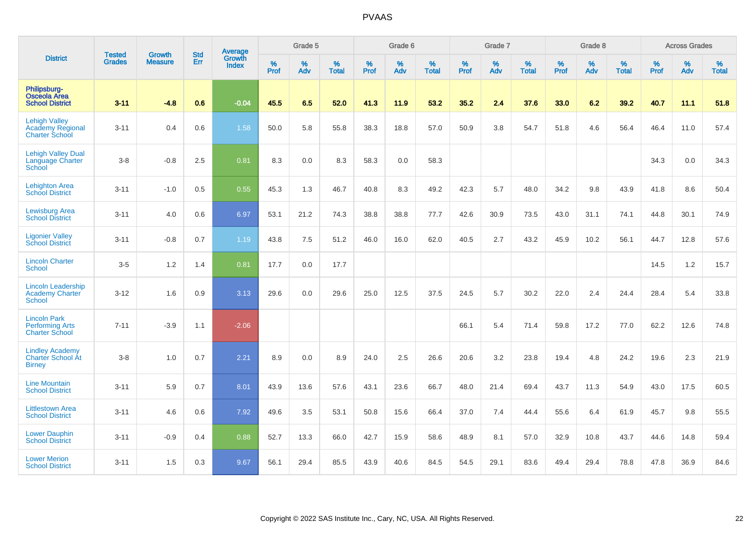# PVAAS

| District | Tested Grades | Growth Measure | Std Err | Average Growth Index | Grade 5 | | | Grade 6 | | | Grade 7 | | | Grade 8 | | | Across Grades | | |
|---|---|---|---|---|---|---|---|---|---|---|---|---|---|---|---|---|---|---|---|
| | | | | | % Prof | % Adv | % Total | % Prof | % Adv | % Total | % Prof | % Adv | % Total | % Prof | % Adv | % Total | % Prof | % Adv | % Total |
| **Philipsburg-Osceola Area School District** | **3-11** | **-4.8** | **0.6** | **-0.04** | **45.5** | **6.5** | **52.0** | **41.3** | **11.9** | **53.2** | **35.2** | **2.4** | **37.6** | **33.0** | **6.2** | **39.2** | **40.7** | **11.1** | **51.8** |
| Lehigh Valley Academy Regional Charter School | 3-11 | 0.4 | 0.6 | 1.58 | 50.0 | 5.8 | 55.8 | 38.3 | 18.8 | 57.0 | 50.9 | 3.8 | 54.7 | 51.8 | 4.6 | 56.4 | 46.4 | 11.0 | 57.4 |
| Lehigh Valley Dual Language Charter School | 3-8 | -0.8 | 2.5 | 0.81 | 8.3 | 0.0 | 8.3 | 58.3 | 0.0 | 58.3 | | | | | | | 34.3 | 0.0 | 34.3 |
| Lehighton Area School District | 3-11 | -1.0 | 0.5 | 0.55 | 45.3 | 1.3 | 46.7 | 40.8 | 8.3 | 49.2 | 42.3 | 5.7 | 48.0 | 34.2 | 9.8 | 43.9 | 41.8 | 8.6 | 50.4 |
| Lewisburg Area School District | 3-11 | 4.0 | 0.6 | 6.97 | 53.1 | 21.2 | 74.3 | 38.8 | 38.8 | 77.7 | 42.6 | 30.9 | 73.5 | 43.0 | 31.1 | 74.1 | 44.8 | 30.1 | 74.9 |
| Ligonier Valley School District | 3-11 | -0.8 | 0.7 | 1.19 | 43.8 | 7.5 | 51.2 | 46.0 | 16.0 | 62.0 | 40.5 | 2.7 | 43.2 | 45.9 | 10.2 | 56.1 | 44.7 | 12.8 | 57.6 |
| Lincoln Charter School | 3-5 | 1.2 | 1.4 | 0.81 | 17.7 | 0.0 | 17.7 | | | | | | | | | | 14.5 | 1.2 | 15.7 |
| Lincoln Leadership Academy Charter School | 3-12 | 1.6 | 0.9 | 3.13 | 29.6 | 0.0 | 29.6 | 25.0 | 12.5 | 37.5 | 24.5 | 5.7 | 30.2 | 22.0 | 2.4 | 24.4 | 28.4 | 5.4 | 33.8 |
| Lincoln Park Performing Arts Charter School | 7-11 | -3.9 | 1.1 | -2.06 | | | | | | | 66.1 | 5.4 | 71.4 | 59.8 | 17.2 | 77.0 | 62.2 | 12.6 | 74.8 |
| Lindley Academy Charter School At Birney | 3-8 | 1.0 | 0.7 | 2.21 | 8.9 | 0.0 | 8.9 | 24.0 | 2.5 | 26.6 | 20.6 | 3.2 | 23.8 | 19.4 | 4.8 | 24.2 | 19.6 | 2.3 | 21.9 |
| Line Mountain School District | 3-11 | 5.9 | 0.7 | 8.01 | 43.9 | 13.6 | 57.6 | 43.1 | 23.6 | 66.7 | 48.0 | 21.4 | 69.4 | 43.7 | 11.3 | 54.9 | 43.0 | 17.5 | 60.5 |
| Littlestown Area School District | 3-11 | 4.6 | 0.6 | 7.92 | 49.6 | 3.5 | 53.1 | 50.8 | 15.6 | 66.4 | 37.0 | 7.4 | 44.4 | 55.6 | 6.4 | 61.9 | 45.7 | 9.8 | 55.5 |
| Lower Dauphin School District | 3-11 | -0.9 | 0.4 | 0.88 | 52.7 | 13.3 | 66.0 | 42.7 | 15.9 | 58.6 | 48.9 | 8.1 | 57.0 | 32.9 | 10.8 | 43.7 | 44.6 | 14.8 | 59.4 |
| Lower Merion School District | 3-11 | 1.5 | 0.3 | 9.67 | 56.1 | 29.4 | 85.5 | 43.9 | 40.6 | 84.5 | 54.5 | 29.1 | 83.6 | 49.4 | 29.4 | 78.8 | 47.8 | 36.9 | 84.6 |

Copyright © 2022 SAS Institute Inc., Cary, NC, USA. All Rights Reserved.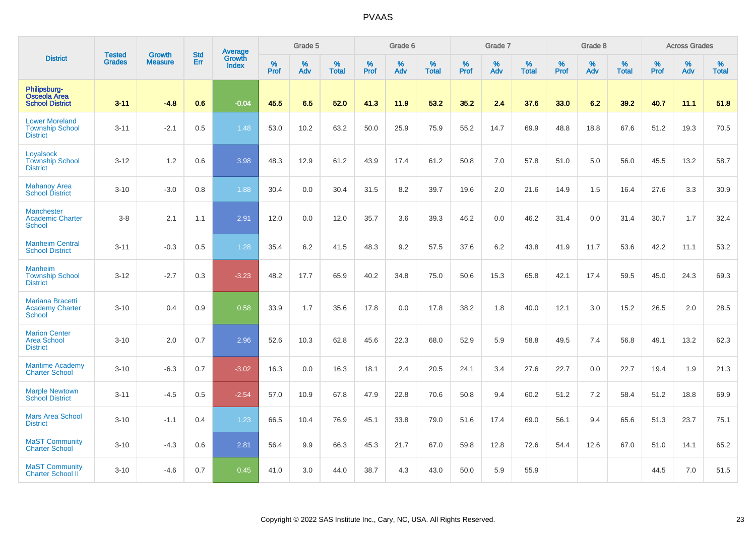# PVAAS

| District | Tested Grades | Growth Measure | Std Err | Average Growth Index | Grade 5 | | | Grade 6 | | | Grade 7 | | | Grade 8 | | | Across Grades | | |
|---|---|---|---|---|---|---|---|---|---|---|---|---|---|---|---|---|---|---|---|
| | | | | | % Prof | % Adv | % Total | % Prof | % Adv | % Total | % Prof | % Adv | % Total | % Prof | % Adv | % Total | % Prof | % Adv | % Total |
| **Philipsburg-Osceola Area School District** | **3-11** | **-4.8** | **0.6** | **-0.04** | **45.5** | **6.5** | **52.0** | **41.3** | **11.9** | **53.2** | **35.2** | **2.4** | **37.6** | **33.0** | **6.2** | **39.2** | **40.7** | **11.1** | **51.8** |
| Lower Moreland Township School District | 3-11 | -2.1 | 0.5 | 1.48 | 53.0 | 10.2 | 63.2 | 50.0 | 25.9 | 75.9 | 55.2 | 14.7 | 69.9 | 48.8 | 18.8 | 67.6 | 51.2 | 19.3 | 70.5 |
| Loyalsock Township School District | 3-12 | 1.2 | 0.6 | 3.98 | 48.3 | 12.9 | 61.2 | 43.9 | 17.4 | 61.2 | 50.8 | 7.0 | 57.8 | 51.0 | 5.0 | 56.0 | 45.5 | 13.2 | 58.7 |
| Mahanoy Area School District | 3-10 | -3.0 | 0.8 | 1.88 | 30.4 | 0.0 | 30.4 | 31.5 | 8.2 | 39.7 | 19.6 | 2.0 | 21.6 | 14.9 | 1.5 | 16.4 | 27.6 | 3.3 | 30.9 |
| Manchester Academic Charter School | 3-8 | 2.1 | 1.1 | 2.91 | 12.0 | 0.0 | 12.0 | 35.7 | 3.6 | 39.3 | 46.2 | 0.0 | 46.2 | 31.4 | 0.0 | 31.4 | 30.7 | 1.7 | 32.4 |
| Manheim Central School District | 3-11 | -0.3 | 0.5 | 1.28 | 35.4 | 6.2 | 41.5 | 48.3 | 9.2 | 57.5 | 37.6 | 6.2 | 43.8 | 41.9 | 11.7 | 53.6 | 42.2 | 11.1 | 53.2 |
| Manheim Township School District | 3-12 | -2.7 | 0.3 | -3.23 | 48.2 | 17.7 | 65.9 | 40.2 | 34.8 | 75.0 | 50.6 | 15.3 | 65.8 | 42.1 | 17.4 | 59.5 | 45.0 | 24.3 | 69.3 |
| Mariana Bracetti Academy Charter School | 3-10 | 0.4 | 0.9 | 0.58 | 33.9 | 1.7 | 35.6 | 17.8 | 0.0 | 17.8 | 38.2 | 1.8 | 40.0 | 12.1 | 3.0 | 15.2 | 26.5 | 2.0 | 28.5 |
| Marion Center Area School District | 3-10 | 2.0 | 0.7 | 2.96 | 52.6 | 10.3 | 62.8 | 45.6 | 22.3 | 68.0 | 52.9 | 5.9 | 58.8 | 49.5 | 7.4 | 56.8 | 49.1 | 13.2 | 62.3 |
| Maritime Academy Charter School | 3-10 | -6.3 | 0.7 | -3.02 | 16.3 | 0.0 | 16.3 | 18.1 | 2.4 | 20.5 | 24.1 | 3.4 | 27.6 | 22.7 | 0.0 | 22.7 | 19.4 | 1.9 | 21.3 |
| Marple Newtown School District | 3-11 | -4.5 | 0.5 | -2.54 | 57.0 | 10.9 | 67.8 | 47.9 | 22.8 | 70.6 | 50.8 | 9.4 | 60.2 | 51.2 | 7.2 | 58.4 | 51.2 | 18.8 | 69.9 |
| Mars Area School District | 3-10 | -1.1 | 0.4 | 1.23 | 66.5 | 10.4 | 76.9 | 45.1 | 33.8 | 79.0 | 51.6 | 17.4 | 69.0 | 56.1 | 9.4 | 65.6 | 51.3 | 23.7 | 75.1 |
| MaST Community Charter School | 3-10 | -4.3 | 0.6 | 2.81 | 56.4 | 9.9 | 66.3 | 45.3 | 21.7 | 67.0 | 59.8 | 12.8 | 72.6 | 54.4 | 12.6 | 67.0 | 51.0 | 14.1 | 65.2 |
| MaST Community Charter School II | 3-10 | -4.6 | 0.7 | 0.45 | 41.0 | 3.0 | 44.0 | 38.7 | 4.3 | 43.0 | 50.0 | 5.9 | 55.9 | | | | 44.5 | 7.0 | 51.5 |

Copyright © 2022 SAS Institute Inc., Cary, NC, USA. All Rights Reserved.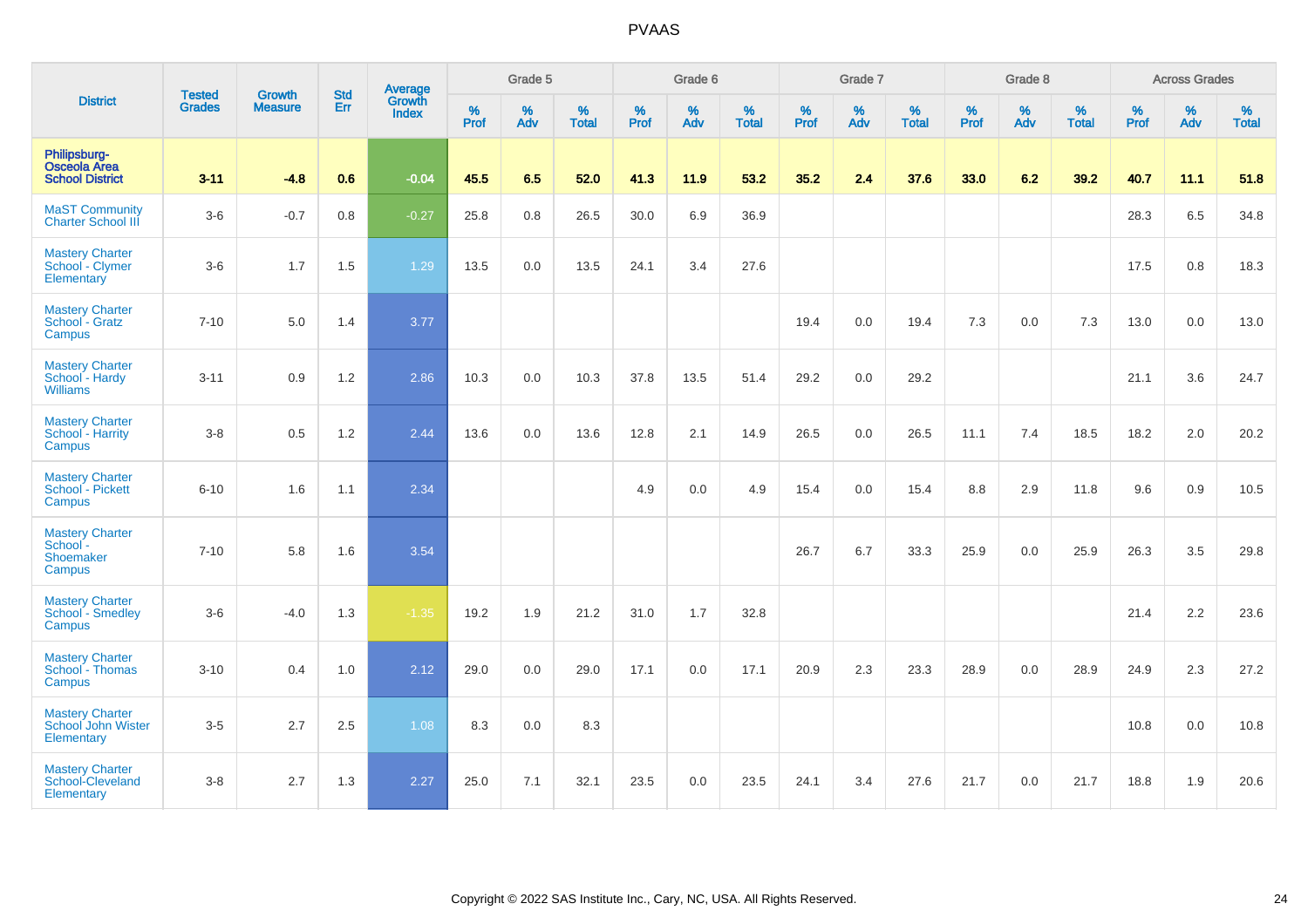# PVAAS

| District | Tested Grades | Growth Measure | Std Err | Average Growth Index | Grade 5 | | | Grade 6 | | | Grade 7 | | | Grade 8 | | | Across Grades | | |
|---|---|---|---|---|---|---|---|---|---|---|---|---|---|---|---|---|---|---|---|
| | | | | | % Prof | % Adv | % Total | % Prof | % Adv | % Total | % Prof | % Adv | % Total | % Prof | % Adv | % Total | % Prof | % Adv | % Total |
| **Philipsburg-Osceola Area School District** | **3-11** | **-4.8** | **0.6** | **-0.04** | **45.5** | **6.5** | **52.0** | **41.3** | **11.9** | **53.2** | **35.2** | **2.4** | **37.6** | **33.0** | **6.2** | **39.2** | **40.7** | **11.1** | **51.8** |
| MaST Community Charter School III | 3-6 | -0.7 | 0.8 | -0.27 | 25.8 | 0.8 | 26.5 | 30.0 | 6.9 | 36.9 | | | | | | | 28.3 | 6.5 | 34.8 |
| Mastery Charter School - Clymer Elementary | 3-6 | 1.7 | 1.5 | 1.29 | 13.5 | 0.0 | 13.5 | 24.1 | 3.4 | 27.6 | | | | | | | 17.5 | 0.8 | 18.3 |
| Mastery Charter School - Gratz Campus | 7-10 | 5.0 | 1.4 | 3.77 | | | | | | | 19.4 | 0.0 | 19.4 | 7.3 | 0.0 | 7.3 | 13.0 | 0.0 | 13.0 |
| Mastery Charter School - Hardy Williams | 3-11 | 0.9 | 1.2 | 2.86 | 10.3 | 0.0 | 10.3 | 37.8 | 13.5 | 51.4 | 29.2 | 0.0 | 29.2 | | | | 21.1 | 3.6 | 24.7 |
| Mastery Charter School - Harrity Campus | 3-8 | 0.5 | 1.2 | 2.44 | 13.6 | 0.0 | 13.6 | 12.8 | 2.1 | 14.9 | 26.5 | 0.0 | 26.5 | 11.1 | 7.4 | 18.5 | 18.2 | 2.0 | 20.2 |
| Mastery Charter School - Pickett Campus | 6-10 | 1.6 | 1.1 | 2.34 | | | | 4.9 | 0.0 | 4.9 | 15.4 | 0.0 | 15.4 | 8.8 | 2.9 | 11.8 | 9.6 | 0.9 | 10.5 |
| Mastery Charter School - Shoemaker Campus | 7-10 | 5.8 | 1.6 | 3.54 | | | | | | | 26.7 | 6.7 | 33.3 | 25.9 | 0.0 | 25.9 | 26.3 | 3.5 | 29.8 |
| Mastery Charter School - Smedley Campus | 3-6 | -4.0 | 1.3 | -1.35 | 19.2 | 1.9 | 21.2 | 31.0 | 1.7 | 32.8 | | | | | | | 21.4 | 2.2 | 23.6 |
| Mastery Charter School - Thomas Campus | 3-10 | 0.4 | 1.0 | 2.12 | 29.0 | 0.0 | 29.0 | 17.1 | 0.0 | 17.1 | 20.9 | 2.3 | 23.3 | 28.9 | 0.0 | 28.9 | 24.9 | 2.3 | 27.2 |
| Mastery Charter School John Wister Elementary | 3-5 | 2.7 | 2.5 | 1.08 | 8.3 | 0.0 | 8.3 | | | | | | | | | | 10.8 | 0.0 | 10.8 |
| Mastery Charter School-Cleveland Elementary | 3-8 | 2.7 | 1.3 | 2.27 | 25.0 | 7.1 | 32.1 | 23.5 | 0.0 | 23.5 | 24.1 | 3.4 | 27.6 | 21.7 | 0.0 | 21.7 | 18.8 | 1.9 | 20.6 |

Copyright © 2022 SAS Institute Inc., Cary, NC, USA. All Rights Reserved.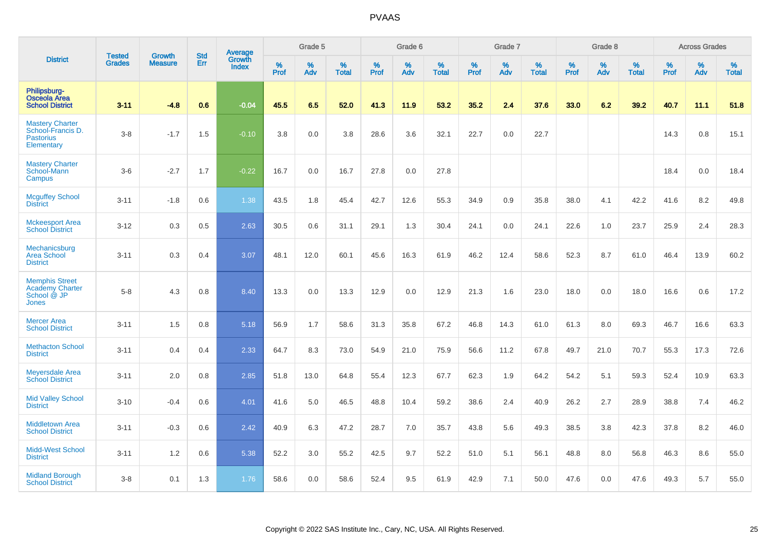# PVAAS

| District | Tested Grades | Growth Measure | Std Err | Average Growth Index | Grade 5 | | | Grade 6 | | | Grade 7 | | | Grade 8 | | | Across Grades | | |
|---|---|---|---|---|---|---|---|---|---|---|---|---|---|---|---|---|---|---|---|
| | | | | | % Prof | % Adv | % Total | % Prof | % Adv | % Total | % Prof | % Adv | % Total | % Prof | % Adv | % Total | % Prof | % Adv | % Total |
| **Philipsburg-Osceola Area School District** | **3-11** | **-4.8** | **0.6** | **-0.04** | **45.5** | **6.5** | **52.0** | **41.3** | **11.9** | **53.2** | **35.2** | **2.4** | **37.6** | **33.0** | **6.2** | **39.2** | **40.7** | **11.1** | **51.8** |
| Mastery Charter School-Francis D. Pastorius Elementary | 3-8 | -1.7 | 1.5 | -0.10 | 3.8 | 0.0 | 3.8 | 28.6 | 3.6 | 32.1 | 22.7 | 0.0 | 22.7 | | | | 14.3 | 0.8 | 15.1 |
| Mastery Charter School-Mann Campus | 3-6 | -2.7 | 1.7 | -0.22 | 16.7 | 0.0 | 16.7 | 27.8 | 0.0 | 27.8 | | | | | | | 18.4 | 0.0 | 18.4 |
| Mcguffey School District | 3-11 | -1.8 | 0.6 | 1.38 | 43.5 | 1.8 | 45.4 | 42.7 | 12.6 | 55.3 | 34.9 | 0.9 | 35.8 | 38.0 | 4.1 | 42.2 | 41.6 | 8.2 | 49.8 |
| Mckeesport Area School District | 3-12 | 0.3 | 0.5 | 2.63 | 30.5 | 0.6 | 31.1 | 29.1 | 1.3 | 30.4 | 24.1 | 0.0 | 24.1 | 22.6 | 1.0 | 23.7 | 25.9 | 2.4 | 28.3 |
| Mechanicsburg Area School District | 3-11 | 0.3 | 0.4 | 3.07 | 48.1 | 12.0 | 60.1 | 45.6 | 16.3 | 61.9 | 46.2 | 12.4 | 58.6 | 52.3 | 8.7 | 61.0 | 46.4 | 13.9 | 60.2 |
| Memphis Street Academy Charter School @ JP Jones | 5-8 | 4.3 | 0.8 | 8.40 | 13.3 | 0.0 | 13.3 | 12.9 | 0.0 | 12.9 | 21.3 | 1.6 | 23.0 | 18.0 | 0.0 | 18.0 | 16.6 | 0.6 | 17.2 |
| Mercer Area School District | 3-11 | 1.5 | 0.8 | 5.18 | 56.9 | 1.7 | 58.6 | 31.3 | 35.8 | 67.2 | 46.8 | 14.3 | 61.0 | 61.3 | 8.0 | 69.3 | 46.7 | 16.6 | 63.3 |
| Methacton School District | 3-11 | 0.4 | 0.4 | 2.33 | 64.7 | 8.3 | 73.0 | 54.9 | 21.0 | 75.9 | 56.6 | 11.2 | 67.8 | 49.7 | 21.0 | 70.7 | 55.3 | 17.3 | 72.6 |
| Meyersdale Area School District | 3-11 | 2.0 | 0.8 | 2.85 | 51.8 | 13.0 | 64.8 | 55.4 | 12.3 | 67.7 | 62.3 | 1.9 | 64.2 | 54.2 | 5.1 | 59.3 | 52.4 | 10.9 | 63.3 |
| Mid Valley School District | 3-10 | -0.4 | 0.6 | 4.01 | 41.6 | 5.0 | 46.5 | 48.8 | 10.4 | 59.2 | 38.6 | 2.4 | 40.9 | 26.2 | 2.7 | 28.9 | 38.8 | 7.4 | 46.2 |
| Middletown Area School District | 3-11 | -0.3 | 0.6 | 2.42 | 40.9 | 6.3 | 47.2 | 28.7 | 7.0 | 35.7 | 43.8 | 5.6 | 49.3 | 38.5 | 3.8 | 42.3 | 37.8 | 8.2 | 46.0 |
| Midd-West School District | 3-11 | 1.2 | 0.6 | 5.38 | 52.2 | 3.0 | 55.2 | 42.5 | 9.7 | 52.2 | 51.0 | 5.1 | 56.1 | 48.8 | 8.0 | 56.8 | 46.3 | 8.6 | 55.0 |
| Midland Borough School District | 3-8 | 0.1 | 1.3 | 1.76 | 58.6 | 0.0 | 58.6 | 52.4 | 9.5 | 61.9 | 42.9 | 7.1 | 50.0 | 47.6 | 0.0 | 47.6 | 49.3 | 5.7 | 55.0 |

Copyright © 2022 SAS Institute Inc., Cary, NC, USA. All Rights Reserved.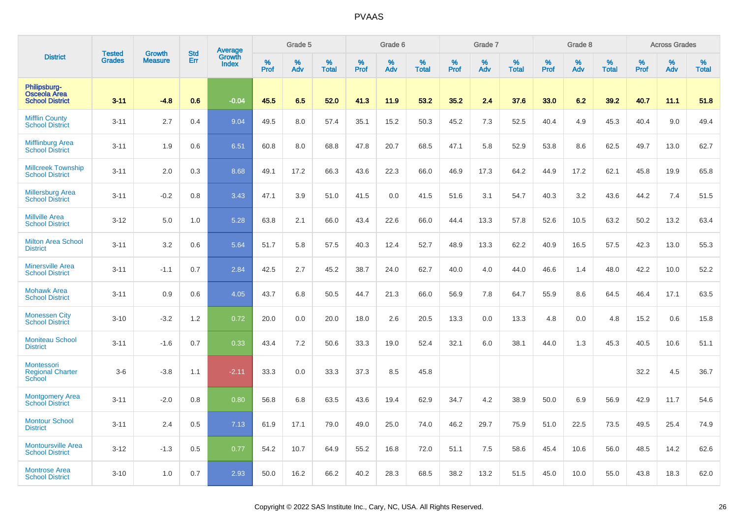# PVAAS

| District | Tested Grades | Growth Measure | Std Err | Average Growth Index | Grade 5 | | | Grade 6 | | | Grade 7 | | | Grade 8 | | | Across Grades | | |
|---|---|---|---|---|---|---|---|---|---|---|---|---|---|---|---|---|---|---|---|
| | | | | | % Prof | % Adv | % Total | % Prof | % Adv | % Total | % Prof | % Adv | % Total | % Prof | % Adv | % Total | % Prof | % Adv | % Total |
| **Philipsburg-Osceola Area School District** | **3-11** | **-4.8** | **0.6** | **-0.04** | **45.5** | **6.5** | **52.0** | **41.3** | **11.9** | **53.2** | **35.2** | **2.4** | **37.6** | **33.0** | **6.2** | **39.2** | **40.7** | **11.1** | **51.8** |
| Mifflin County School District | 3-11 | 2.7 | 0.4 | 9.04 | 49.5 | 8.0 | 57.4 | 35.1 | 15.2 | 50.3 | 45.2 | 7.3 | 52.5 | 40.4 | 4.9 | 45.3 | 40.4 | 9.0 | 49.4 |
| Mifflinburg Area School District | 3-11 | 1.9 | 0.6 | 6.51 | 60.8 | 8.0 | 68.8 | 47.8 | 20.7 | 68.5 | 47.1 | 5.8 | 52.9 | 53.8 | 8.6 | 62.5 | 49.7 | 13.0 | 62.7 |
| Millcreek Township School District | 3-11 | 2.0 | 0.3 | 8.68 | 49.1 | 17.2 | 66.3 | 43.6 | 22.3 | 66.0 | 46.9 | 17.3 | 64.2 | 44.9 | 17.2 | 62.1 | 45.8 | 19.9 | 65.8 |
| Millersburg Area School District | 3-11 | -0.2 | 0.8 | 3.43 | 47.1 | 3.9 | 51.0 | 41.5 | 0.0 | 41.5 | 51.6 | 3.1 | 54.7 | 40.3 | 3.2 | 43.6 | 44.2 | 7.4 | 51.5 |
| Millville Area School District | 3-12 | 5.0 | 1.0 | 5.28 | 63.8 | 2.1 | 66.0 | 43.4 | 22.6 | 66.0 | 44.4 | 13.3 | 57.8 | 52.6 | 10.5 | 63.2 | 50.2 | 13.2 | 63.4 |
| Milton Area School District | 3-11 | 3.2 | 0.6 | 5.64 | 51.7 | 5.8 | 57.5 | 40.3 | 12.4 | 52.7 | 48.9 | 13.3 | 62.2 | 40.9 | 16.5 | 57.5 | 42.3 | 13.0 | 55.3 |
| Minersville Area School District | 3-11 | -1.1 | 0.7 | 2.84 | 42.5 | 2.7 | 45.2 | 38.7 | 24.0 | 62.7 | 40.0 | 4.0 | 44.0 | 46.6 | 1.4 | 48.0 | 42.2 | 10.0 | 52.2 |
| Mohawk Area School District | 3-11 | 0.9 | 0.6 | 4.05 | 43.7 | 6.8 | 50.5 | 44.7 | 21.3 | 66.0 | 56.9 | 7.8 | 64.7 | 55.9 | 8.6 | 64.5 | 46.4 | 17.1 | 63.5 |
| Monessen City School District | 3-10 | -3.2 | 1.2 | 0.72 | 20.0 | 0.0 | 20.0 | 18.0 | 2.6 | 20.5 | 13.3 | 0.0 | 13.3 | 4.8 | 0.0 | 4.8 | 15.2 | 0.6 | 15.8 |
| Moniteau School District | 3-11 | -1.6 | 0.7 | 0.33 | 43.4 | 7.2 | 50.6 | 33.3 | 19.0 | 52.4 | 32.1 | 6.0 | 38.1 | 44.0 | 1.3 | 45.3 | 40.5 | 10.6 | 51.1 |
| Montessori Regional Charter School | 3-6 | -3.8 | 1.1 | -2.11 | 33.3 | 0.0 | 33.3 | 37.3 | 8.5 | 45.8 | | | | | | | 32.2 | 4.5 | 36.7 |
| Montgomery Area School District | 3-11 | -2.0 | 0.8 | 0.80 | 56.8 | 6.8 | 63.5 | 43.6 | 19.4 | 62.9 | 34.7 | 4.2 | 38.9 | 50.0 | 6.9 | 56.9 | 42.9 | 11.7 | 54.6 |
| Montour School District | 3-11 | 2.4 | 0.5 | 7.13 | 61.9 | 17.1 | 79.0 | 49.0 | 25.0 | 74.0 | 46.2 | 29.7 | 75.9 | 51.0 | 22.5 | 73.5 | 49.5 | 25.4 | 74.9 |
| Montoursville Area School District | 3-12 | -1.3 | 0.5 | 0.77 | 54.2 | 10.7 | 64.9 | 55.2 | 16.8 | 72.0 | 51.1 | 7.5 | 58.6 | 45.4 | 10.6 | 56.0 | 48.5 | 14.2 | 62.6 |
| Montrose Area School District | 3-10 | 1.0 | 0.7 | 2.93 | 50.0 | 16.2 | 66.2 | 40.2 | 28.3 | 68.5 | 38.2 | 13.2 | 51.5 | 45.0 | 10.0 | 55.0 | 43.8 | 18.3 | 62.0 |

Copyright © 2022 SAS Institute Inc., Cary, NC, USA. All Rights Reserved.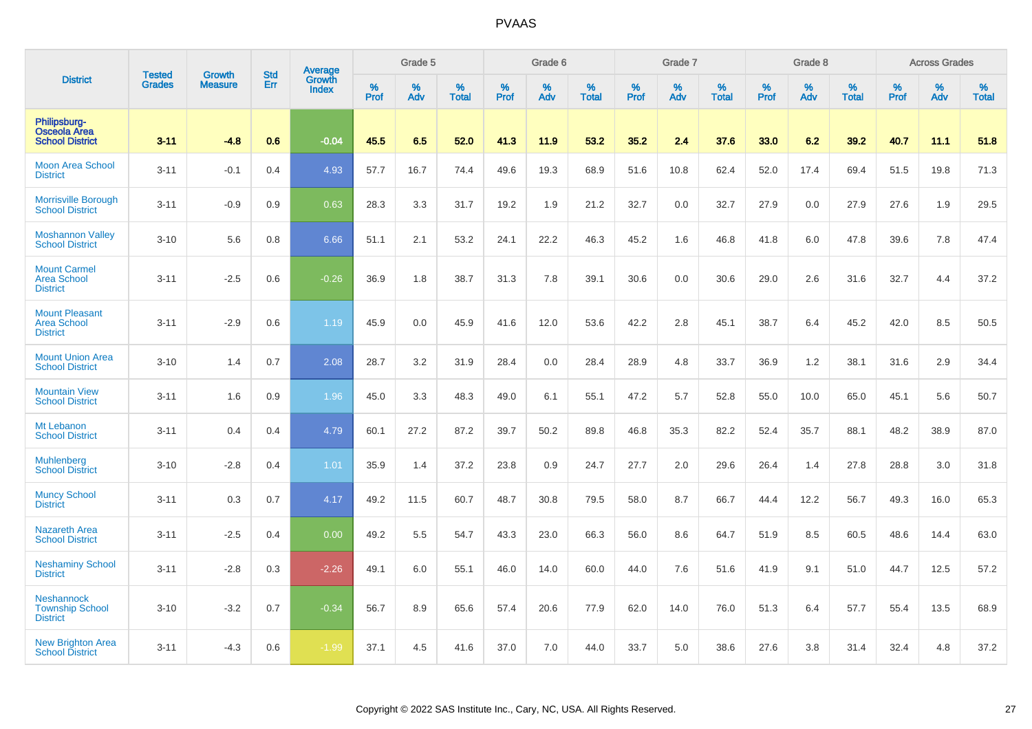# PVAAS

| District | Tested Grades | Growth Measure | Std Err | Average Growth Index | Grade 5 | | | Grade 6 | | | Grade 7 | | | Grade 8 | | | Across Grades | | |
|---|---|---|---|---|---|---|---|---|---|---|---|---|---|---|---|---|---|---|---|
| | | | | | % Prof | % Adv | % Total | % Prof | % Adv | % Total | % Prof | % Adv | % Total | % Prof | % Adv | % Total | % Prof | % Adv | % Total |
| **Philipsburg-Osceola Area School District** | **3-11** | **-4.8** | **0.6** | **-0.04** | **45.5** | **6.5** | **52.0** | **41.3** | **11.9** | **53.2** | **35.2** | **2.4** | **37.6** | **33.0** | **6.2** | **39.2** | **40.7** | **11.1** | **51.8** |
| Moon Area School District | 3-11 | -0.1 | 0.4 | 4.93 | 57.7 | 16.7 | 74.4 | 49.6 | 19.3 | 68.9 | 51.6 | 10.8 | 62.4 | 52.0 | 17.4 | 69.4 | 51.5 | 19.8 | 71.3 |
| Morrisville Borough School District | 3-11 | -0.9 | 0.9 | 0.63 | 28.3 | 3.3 | 31.7 | 19.2 | 1.9 | 21.2 | 32.7 | 0.0 | 32.7 | 27.9 | 0.0 | 27.9 | 27.6 | 1.9 | 29.5 |
| Moshannon Valley School District | 3-10 | 5.6 | 0.8 | 6.66 | 51.1 | 2.1 | 53.2 | 24.1 | 22.2 | 46.3 | 45.2 | 1.6 | 46.8 | 41.8 | 6.0 | 47.8 | 39.6 | 7.8 | 47.4 |
| Mount Carmel Area School District | 3-11 | -2.5 | 0.6 | -0.26 | 36.9 | 1.8 | 38.7 | 31.3 | 7.8 | 39.1 | 30.6 | 0.0 | 30.6 | 29.0 | 2.6 | 31.6 | 32.7 | 4.4 | 37.2 |
| Mount Pleasant Area School District | 3-11 | -2.9 | 0.6 | 1.19 | 45.9 | 0.0 | 45.9 | 41.6 | 12.0 | 53.6 | 42.2 | 2.8 | 45.1 | 38.7 | 6.4 | 45.2 | 42.0 | 8.5 | 50.5 |
| Mount Union Area School District | 3-10 | 1.4 | 0.7 | 2.08 | 28.7 | 3.2 | 31.9 | 28.4 | 0.0 | 28.4 | 28.9 | 4.8 | 33.7 | 36.9 | 1.2 | 38.1 | 31.6 | 2.9 | 34.4 |
| Mountain View School District | 3-11 | 1.6 | 0.9 | 1.96 | 45.0 | 3.3 | 48.3 | 49.0 | 6.1 | 55.1 | 47.2 | 5.7 | 52.8 | 55.0 | 10.0 | 65.0 | 45.1 | 5.6 | 50.7 |
| Mt Lebanon School District | 3-11 | 0.4 | 0.4 | 4.79 | 60.1 | 27.2 | 87.2 | 39.7 | 50.2 | 89.8 | 46.8 | 35.3 | 82.2 | 52.4 | 35.7 | 88.1 | 48.2 | 38.9 | 87.0 |
| Muhlenberg School District | 3-10 | -2.8 | 0.4 | 1.01 | 35.9 | 1.4 | 37.2 | 23.8 | 0.9 | 24.7 | 27.7 | 2.0 | 29.6 | 26.4 | 1.4 | 27.8 | 28.8 | 3.0 | 31.8 |
| Muncy School District | 3-11 | 0.3 | 0.7 | 4.17 | 49.2 | 11.5 | 60.7 | 48.7 | 30.8 | 79.5 | 58.0 | 8.7 | 66.7 | 44.4 | 12.2 | 56.7 | 49.3 | 16.0 | 65.3 |
| Nazareth Area School District | 3-11 | -2.5 | 0.4 | 0.00 | 49.2 | 5.5 | 54.7 | 43.3 | 23.0 | 66.3 | 56.0 | 8.6 | 64.7 | 51.9 | 8.5 | 60.5 | 48.6 | 14.4 | 63.0 |
| Neshaminy School District | 3-11 | -2.8 | 0.3 | -2.26 | 49.1 | 6.0 | 55.1 | 46.0 | 14.0 | 60.0 | 44.0 | 7.6 | 51.6 | 41.9 | 9.1 | 51.0 | 44.7 | 12.5 | 57.2 |
| Neshannock Township School District | 3-10 | -3.2 | 0.7 | -0.34 | 56.7 | 8.9 | 65.6 | 57.4 | 20.6 | 77.9 | 62.0 | 14.0 | 76.0 | 51.3 | 6.4 | 57.7 | 55.4 | 13.5 | 68.9 |
| New Brighton Area School District | 3-11 | -4.3 | 0.6 | -1.99 | 37.1 | 4.5 | 41.6 | 37.0 | 7.0 | 44.0 | 33.7 | 5.0 | 38.6 | 27.6 | 3.8 | 31.4 | 32.4 | 4.8 | 37.2 |

Copyright © 2022 SAS Institute Inc., Cary, NC, USA. All Rights Reserved.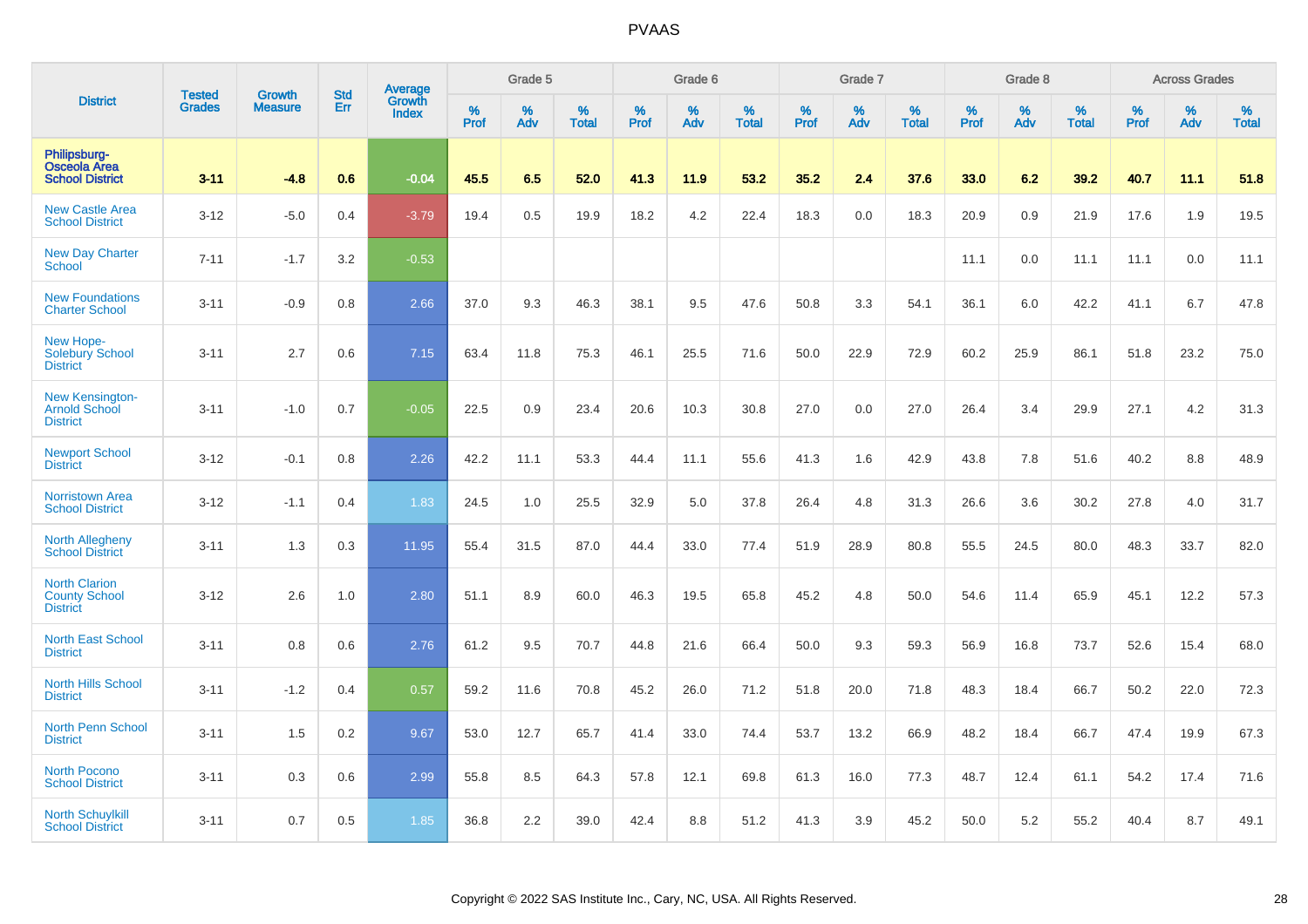# PVAAS

| District | Tested Grades | Growth Measure | Std Err | Average Growth Index | Grade 5 | | | Grade 6 | | | Grade 7 | | | Grade 8 | | | Across Grades | | |
|---|---|---|---|---|---|---|---|---|---|---|---|---|---|---|---|---|---|---|---|
| | | | | | % Prof | % Adv | % Total | % Prof | % Adv | % Total | % Prof | % Adv | % Total | % Prof | % Adv | % Total | % Prof | % Adv | % Total |
| **Philipsburg-Osceola Area School District** | **3-11** | **-4.8** | **0.6** | **-0.04** | **45.5** | **6.5** | **52.0** | **41.3** | **11.9** | **53.2** | **35.2** | **2.4** | **37.6** | **33.0** | **6.2** | **39.2** | **40.7** | **11.1** | **51.8** |
| New Castle Area School District | 3-12 | -5.0 | 0.4 | -3.79 | 19.4 | 0.5 | 19.9 | 18.2 | 4.2 | 22.4 | 18.3 | 0.0 | 18.3 | 20.9 | 0.9 | 21.9 | 17.6 | 1.9 | 19.5 |
| New Day Charter School | 7-11 | -1.7 | 3.2 | -0.53 | | | | | | | | | | 11.1 | 0.0 | 11.1 | 11.1 | 0.0 | 11.1 |
| New Foundations Charter School | 3-11 | -0.9 | 0.8 | 2.66 | 37.0 | 9.3 | 46.3 | 38.1 | 9.5 | 47.6 | 50.8 | 3.3 | 54.1 | 36.1 | 6.0 | 42.2 | 41.1 | 6.7 | 47.8 |
| New Hope-Solebury School District | 3-11 | 2.7 | 0.6 | 7.15 | 63.4 | 11.8 | 75.3 | 46.1 | 25.5 | 71.6 | 50.0 | 22.9 | 72.9 | 60.2 | 25.9 | 86.1 | 51.8 | 23.2 | 75.0 |
| New Kensington-Arnold School District | 3-11 | -1.0 | 0.7 | -0.05 | 22.5 | 0.9 | 23.4 | 20.6 | 10.3 | 30.8 | 27.0 | 0.0 | 27.0 | 26.4 | 3.4 | 29.9 | 27.1 | 4.2 | 31.3 |
| Newport School District | 3-12 | -0.1 | 0.8 | 2.26 | 42.2 | 11.1 | 53.3 | 44.4 | 11.1 | 55.6 | 41.3 | 1.6 | 42.9 | 43.8 | 7.8 | 51.6 | 40.2 | 8.8 | 48.9 |
| Norristown Area School District | 3-12 | -1.1 | 0.4 | 1.83 | 24.5 | 1.0 | 25.5 | 32.9 | 5.0 | 37.8 | 26.4 | 4.8 | 31.3 | 26.6 | 3.6 | 30.2 | 27.8 | 4.0 | 31.7 |
| North Allegheny School District | 3-11 | 1.3 | 0.3 | 11.95 | 55.4 | 31.5 | 87.0 | 44.4 | 33.0 | 77.4 | 51.9 | 28.9 | 80.8 | 55.5 | 24.5 | 80.0 | 48.3 | 33.7 | 82.0 |
| North Clarion County School District | 3-12 | 2.6 | 1.0 | 2.80 | 51.1 | 8.9 | 60.0 | 46.3 | 19.5 | 65.8 | 45.2 | 4.8 | 50.0 | 54.6 | 11.4 | 65.9 | 45.1 | 12.2 | 57.3 |
| North East School District | 3-11 | 0.8 | 0.6 | 2.76 | 61.2 | 9.5 | 70.7 | 44.8 | 21.6 | 66.4 | 50.0 | 9.3 | 59.3 | 56.9 | 16.8 | 73.7 | 52.6 | 15.4 | 68.0 |
| North Hills School District | 3-11 | -1.2 | 0.4 | 0.57 | 59.2 | 11.6 | 70.8 | 45.2 | 26.0 | 71.2 | 51.8 | 20.0 | 71.8 | 48.3 | 18.4 | 66.7 | 50.2 | 22.0 | 72.3 |
| North Penn School District | 3-11 | 1.5 | 0.2 | 9.67 | 53.0 | 12.7 | 65.7 | 41.4 | 33.0 | 74.4 | 53.7 | 13.2 | 66.9 | 48.2 | 18.4 | 66.7 | 47.4 | 19.9 | 67.3 |
| North Pocono School District | 3-11 | 0.3 | 0.6 | 2.99 | 55.8 | 8.5 | 64.3 | 57.8 | 12.1 | 69.8 | 61.3 | 16.0 | 77.3 | 48.7 | 12.4 | 61.1 | 54.2 | 17.4 | 71.6 |
| North Schuylkill School District | 3-11 | 0.7 | 0.5 | 1.85 | 36.8 | 2.2 | 39.0 | 42.4 | 8.8 | 51.2 | 41.3 | 3.9 | 45.2 | 50.0 | 5.2 | 55.2 | 40.4 | 8.7 | 49.1 |

Copyright © 2022 SAS Institute Inc., Cary, NC, USA. All Rights Reserved.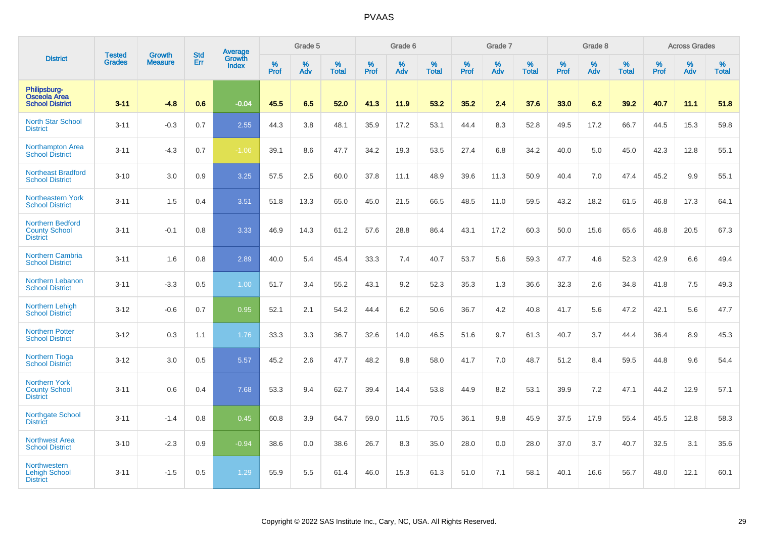# PVAAS

| District | Tested Grades | Growth Measure | Std Err | Average Growth Index | Grade 5 | | | Grade 6 | | | Grade 7 | | | Grade 8 | | | Across Grades | | |
|---|---|---|---|---|---|---|---|---|---|---|---|---|---|---|---|---|---|---|---|
| | | | | | % Prof | % Adv | % Total | % Prof | % Adv | % Total | % Prof | % Adv | % Total | % Prof | % Adv | % Total | % Prof | % Adv | % Total |
| **Philipsburg-Osceola Area School District** | **3-11** | **-4.8** | **0.6** | **-0.04** | **45.5** | **6.5** | **52.0** | **41.3** | **11.9** | **53.2** | **35.2** | **2.4** | **37.6** | **33.0** | **6.2** | **39.2** | **40.7** | **11.1** | **51.8** |
| North Star School District | 3-11 | -0.3 | 0.7 | 2.55 | 44.3 | 3.8 | 48.1 | 35.9 | 17.2 | 53.1 | 44.4 | 8.3 | 52.8 | 49.5 | 17.2 | 66.7 | 44.5 | 15.3 | 59.8 |
| Northampton Area School District | 3-11 | -4.3 | 0.7 | -1.06 | 39.1 | 8.6 | 47.7 | 34.2 | 19.3 | 53.5 | 27.4 | 6.8 | 34.2 | 40.0 | 5.0 | 45.0 | 42.3 | 12.8 | 55.1 |
| Northeast Bradford School District | 3-10 | 3.0 | 0.9 | 3.25 | 57.5 | 2.5 | 60.0 | 37.8 | 11.1 | 48.9 | 39.6 | 11.3 | 50.9 | 40.4 | 7.0 | 47.4 | 45.2 | 9.9 | 55.1 |
| Northeastern York School District | 3-11 | 1.5 | 0.4 | 3.51 | 51.8 | 13.3 | 65.0 | 45.0 | 21.5 | 66.5 | 48.5 | 11.0 | 59.5 | 43.2 | 18.2 | 61.5 | 46.8 | 17.3 | 64.1 |
| Northern Bedford County School District | 3-11 | -0.1 | 0.8 | 3.33 | 46.9 | 14.3 | 61.2 | 57.6 | 28.8 | 86.4 | 43.1 | 17.2 | 60.3 | 50.0 | 15.6 | 65.6 | 46.8 | 20.5 | 67.3 |
| Northern Cambria School District | 3-11 | 1.6 | 0.8 | 2.89 | 40.0 | 5.4 | 45.4 | 33.3 | 7.4 | 40.7 | 53.7 | 5.6 | 59.3 | 47.7 | 4.6 | 52.3 | 42.9 | 6.6 | 49.4 |
| Northern Lebanon School District | 3-11 | -3.3 | 0.5 | 1.00 | 51.7 | 3.4 | 55.2 | 43.1 | 9.2 | 52.3 | 35.3 | 1.3 | 36.6 | 32.3 | 2.6 | 34.8 | 41.8 | 7.5 | 49.3 |
| Northern Lehigh School District | 3-12 | -0.6 | 0.7 | 0.95 | 52.1 | 2.1 | 54.2 | 44.4 | 6.2 | 50.6 | 36.7 | 4.2 | 40.8 | 41.7 | 5.6 | 47.2 | 42.1 | 5.6 | 47.7 |
| Northern Potter School District | 3-12 | 0.3 | 1.1 | 1.76 | 33.3 | 3.3 | 36.7 | 32.6 | 14.0 | 46.5 | 51.6 | 9.7 | 61.3 | 40.7 | 3.7 | 44.4 | 36.4 | 8.9 | 45.3 |
| Northern Tioga School District | 3-12 | 3.0 | 0.5 | 5.57 | 45.2 | 2.6 | 47.7 | 48.2 | 9.8 | 58.0 | 41.7 | 7.0 | 48.7 | 51.2 | 8.4 | 59.5 | 44.8 | 9.6 | 54.4 |
| Northern York County School District | 3-11 | 0.6 | 0.4 | 7.68 | 53.3 | 9.4 | 62.7 | 39.4 | 14.4 | 53.8 | 44.9 | 8.2 | 53.1 | 39.9 | 7.2 | 47.1 | 44.2 | 12.9 | 57.1 |
| Northgate School District | 3-11 | -1.4 | 0.8 | 0.45 | 60.8 | 3.9 | 64.7 | 59.0 | 11.5 | 70.5 | 36.1 | 9.8 | 45.9 | 37.5 | 17.9 | 55.4 | 45.5 | 12.8 | 58.3 |
| Northwest Area School District | 3-10 | -2.3 | 0.9 | -0.94 | 38.6 | 0.0 | 38.6 | 26.7 | 8.3 | 35.0 | 28.0 | 0.0 | 28.0 | 37.0 | 3.7 | 40.7 | 32.5 | 3.1 | 35.6 |
| Northwestern Lehigh School District | 3-11 | -1.5 | 0.5 | 1.29 | 55.9 | 5.5 | 61.4 | 46.0 | 15.3 | 61.3 | 51.0 | 7.1 | 58.1 | 40.1 | 16.6 | 56.7 | 48.0 | 12.1 | 60.1 |

Copyright © 2022 SAS Institute Inc., Cary, NC, USA. All Rights Reserved.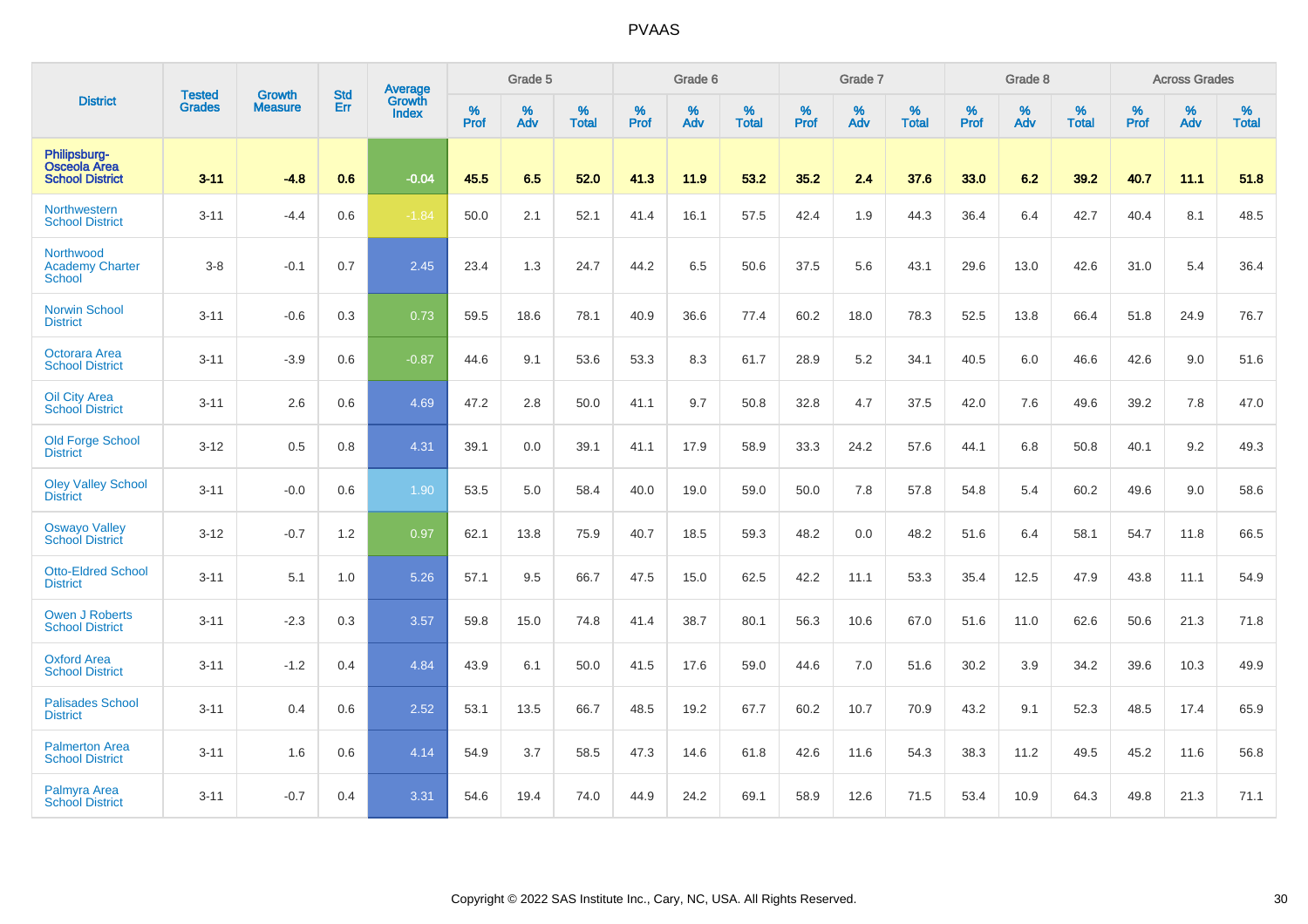# PVAAS

| District | Tested Grades | Growth Measure | Std Err | Average Growth Index | Grade 5 | | | Grade 6 | | | Grade 7 | | | Grade 8 | | | Across Grades | | |
|---|---|---|---|---|---|---|---|---|---|---|---|---|---|---|---|---|---|---|---|
| | | | | | % Prof | % Adv | % Total | % Prof | % Adv | % Total | % Prof | % Adv | % Total | % Prof | % Adv | % Total | % Prof | % Adv | % Total |
| **Philipsburg-Osceola Area School District** | **3-11** | **-4.8** | **0.6** | **-0.04** | **45.5** | **6.5** | **52.0** | **41.3** | **11.9** | **53.2** | **35.2** | **2.4** | **37.6** | **33.0** | **6.2** | **39.2** | **40.7** | **11.1** | **51.8** |
| Northwestern School District | 3-11 | -4.4 | 0.6 | -1.84 | 50.0 | 2.1 | 52.1 | 41.4 | 16.1 | 57.5 | 42.4 | 1.9 | 44.3 | 36.4 | 6.4 | 42.7 | 40.4 | 8.1 | 48.5 |
| Northwood Academy Charter School | 3-8 | -0.1 | 0.7 | 2.45 | 23.4 | 1.3 | 24.7 | 44.2 | 6.5 | 50.6 | 37.5 | 5.6 | 43.1 | 29.6 | 13.0 | 42.6 | 31.0 | 5.4 | 36.4 |
| Norwin School District | 3-11 | -0.6 | 0.3 | 0.73 | 59.5 | 18.6 | 78.1 | 40.9 | 36.6 | 77.4 | 60.2 | 18.0 | 78.3 | 52.5 | 13.8 | 66.4 | 51.8 | 24.9 | 76.7 |
| Octorara Area School District | 3-11 | -3.9 | 0.6 | -0.87 | 44.6 | 9.1 | 53.6 | 53.3 | 8.3 | 61.7 | 28.9 | 5.2 | 34.1 | 40.5 | 6.0 | 46.6 | 42.6 | 9.0 | 51.6 |
| Oil City Area School District | 3-11 | 2.6 | 0.6 | 4.69 | 47.2 | 2.8 | 50.0 | 41.1 | 9.7 | 50.8 | 32.8 | 4.7 | 37.5 | 42.0 | 7.6 | 49.6 | 39.2 | 7.8 | 47.0 |
| Old Forge School District | 3-12 | 0.5 | 0.8 | 4.31 | 39.1 | 0.0 | 39.1 | 41.1 | 17.9 | 58.9 | 33.3 | 24.2 | 57.6 | 44.1 | 6.8 | 50.8 | 40.1 | 9.2 | 49.3 |
| Oley Valley School District | 3-11 | -0.0 | 0.6 | 1.90 | 53.5 | 5.0 | 58.4 | 40.0 | 19.0 | 59.0 | 50.0 | 7.8 | 57.8 | 54.8 | 5.4 | 60.2 | 49.6 | 9.0 | 58.6 |
| Oswayo Valley School District | 3-12 | -0.7 | 1.2 | 0.97 | 62.1 | 13.8 | 75.9 | 40.7 | 18.5 | 59.3 | 48.2 | 0.0 | 48.2 | 51.6 | 6.4 | 58.1 | 54.7 | 11.8 | 66.5 |
| Otto-Eldred School District | 3-11 | 5.1 | 1.0 | 5.26 | 57.1 | 9.5 | 66.7 | 47.5 | 15.0 | 62.5 | 42.2 | 11.1 | 53.3 | 35.4 | 12.5 | 47.9 | 43.8 | 11.1 | 54.9 |
| Owen J Roberts School District | 3-11 | -2.3 | 0.3 | 3.57 | 59.8 | 15.0 | 74.8 | 41.4 | 38.7 | 80.1 | 56.3 | 10.6 | 67.0 | 51.6 | 11.0 | 62.6 | 50.6 | 21.3 | 71.8 |
| Oxford Area School District | 3-11 | -1.2 | 0.4 | 4.84 | 43.9 | 6.1 | 50.0 | 41.5 | 17.6 | 59.0 | 44.6 | 7.0 | 51.6 | 30.2 | 3.9 | 34.2 | 39.6 | 10.3 | 49.9 |
| Palisades School District | 3-11 | 0.4 | 0.6 | 2.52 | 53.1 | 13.5 | 66.7 | 48.5 | 19.2 | 67.7 | 60.2 | 10.7 | 70.9 | 43.2 | 9.1 | 52.3 | 48.5 | 17.4 | 65.9 |
| Palmerton Area School District | 3-11 | 1.6 | 0.6 | 4.14 | 54.9 | 3.7 | 58.5 | 47.3 | 14.6 | 61.8 | 42.6 | 11.6 | 54.3 | 38.3 | 11.2 | 49.5 | 45.2 | 11.6 | 56.8 |
| Palmyra Area School District | 3-11 | -0.7 | 0.4 | 3.31 | 54.6 | 19.4 | 74.0 | 44.9 | 24.2 | 69.1 | 58.9 | 12.6 | 71.5 | 53.4 | 10.9 | 64.3 | 49.8 | 21.3 | 71.1 |

Copyright © 2022 SAS Institute Inc., Cary, NC, USA. All Rights Reserved.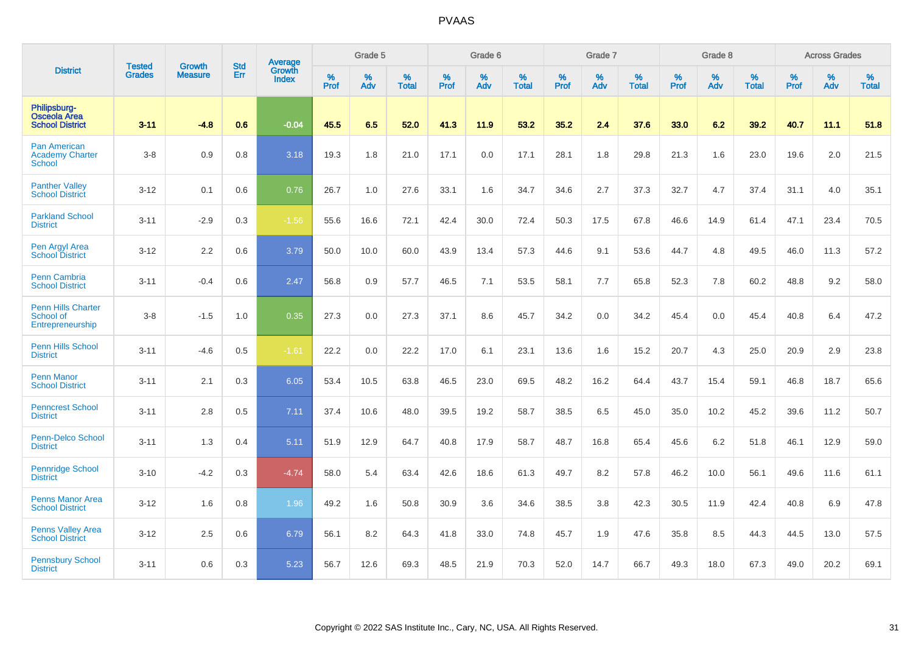# PVAAS

| District | Tested Grades | Growth Measure | Std Err | Average Growth Index | Grade 5 | | | Grade 6 | | | Grade 7 | | | Grade 8 | | | Across Grades | | |
|---|---|---|---|---|---|---|---|---|---|---|---|---|---|---|---|---|---|---|---|
| | | | | | % Prof | % Adv | % Total | % Prof | % Adv | % Total | % Prof | % Adv | % Total | % Prof | % Adv | % Total | % Prof | % Adv | % Total |
| **Philipsburg-Osceola Area School District** | **3-11** | **-4.8** | **0.6** | **-0.04** | **45.5** | **6.5** | **52.0** | **41.3** | **11.9** | **53.2** | **35.2** | **2.4** | **37.6** | **33.0** | **6.2** | **39.2** | **40.7** | **11.1** | **51.8** |
| Pan American Academy Charter School | 3-8 | 0.9 | 0.8 | 3.18 | 19.3 | 1.8 | 21.0 | 17.1 | 0.0 | 17.1 | 28.1 | 1.8 | 29.8 | 21.3 | 1.6 | 23.0 | 19.6 | 2.0 | 21.5 |
| Panther Valley School District | 3-12 | 0.1 | 0.6 | 0.76 | 26.7 | 1.0 | 27.6 | 33.1 | 1.6 | 34.7 | 34.6 | 2.7 | 37.3 | 32.7 | 4.7 | 37.4 | 31.1 | 4.0 | 35.1 |
| Parkland School District | 3-11 | -2.9 | 0.3 | -1.56 | 55.6 | 16.6 | 72.1 | 42.4 | 30.0 | 72.4 | 50.3 | 17.5 | 67.8 | 46.6 | 14.9 | 61.4 | 47.1 | 23.4 | 70.5 |
| Pen Argyl Area School District | 3-12 | 2.2 | 0.6 | 3.79 | 50.0 | 10.0 | 60.0 | 43.9 | 13.4 | 57.3 | 44.6 | 9.1 | 53.6 | 44.7 | 4.8 | 49.5 | 46.0 | 11.3 | 57.2 |
| Penn Cambria School District | 3-11 | -0.4 | 0.6 | 2.47 | 56.8 | 0.9 | 57.7 | 46.5 | 7.1 | 53.5 | 58.1 | 7.7 | 65.8 | 52.3 | 7.8 | 60.2 | 48.8 | 9.2 | 58.0 |
| Penn Hills Charter School of Entrepreneurship | 3-8 | -1.5 | 1.0 | 0.35 | 27.3 | 0.0 | 27.3 | 37.1 | 8.6 | 45.7 | 34.2 | 0.0 | 34.2 | 45.4 | 0.0 | 45.4 | 40.8 | 6.4 | 47.2 |
| Penn Hills School District | 3-11 | -4.6 | 0.5 | -1.61 | 22.2 | 0.0 | 22.2 | 17.0 | 6.1 | 23.1 | 13.6 | 1.6 | 15.2 | 20.7 | 4.3 | 25.0 | 20.9 | 2.9 | 23.8 |
| Penn Manor School District | 3-11 | 2.1 | 0.3 | 6.05 | 53.4 | 10.5 | 63.8 | 46.5 | 23.0 | 69.5 | 48.2 | 16.2 | 64.4 | 43.7 | 15.4 | 59.1 | 46.8 | 18.7 | 65.6 |
| Penncrest School District | 3-11 | 2.8 | 0.5 | 7.11 | 37.4 | 10.6 | 48.0 | 39.5 | 19.2 | 58.7 | 38.5 | 6.5 | 45.0 | 35.0 | 10.2 | 45.2 | 39.6 | 11.2 | 50.7 |
| Penn-Delco School District | 3-11 | 1.3 | 0.4 | 5.11 | 51.9 | 12.9 | 64.7 | 40.8 | 17.9 | 58.7 | 48.7 | 16.8 | 65.4 | 45.6 | 6.2 | 51.8 | 46.1 | 12.9 | 59.0 |
| Pennridge School District | 3-10 | -4.2 | 0.3 | -4.74 | 58.0 | 5.4 | 63.4 | 42.6 | 18.6 | 61.3 | 49.7 | 8.2 | 57.8 | 46.2 | 10.0 | 56.1 | 49.6 | 11.6 | 61.1 |
| Penns Manor Area School District | 3-12 | 1.6 | 0.8 | 1.96 | 49.2 | 1.6 | 50.8 | 30.9 | 3.6 | 34.6 | 38.5 | 3.8 | 42.3 | 30.5 | 11.9 | 42.4 | 40.8 | 6.9 | 47.8 |
| Penns Valley Area School District | 3-12 | 2.5 | 0.6 | 6.79 | 56.1 | 8.2 | 64.3 | 41.8 | 33.0 | 74.8 | 45.7 | 1.9 | 47.6 | 35.8 | 8.5 | 44.3 | 44.5 | 13.0 | 57.5 |
| Pennsbury School District | 3-11 | 0.6 | 0.3 | 5.23 | 56.7 | 12.6 | 69.3 | 48.5 | 21.9 | 70.3 | 52.0 | 14.7 | 66.7 | 49.3 | 18.0 | 67.3 | 49.0 | 20.2 | 69.1 |

Copyright © 2022 SAS Institute Inc., Cary, NC, USA. All Rights Reserved.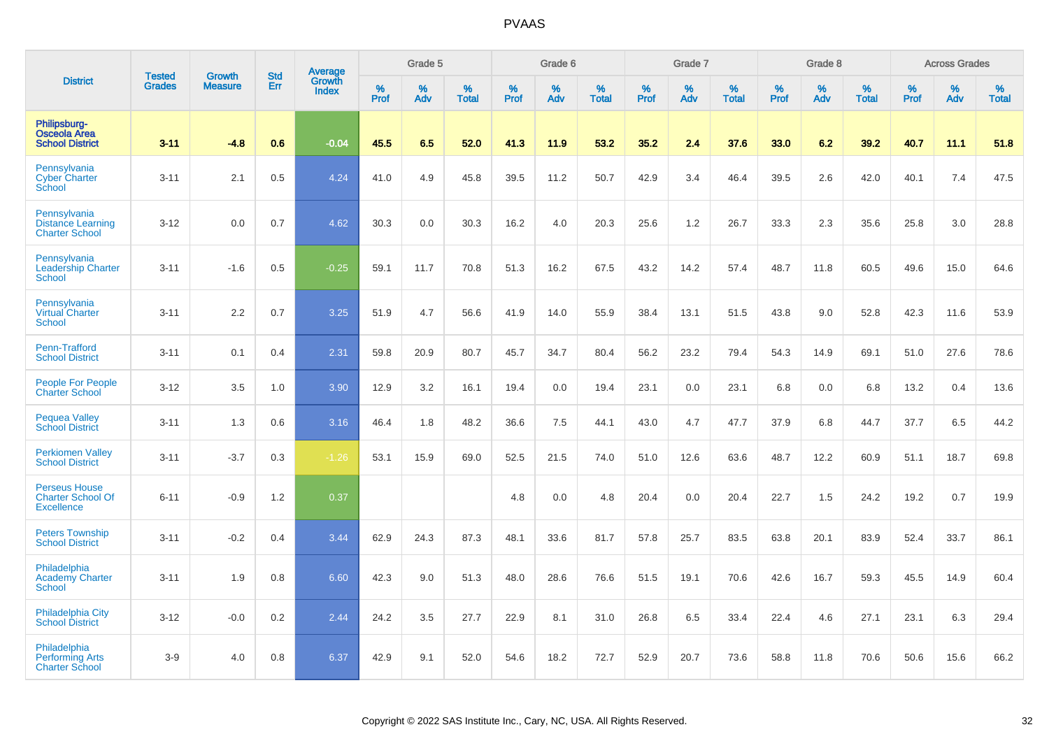# PVAAS

| District | Tested Grades | Growth Measure | Std Err | Average Growth Index | Grade 5 | | | Grade 6 | | | Grade 7 | | | Grade 8 | | | Across Grades | | |
|---|---|---|---|---|---|---|---|---|---|---|---|---|---|---|---|---|---|---|---|
| | | | | | % Prof | % Adv | % Total | % Prof | % Adv | % Total | % Prof | % Adv | % Total | % Prof | % Adv | % Total | % Prof | % Adv | % Total |
| **Philipsburg-Osceola Area School District** | **3-11** | **-4.8** | **0.6** | **-0.04** | **45.5** | **6.5** | **52.0** | **41.3** | **11.9** | **53.2** | **35.2** | **2.4** | **37.6** | **33.0** | **6.2** | **39.2** | **40.7** | **11.1** | **51.8** |
| Pennsylvania Cyber Charter School | 3-11 | 2.1 | 0.5 | 4.24 | 41.0 | 4.9 | 45.8 | 39.5 | 11.2 | 50.7 | 42.9 | 3.4 | 46.4 | 39.5 | 2.6 | 42.0 | 40.1 | 7.4 | 47.5 |
| Pennsylvania Distance Learning Charter School | 3-12 | 0.0 | 0.7 | 4.62 | 30.3 | 0.0 | 30.3 | 16.2 | 4.0 | 20.3 | 25.6 | 1.2 | 26.7 | 33.3 | 2.3 | 35.6 | 25.8 | 3.0 | 28.8 |
| Pennsylvania Leadership Charter School | 3-11 | -1.6 | 0.5 | -0.25 | 59.1 | 11.7 | 70.8 | 51.3 | 16.2 | 67.5 | 43.2 | 14.2 | 57.4 | 48.7 | 11.8 | 60.5 | 49.6 | 15.0 | 64.6 |
| Pennsylvania Virtual Charter School | 3-11 | 2.2 | 0.7 | 3.25 | 51.9 | 4.7 | 56.6 | 41.9 | 14.0 | 55.9 | 38.4 | 13.1 | 51.5 | 43.8 | 9.0 | 52.8 | 42.3 | 11.6 | 53.9 |
| Penn-Trafford School District | 3-11 | 0.1 | 0.4 | 2.31 | 59.8 | 20.9 | 80.7 | 45.7 | 34.7 | 80.4 | 56.2 | 23.2 | 79.4 | 54.3 | 14.9 | 69.1 | 51.0 | 27.6 | 78.6 |
| People For People Charter School | 3-12 | 3.5 | 1.0 | 3.90 | 12.9 | 3.2 | 16.1 | 19.4 | 0.0 | 19.4 | 23.1 | 0.0 | 23.1 | 6.8 | 0.0 | 6.8 | 13.2 | 0.4 | 13.6 |
| Pequea Valley School District | 3-11 | 1.3 | 0.6 | 3.16 | 46.4 | 1.8 | 48.2 | 36.6 | 7.5 | 44.1 | 43.0 | 4.7 | 47.7 | 37.9 | 6.8 | 44.7 | 37.7 | 6.5 | 44.2 |
| Perkiomen Valley School District | 3-11 | -3.7 | 0.3 | -1.26 | 53.1 | 15.9 | 69.0 | 52.5 | 21.5 | 74.0 | 51.0 | 12.6 | 63.6 | 48.7 | 12.2 | 60.9 | 51.1 | 18.7 | 69.8 |
| Perseus House Charter School Of Excellence | 6-11 | -0.9 | 1.2 | 0.37 | | | | 4.8 | 0.0 | 4.8 | 20.4 | 0.0 | 20.4 | 22.7 | 1.5 | 24.2 | 19.2 | 0.7 | 19.9 |
| Peters Township School District | 3-11 | -0.2 | 0.4 | 3.44 | 62.9 | 24.3 | 87.3 | 48.1 | 33.6 | 81.7 | 57.8 | 25.7 | 83.5 | 63.8 | 20.1 | 83.9 | 52.4 | 33.7 | 86.1 |
| Philadelphia Academy Charter School | 3-11 | 1.9 | 0.8 | 6.60 | 42.3 | 9.0 | 51.3 | 48.0 | 28.6 | 76.6 | 51.5 | 19.1 | 70.6 | 42.6 | 16.7 | 59.3 | 45.5 | 14.9 | 60.4 |
| Philadelphia City School District | 3-12 | -0.0 | 0.2 | 2.44 | 24.2 | 3.5 | 27.7 | 22.9 | 8.1 | 31.0 | 26.8 | 6.5 | 33.4 | 22.4 | 4.6 | 27.1 | 23.1 | 6.3 | 29.4 |
| Philadelphia Performing Arts Charter School | 3-9 | 4.0 | 0.8 | 6.37 | 42.9 | 9.1 | 52.0 | 54.6 | 18.2 | 72.7 | 52.9 | 20.7 | 73.6 | 58.8 | 11.8 | 70.6 | 50.6 | 15.6 | 66.2 |

Copyright © 2022 SAS Institute Inc., Cary, NC, USA. All Rights Reserved.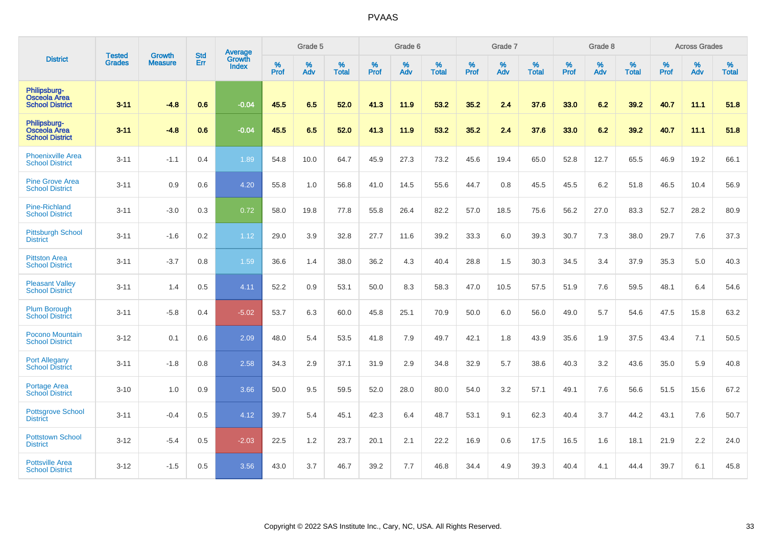# PVAAS

| District | Tested Grades | Growth Measure | Std Err | Average Growth Index | Grade 5 | | | Grade 6 | | | Grade 7 | | | Grade 8 | | | Across Grades | | |
|---|---|---|---|---|---|---|---|---|---|---|---|---|---|---|---|---|---|---|---|
| | | | | | % Prof | % Adv | % Total | % Prof | % Adv | % Total | % Prof | % Adv | % Total | % Prof | % Adv | % Total | % Prof | % Adv | % Total |
| **Philipsburg-Osceola Area School District** | **3-11** | **-4.8** | **0.6** | **-0.04** | **45.5** | **6.5** | **52.0** | **41.3** | **11.9** | **53.2** | **35.2** | **2.4** | **37.6** | **33.0** | **6.2** | **39.2** | **40.7** | **11.1** | **51.8** |
| **Philipsburg-Osceola Area School District** | **3-11** | **-4.8** | **0.6** | **-0.04** | **45.5** | **6.5** | **52.0** | **41.3** | **11.9** | **53.2** | **35.2** | **2.4** | **37.6** | **33.0** | **6.2** | **39.2** | **40.7** | **11.1** | **51.8** |
| Phoenixville Area School District | 3-11 | -1.1 | 0.4 | 1.89 | 54.8 | 10.0 | 64.7 | 45.9 | 27.3 | 73.2 | 45.6 | 19.4 | 65.0 | 52.8 | 12.7 | 65.5 | 46.9 | 19.2 | 66.1 |
| Pine Grove Area School District | 3-11 | 0.9 | 0.6 | 4.20 | 55.8 | 1.0 | 56.8 | 41.0 | 14.5 | 55.6 | 44.7 | 0.8 | 45.5 | 45.5 | 6.2 | 51.8 | 46.5 | 10.4 | 56.9 |
| Pine-Richland School District | 3-11 | -3.0 | 0.3 | 0.72 | 58.0 | 19.8 | 77.8 | 55.8 | 26.4 | 82.2 | 57.0 | 18.5 | 75.6 | 56.2 | 27.0 | 83.3 | 52.7 | 28.2 | 80.9 |
| Pittsburgh School District | 3-11 | -1.6 | 0.2 | 1.12 | 29.0 | 3.9 | 32.8 | 27.7 | 11.6 | 39.2 | 33.3 | 6.0 | 39.3 | 30.7 | 7.3 | 38.0 | 29.7 | 7.6 | 37.3 |
| Pittston Area School District | 3-11 | -3.7 | 0.8 | 1.59 | 36.6 | 1.4 | 38.0 | 36.2 | 4.3 | 40.4 | 28.8 | 1.5 | 30.3 | 34.5 | 3.4 | 37.9 | 35.3 | 5.0 | 40.3 |
| Pleasant Valley School District | 3-11 | 1.4 | 0.5 | 4.11 | 52.2 | 0.9 | 53.1 | 50.0 | 8.3 | 58.3 | 47.0 | 10.5 | 57.5 | 51.9 | 7.6 | 59.5 | 48.1 | 6.4 | 54.6 |
| Plum Borough School District | 3-11 | -5.8 | 0.4 | -5.02 | 53.7 | 6.3 | 60.0 | 45.8 | 25.1 | 70.9 | 50.0 | 6.0 | 56.0 | 49.0 | 5.7 | 54.6 | 47.5 | 15.8 | 63.2 |
| Pocono Mountain School District | 3-12 | 0.1 | 0.6 | 2.09 | 48.0 | 5.4 | 53.5 | 41.8 | 7.9 | 49.7 | 42.1 | 1.8 | 43.9 | 35.6 | 1.9 | 37.5 | 43.4 | 7.1 | 50.5 |
| Port Allegany School District | 3-11 | -1.8 | 0.8 | 2.58 | 34.3 | 2.9 | 37.1 | 31.9 | 2.9 | 34.8 | 32.9 | 5.7 | 38.6 | 40.3 | 3.2 | 43.6 | 35.0 | 5.9 | 40.8 |
| Portage Area School District | 3-10 | 1.0 | 0.9 | 3.66 | 50.0 | 9.5 | 59.5 | 52.0 | 28.0 | 80.0 | 54.0 | 3.2 | 57.1 | 49.1 | 7.6 | 56.6 | 51.5 | 15.6 | 67.2 |
| Pottsgrove School District | 3-11 | -0.4 | 0.5 | 4.12 | 39.7 | 5.4 | 45.1 | 42.3 | 6.4 | 48.7 | 53.1 | 9.1 | 62.3 | 40.4 | 3.7 | 44.2 | 43.1 | 7.6 | 50.7 |
| Pottstown School District | 3-12 | -5.4 | 0.5 | -2.03 | 22.5 | 1.2 | 23.7 | 20.1 | 2.1 | 22.2 | 16.9 | 0.6 | 17.5 | 16.5 | 1.6 | 18.1 | 21.9 | 2.2 | 24.0 |
| Pottsville Area School District | 3-12 | -1.5 | 0.5 | 3.56 | 43.0 | 3.7 | 46.7 | 39.2 | 7.7 | 46.8 | 34.4 | 4.9 | 39.3 | 40.4 | 4.1 | 44.4 | 39.7 | 6.1 | 45.8 |

Copyright © 2022 SAS Institute Inc., Cary, NC, USA. All Rights Reserved.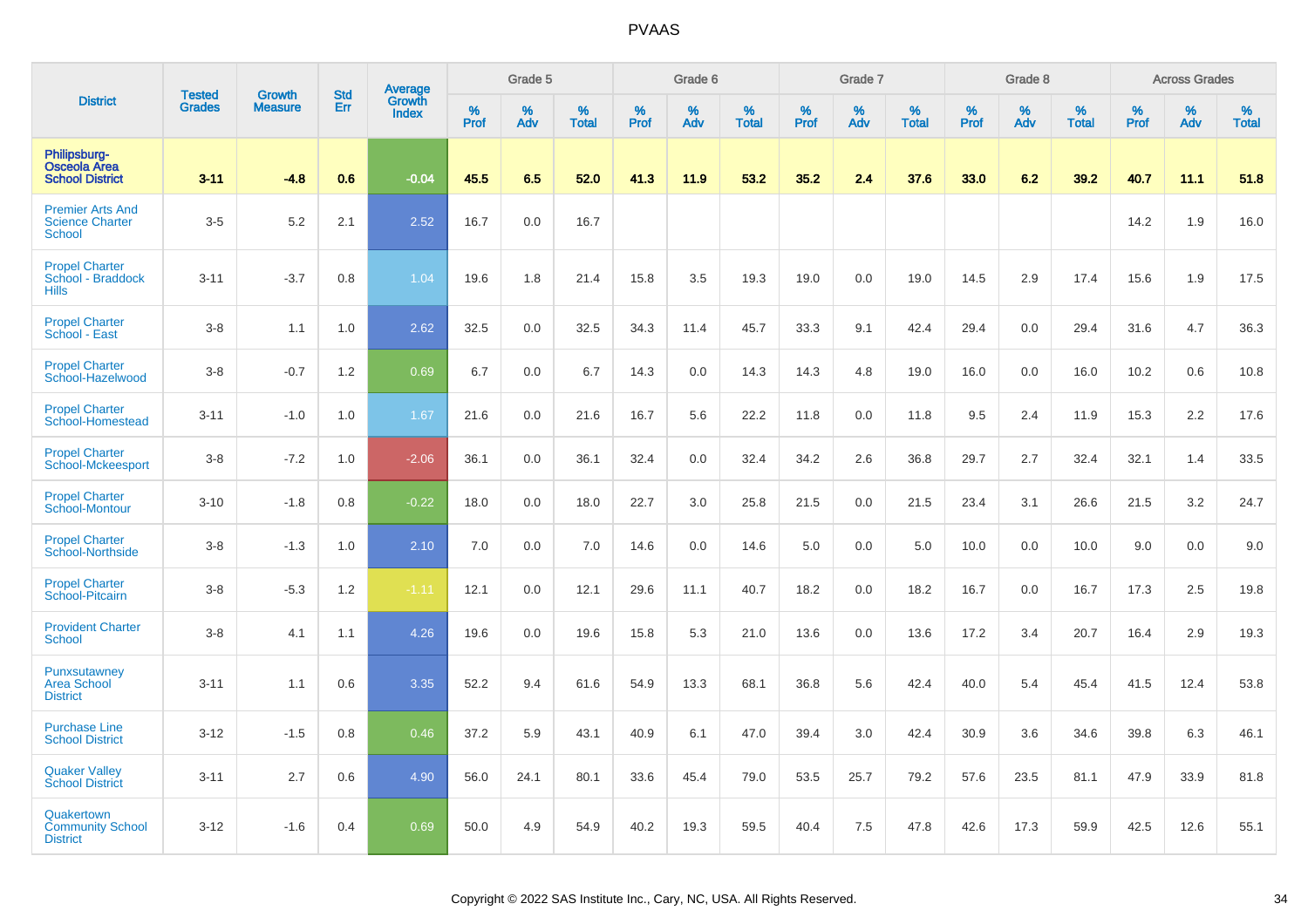# PVAAS

| District | Tested Grades | Growth Measure | Std Err | Average Growth Index | Grade 5 | | | Grade 6 | | | Grade 7 | | | Grade 8 | | | Across Grades | | |
|---|---|---|---|---|---|---|---|---|---|---|---|---|---|---|---|---|---|---|---|
| | | | | | % Prof | % Adv | % Total | % Prof | % Adv | % Total | % Prof | % Adv | % Total | % Prof | % Adv | % Total | % Prof | % Adv | % Total |
| **Philipsburg-Osceola Area School District** | **3-11** | **-4.8** | **0.6** | **-0.04** | **45.5** | **6.5** | **52.0** | **41.3** | **11.9** | **53.2** | **35.2** | **2.4** | **37.6** | **33.0** | **6.2** | **39.2** | **40.7** | **11.1** | **51.8** |
| Premier Arts And Science Charter School | 3-5 | 5.2 | 2.1 | 2.52 | 16.7 | 0.0 | 16.7 | | | | | | | | | | 14.2 | 1.9 | 16.0 |
| Propel Charter School - Braddock Hills | 3-11 | -3.7 | 0.8 | 1.04 | 19.6 | 1.8 | 21.4 | 15.8 | 3.5 | 19.3 | 19.0 | 0.0 | 19.0 | 14.5 | 2.9 | 17.4 | 15.6 | 1.9 | 17.5 |
| Propel Charter School - East | 3-8 | 1.1 | 1.0 | 2.62 | 32.5 | 0.0 | 32.5 | 34.3 | 11.4 | 45.7 | 33.3 | 9.1 | 42.4 | 29.4 | 0.0 | 29.4 | 31.6 | 4.7 | 36.3 |
| Propel Charter School-Hazelwood | 3-8 | -0.7 | 1.2 | 0.69 | 6.7 | 0.0 | 6.7 | 14.3 | 0.0 | 14.3 | 14.3 | 4.8 | 19.0 | 16.0 | 0.0 | 16.0 | 10.2 | 0.6 | 10.8 |
| Propel Charter School-Homestead | 3-11 | -1.0 | 1.0 | 1.67 | 21.6 | 0.0 | 21.6 | 16.7 | 5.6 | 22.2 | 11.8 | 0.0 | 11.8 | 9.5 | 2.4 | 11.9 | 15.3 | 2.2 | 17.6 |
| Propel Charter School-Mckeesport | 3-8 | -7.2 | 1.0 | -2.06 | 36.1 | 0.0 | 36.1 | 32.4 | 0.0 | 32.4 | 34.2 | 2.6 | 36.8 | 29.7 | 2.7 | 32.4 | 32.1 | 1.4 | 33.5 |
| Propel Charter School-Montour | 3-10 | -1.8 | 0.8 | -0.22 | 18.0 | 0.0 | 18.0 | 22.7 | 3.0 | 25.8 | 21.5 | 0.0 | 21.5 | 23.4 | 3.1 | 26.6 | 21.5 | 3.2 | 24.7 |
| Propel Charter School-Northside | 3-8 | -1.3 | 1.0 | 2.10 | 7.0 | 0.0 | 7.0 | 14.6 | 0.0 | 14.6 | 5.0 | 0.0 | 5.0 | 10.0 | 0.0 | 10.0 | 9.0 | 0.0 | 9.0 |
| Propel Charter School-Pitcairn | 3-8 | -5.3 | 1.2 | -1.11 | 12.1 | 0.0 | 12.1 | 29.6 | 11.1 | 40.7 | 18.2 | 0.0 | 18.2 | 16.7 | 0.0 | 16.7 | 17.3 | 2.5 | 19.8 |
| Provident Charter School | 3-8 | 4.1 | 1.1 | 4.26 | 19.6 | 0.0 | 19.6 | 15.8 | 5.3 | 21.0 | 13.6 | 0.0 | 13.6 | 17.2 | 3.4 | 20.7 | 16.4 | 2.9 | 19.3 |
| Punxsutawney Area School District | 3-11 | 1.1 | 0.6 | 3.35 | 52.2 | 9.4 | 61.6 | 54.9 | 13.3 | 68.1 | 36.8 | 5.6 | 42.4 | 40.0 | 5.4 | 45.4 | 41.5 | 12.4 | 53.8 |
| Purchase Line School District | 3-12 | -1.5 | 0.8 | 0.46 | 37.2 | 5.9 | 43.1 | 40.9 | 6.1 | 47.0 | 39.4 | 3.0 | 42.4 | 30.9 | 3.6 | 34.6 | 39.8 | 6.3 | 46.1 |
| Quaker Valley School District | 3-11 | 2.7 | 0.6 | 4.90 | 56.0 | 24.1 | 80.1 | 33.6 | 45.4 | 79.0 | 53.5 | 25.7 | 79.2 | 57.6 | 23.5 | 81.1 | 47.9 | 33.9 | 81.8 |
| Quakertown Community School District | 3-12 | -1.6 | 0.4 | 0.69 | 50.0 | 4.9 | 54.9 | 40.2 | 19.3 | 59.5 | 40.4 | 7.5 | 47.8 | 42.6 | 17.3 | 59.9 | 42.5 | 12.6 | 55.1 |

Copyright © 2022 SAS Institute Inc., Cary, NC, USA. All Rights Reserved.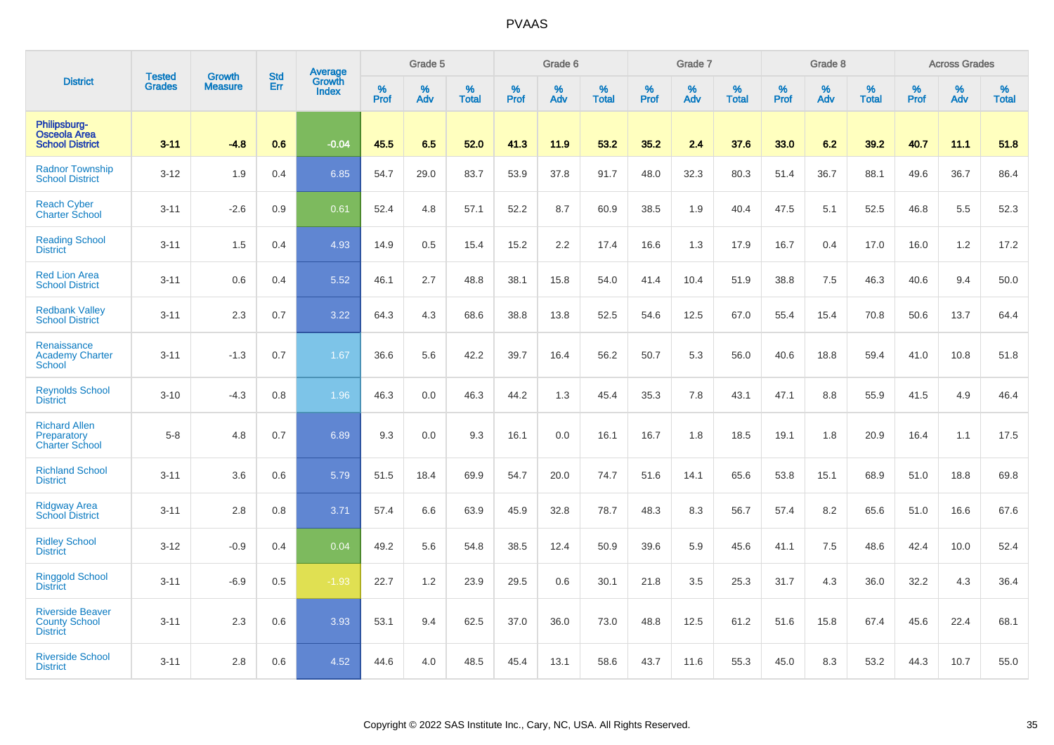| District | Tested Grades | Growth Measure | Std Err | Average Growth Index | Grade 5 | | | Grade 6 | | | Grade 7 | | | Grade 8 | | | Across Grades | | |
|---|---|---|---|---|---|---|---|---|---|---|---|---|---|---|---|---|---|---|---|
| | | | | | % Prof | % Adv | % Total | % Prof | % Adv | % Total | % Prof | % Adv | % Total | % Prof | % Adv | % Total | % Prof | % Adv | % Total |
| **Philipsburg-Osceola Area School District** | **3-11** | **-4.8** | **0.6** | **-0.04** | **45.5** | **6.5** | **52.0** | **41.3** | **11.9** | **53.2** | **35.2** | **2.4** | **37.6** | **33.0** | **6.2** | **39.2** | **40.7** | **11.1** | **51.8** |
| Radnor Township School District | 3-12 | 1.9 | 0.4 | 6.85 | 54.7 | 29.0 | 83.7 | 53.9 | 37.8 | 91.7 | 48.0 | 32.3 | 80.3 | 51.4 | 36.7 | 88.1 | 49.6 | 36.7 | 86.4 |
| Reach Cyber Charter School | 3-11 | -2.6 | 0.9 | 0.61 | 52.4 | 4.8 | 57.1 | 52.2 | 8.7 | 60.9 | 38.5 | 1.9 | 40.4 | 47.5 | 5.1 | 52.5 | 46.8 | 5.5 | 52.3 |
| Reading School District | 3-11 | 1.5 | 0.4 | 4.93 | 14.9 | 0.5 | 15.4 | 15.2 | 2.2 | 17.4 | 16.6 | 1.3 | 17.9 | 16.7 | 0.4 | 17.0 | 16.0 | 1.2 | 17.2 |
| Red Lion Area School District | 3-11 | 0.6 | 0.4 | 5.52 | 46.1 | 2.7 | 48.8 | 38.1 | 15.8 | 54.0 | 41.4 | 10.4 | 51.9 | 38.8 | 7.5 | 46.3 | 40.6 | 9.4 | 50.0 |
| Redbank Valley School District | 3-11 | 2.3 | 0.7 | 3.22 | 64.3 | 4.3 | 68.6 | 38.8 | 13.8 | 52.5 | 54.6 | 12.5 | 67.0 | 55.4 | 15.4 | 70.8 | 50.6 | 13.7 | 64.4 |
| Renaissance Academy Charter School | 3-11 | -1.3 | 0.7 | 1.67 | 36.6 | 5.6 | 42.2 | 39.7 | 16.4 | 56.2 | 50.7 | 5.3 | 56.0 | 40.6 | 18.8 | 59.4 | 41.0 | 10.8 | 51.8 |
| Reynolds School District | 3-10 | -4.3 | 0.8 | 1.96 | 46.3 | 0.0 | 46.3 | 44.2 | 1.3 | 45.4 | 35.3 | 7.8 | 43.1 | 47.1 | 8.8 | 55.9 | 41.5 | 4.9 | 46.4 |
| Richard Allen Preparatory Charter School | 5-8 | 4.8 | 0.7 | 6.89 | 9.3 | 0.0 | 9.3 | 16.1 | 0.0 | 16.1 | 16.7 | 1.8 | 18.5 | 19.1 | 1.8 | 20.9 | 16.4 | 1.1 | 17.5 |
| Richland School District | 3-11 | 3.6 | 0.6 | 5.79 | 51.5 | 18.4 | 69.9 | 54.7 | 20.0 | 74.7 | 51.6 | 14.1 | 65.6 | 53.8 | 15.1 | 68.9 | 51.0 | 18.8 | 69.8 |
| Ridgway Area School District | 3-11 | 2.8 | 0.8 | 3.71 | 57.4 | 6.6 | 63.9 | 45.9 | 32.8 | 78.7 | 48.3 | 8.3 | 56.7 | 57.4 | 8.2 | 65.6 | 51.0 | 16.6 | 67.6 |
| Ridley School District | 3-12 | -0.9 | 0.4 | 0.04 | 49.2 | 5.6 | 54.8 | 38.5 | 12.4 | 50.9 | 39.6 | 5.9 | 45.6 | 41.1 | 7.5 | 48.6 | 42.4 | 10.0 | 52.4 |
| Ringgold School District | 3-11 | -6.9 | 0.5 | -1.93 | 22.7 | 1.2 | 23.9 | 29.5 | 0.6 | 30.1 | 21.8 | 3.5 | 25.3 | 31.7 | 4.3 | 36.0 | 32.2 | 4.3 | 36.4 |
| Riverside Beaver County School District | 3-11 | 2.3 | 0.6 | 3.93 | 53.1 | 9.4 | 62.5 | 37.0 | 36.0 | 73.0 | 48.8 | 12.5 | 61.2 | 51.6 | 15.8 | 67.4 | 45.6 | 22.4 | 68.1 |
| Riverside School District | 3-11 | 2.8 | 0.6 | 4.52 | 44.6 | 4.0 | 48.5 | 45.4 | 13.1 | 58.6 | 43.7 | 11.6 | 55.3 | 45.0 | 8.3 | 53.2 | 44.3 | 10.7 | 55.0 |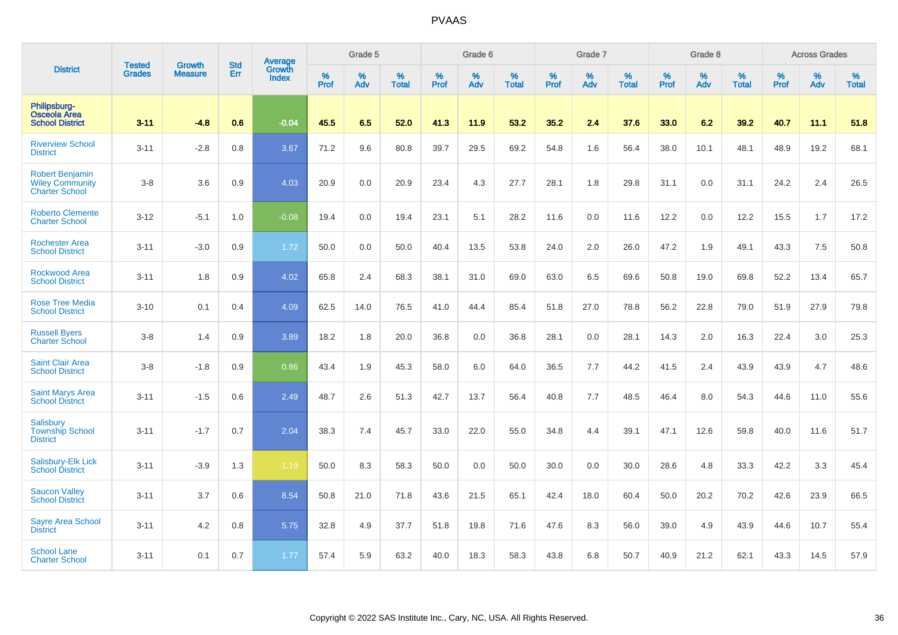# PVAAS

| District | Tested Grades | Growth Measure | Std Err | Average Growth Index | Grade 5 | | | Grade 6 | | | Grade 7 | | | Grade 8 | | | Across Grades | | |
|---|---|---|---|---|---|---|---|---|---|---|---|---|---|---|---|---|---|---|---|
| | | | | | % Prof | % Adv | % Total | % Prof | % Adv | % Total | % Prof | % Adv | % Total | % Prof | % Adv | % Total | % Prof | % Adv | % Total |
| **Philipsburg-Osceola Area School District** | **3-11** | **-4.8** | **0.6** | **-0.04** | **45.5** | **6.5** | **52.0** | **41.3** | **11.9** | **53.2** | **35.2** | **2.4** | **37.6** | **33.0** | **6.2** | **39.2** | **40.7** | **11.1** | **51.8** |
| Riverview School District | 3-11 | -2.8 | 0.8 | 3.67 | 71.2 | 9.6 | 80.8 | 39.7 | 29.5 | 69.2 | 54.8 | 1.6 | 56.4 | 38.0 | 10.1 | 48.1 | 48.9 | 19.2 | 68.1 |
| Robert Benjamin Wiley Community Charter School | 3-8 | 3.6 | 0.9 | 4.03 | 20.9 | 0.0 | 20.9 | 23.4 | 4.3 | 27.7 | 28.1 | 1.8 | 29.8 | 31.1 | 0.0 | 31.1 | 24.2 | 2.4 | 26.5 |
| Roberto Clemente Charter School | 3-12 | -5.1 | 1.0 | -0.08 | 19.4 | 0.0 | 19.4 | 23.1 | 5.1 | 28.2 | 11.6 | 0.0 | 11.6 | 12.2 | 0.0 | 12.2 | 15.5 | 1.7 | 17.2 |
| Rochester Area School District | 3-11 | -3.0 | 0.9 | 1.72 | 50.0 | 0.0 | 50.0 | 40.4 | 13.5 | 53.8 | 24.0 | 2.0 | 26.0 | 47.2 | 1.9 | 49.1 | 43.3 | 7.5 | 50.8 |
| Rockwood Area School District | 3-11 | 1.8 | 0.9 | 4.02 | 65.8 | 2.4 | 68.3 | 38.1 | 31.0 | 69.0 | 63.0 | 6.5 | 69.6 | 50.8 | 19.0 | 69.8 | 52.2 | 13.4 | 65.7 |
| Rose Tree Media School District | 3-10 | 0.1 | 0.4 | 4.09 | 62.5 | 14.0 | 76.5 | 41.0 | 44.4 | 85.4 | 51.8 | 27.0 | 78.8 | 56.2 | 22.8 | 79.0 | 51.9 | 27.9 | 79.8 |
| Russell Byers Charter School | 3-8 | 1.4 | 0.9 | 3.89 | 18.2 | 1.8 | 20.0 | 36.8 | 0.0 | 36.8 | 28.1 | 0.0 | 28.1 | 14.3 | 2.0 | 16.3 | 22.4 | 3.0 | 25.3 |
| Saint Clair Area School District | 3-8 | -1.8 | 0.9 | 0.86 | 43.4 | 1.9 | 45.3 | 58.0 | 6.0 | 64.0 | 36.5 | 7.7 | 44.2 | 41.5 | 2.4 | 43.9 | 43.9 | 4.7 | 48.6 |
| Saint Marys Area School District | 3-11 | -1.5 | 0.6 | 2.49 | 48.7 | 2.6 | 51.3 | 42.7 | 13.7 | 56.4 | 40.8 | 7.7 | 48.5 | 46.4 | 8.0 | 54.3 | 44.6 | 11.0 | 55.6 |
| Salisbury Township School District | 3-11 | -1.7 | 0.7 | 2.04 | 38.3 | 7.4 | 45.7 | 33.0 | 22.0 | 55.0 | 34.8 | 4.4 | 39.1 | 47.1 | 12.6 | 59.8 | 40.0 | 11.6 | 51.7 |
| Salisbury-Elk Lick School District | 3-11 | -3.9 | 1.3 | -1.19 | 50.0 | 8.3 | 58.3 | 50.0 | 0.0 | 50.0 | 30.0 | 0.0 | 30.0 | 28.6 | 4.8 | 33.3 | 42.2 | 3.3 | 45.4 |
| Saucon Valley School District | 3-11 | 3.7 | 0.6 | 8.54 | 50.8 | 21.0 | 71.8 | 43.6 | 21.5 | 65.1 | 42.4 | 18.0 | 60.4 | 50.0 | 20.2 | 70.2 | 42.6 | 23.9 | 66.5 |
| Sayre Area School District | 3-11 | 4.2 | 0.8 | 5.75 | 32.8 | 4.9 | 37.7 | 51.8 | 19.8 | 71.6 | 47.6 | 8.3 | 56.0 | 39.0 | 4.9 | 43.9 | 44.6 | 10.7 | 55.4 |
| School Lane Charter School | 3-11 | 0.1 | 0.7 | 1.77 | 57.4 | 5.9 | 63.2 | 40.0 | 18.3 | 58.3 | 43.8 | 6.8 | 50.7 | 40.9 | 21.2 | 62.1 | 43.3 | 14.5 | 57.9 |

Copyright © 2022 SAS Institute Inc., Cary, NC, USA. All Rights Reserved.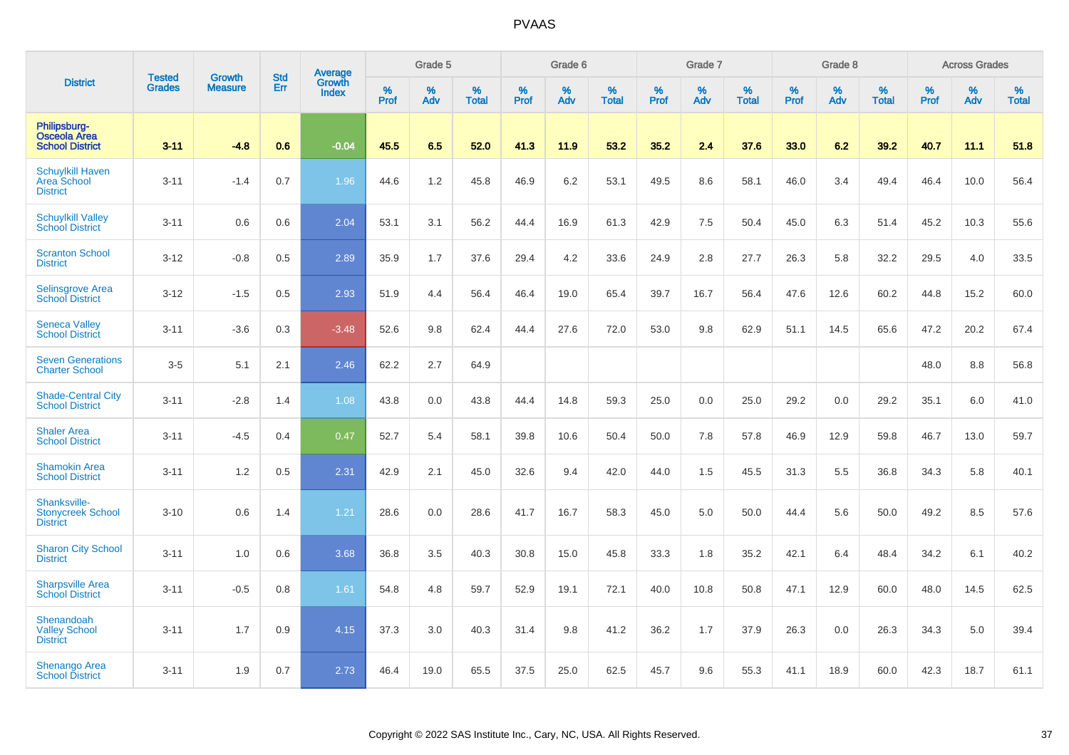# PVAAS

| District | Tested Grades | Growth Measure | Std Err | Average Growth Index | Grade 5 | | | Grade 6 | | | Grade 7 | | | Grade 8 | | | Across Grades | | |
|---|---|---|---|---|---|---|---|---|---|---|---|---|---|---|---|---|---|---|---|
| | | | | | % Prof | % Adv | % Total | % Prof | % Adv | % Total | % Prof | % Adv | % Total | % Prof | % Adv | % Total | % Prof | % Adv | % Total |
| **Philipsburg-Osceola Area School District** | **3-11** | **-4.8** | **0.6** | **-0.04** | **45.5** | **6.5** | **52.0** | **41.3** | **11.9** | **53.2** | **35.2** | **2.4** | **37.6** | **33.0** | **6.2** | **39.2** | **40.7** | **11.1** | **51.8** |
| Schuylkill Haven Area School District | 3-11 | -1.4 | 0.7 | 1.96 | 44.6 | 1.2 | 45.8 | 46.9 | 6.2 | 53.1 | 49.5 | 8.6 | 58.1 | 46.0 | 3.4 | 49.4 | 46.4 | 10.0 | 56.4 |
| Schuylkill Valley School District | 3-11 | 0.6 | 0.6 | 2.04 | 53.1 | 3.1 | 56.2 | 44.4 | 16.9 | 61.3 | 42.9 | 7.5 | 50.4 | 45.0 | 6.3 | 51.4 | 45.2 | 10.3 | 55.6 |
| Scranton School District | 3-12 | -0.8 | 0.5 | 2.89 | 35.9 | 1.7 | 37.6 | 29.4 | 4.2 | 33.6 | 24.9 | 2.8 | 27.7 | 26.3 | 5.8 | 32.2 | 29.5 | 4.0 | 33.5 |
| Selinsgrove Area School District | 3-12 | -1.5 | 0.5 | 2.93 | 51.9 | 4.4 | 56.4 | 46.4 | 19.0 | 65.4 | 39.7 | 16.7 | 56.4 | 47.6 | 12.6 | 60.2 | 44.8 | 15.2 | 60.0 |
| Seneca Valley School District | 3-11 | -3.6 | 0.3 | -3.48 | 52.6 | 9.8 | 62.4 | 44.4 | 27.6 | 72.0 | 53.0 | 9.8 | 62.9 | 51.1 | 14.5 | 65.6 | 47.2 | 20.2 | 67.4 |
| Seven Generations Charter School | 3-5 | 5.1 | 2.1 | 2.46 | 62.2 | 2.7 | 64.9 | | | | | | | | | | 48.0 | 8.8 | 56.8 |
| Shade-Central City School District | 3-11 | -2.8 | 1.4 | 1.08 | 43.8 | 0.0 | 43.8 | 44.4 | 14.8 | 59.3 | 25.0 | 0.0 | 25.0 | 29.2 | 0.0 | 29.2 | 35.1 | 6.0 | 41.0 |
| Shaler Area School District | 3-11 | -4.5 | 0.4 | 0.47 | 52.7 | 5.4 | 58.1 | 39.8 | 10.6 | 50.4 | 50.0 | 7.8 | 57.8 | 46.9 | 12.9 | 59.8 | 46.7 | 13.0 | 59.7 |
| Shamokin Area School District | 3-11 | 1.2 | 0.5 | 2.31 | 42.9 | 2.1 | 45.0 | 32.6 | 9.4 | 42.0 | 44.0 | 1.5 | 45.5 | 31.3 | 5.5 | 36.8 | 34.3 | 5.8 | 40.1 |
| Shanksville-Stonycreek School District | 3-10 | 0.6 | 1.4 | 1.21 | 28.6 | 0.0 | 28.6 | 41.7 | 16.7 | 58.3 | 45.0 | 5.0 | 50.0 | 44.4 | 5.6 | 50.0 | 49.2 | 8.5 | 57.6 |
| Sharon City School District | 3-11 | 1.0 | 0.6 | 3.68 | 36.8 | 3.5 | 40.3 | 30.8 | 15.0 | 45.8 | 33.3 | 1.8 | 35.2 | 42.1 | 6.4 | 48.4 | 34.2 | 6.1 | 40.2 |
| Sharpsville Area School District | 3-11 | -0.5 | 0.8 | 1.61 | 54.8 | 4.8 | 59.7 | 52.9 | 19.1 | 72.1 | 40.0 | 10.8 | 50.8 | 47.1 | 12.9 | 60.0 | 48.0 | 14.5 | 62.5 |
| Shenandoah Valley School District | 3-11 | 1.7 | 0.9 | 4.15 | 37.3 | 3.0 | 40.3 | 31.4 | 9.8 | 41.2 | 36.2 | 1.7 | 37.9 | 26.3 | 0.0 | 26.3 | 34.3 | 5.0 | 39.4 |
| Shenango Area School District | 3-11 | 1.9 | 0.7 | 2.73 | 46.4 | 19.0 | 65.5 | 37.5 | 25.0 | 62.5 | 45.7 | 9.6 | 55.3 | 41.1 | 18.9 | 60.0 | 42.3 | 18.7 | 61.1 |

Copyright © 2022 SAS Institute Inc., Cary, NC, USA. All Rights Reserved.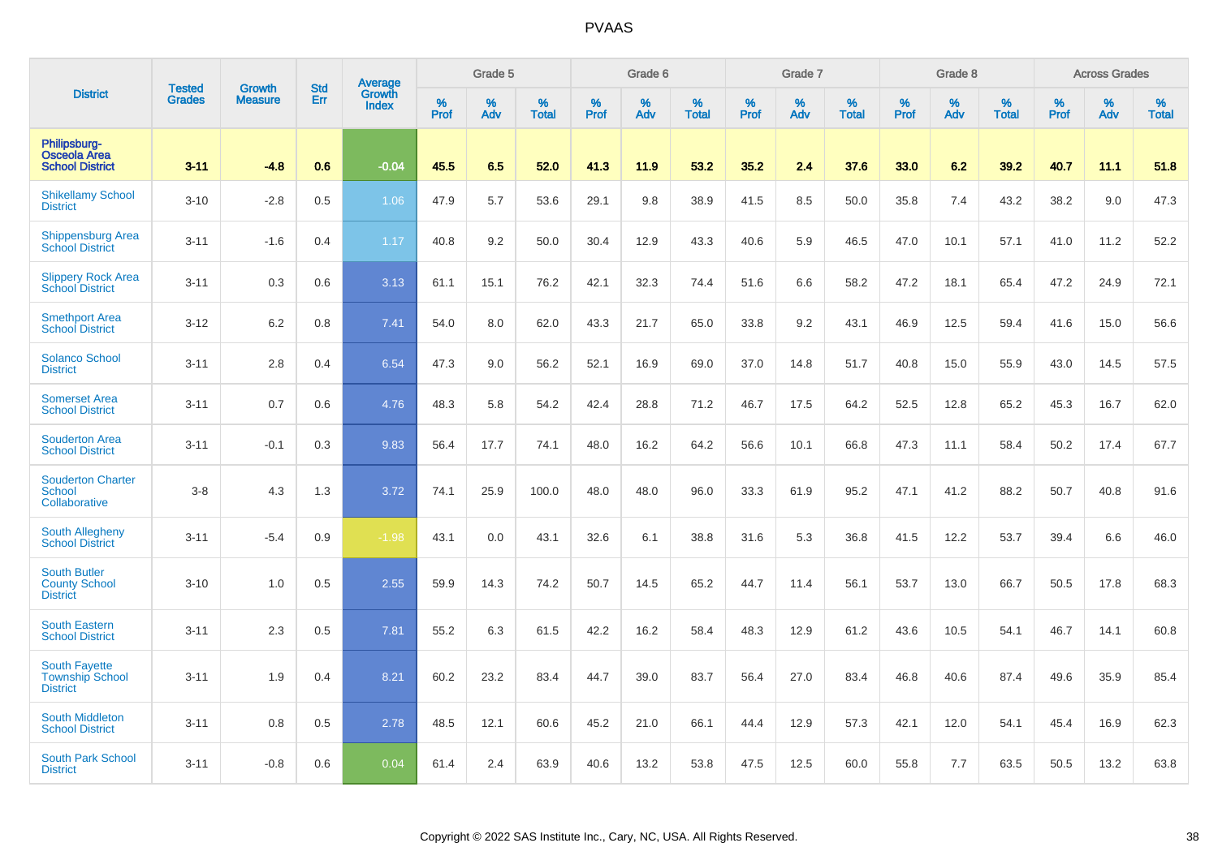# PVAAS

| District | Tested Grades | Growth Measure | Std Err | Average Growth Index | Grade 5 | | | Grade 6 | | | Grade 7 | | | Grade 8 | | | Across Grades | | |
|---|---|---|---|---|---|---|---|---|---|---|---|---|---|---|---|---|---|---|---|
| | | | | | % Prof | % Adv | % Total | % Prof | % Adv | % Total | % Prof | % Adv | % Total | % Prof | % Adv | % Total | % Prof | % Adv | % Total |
| **Philipsburg-Osceola Area School District** | **3-11** | **-4.8** | **0.6** | **-0.04** | **45.5** | **6.5** | **52.0** | **41.3** | **11.9** | **53.2** | **35.2** | **2.4** | **37.6** | **33.0** | **6.2** | **39.2** | **40.7** | **11.1** | **51.8** |
| Shikellamy School District | 3-10 | -2.8 | 0.5 | 1.06 | 47.9 | 5.7 | 53.6 | 29.1 | 9.8 | 38.9 | 41.5 | 8.5 | 50.0 | 35.8 | 7.4 | 43.2 | 38.2 | 9.0 | 47.3 |
| Shippensburg Area School District | 3-11 | -1.6 | 0.4 | 1.17 | 40.8 | 9.2 | 50.0 | 30.4 | 12.9 | 43.3 | 40.6 | 5.9 | 46.5 | 47.0 | 10.1 | 57.1 | 41.0 | 11.2 | 52.2 |
| Slippery Rock Area School District | 3-11 | 0.3 | 0.6 | 3.13 | 61.1 | 15.1 | 76.2 | 42.1 | 32.3 | 74.4 | 51.6 | 6.6 | 58.2 | 47.2 | 18.1 | 65.4 | 47.2 | 24.9 | 72.1 |
| Smethport Area School District | 3-12 | 6.2 | 0.8 | 7.41 | 54.0 | 8.0 | 62.0 | 43.3 | 21.7 | 65.0 | 33.8 | 9.2 | 43.1 | 46.9 | 12.5 | 59.4 | 41.6 | 15.0 | 56.6 |
| Solanco School District | 3-11 | 2.8 | 0.4 | 6.54 | 47.3 | 9.0 | 56.2 | 52.1 | 16.9 | 69.0 | 37.0 | 14.8 | 51.7 | 40.8 | 15.0 | 55.9 | 43.0 | 14.5 | 57.5 |
| Somerset Area School District | 3-11 | 0.7 | 0.6 | 4.76 | 48.3 | 5.8 | 54.2 | 42.4 | 28.8 | 71.2 | 46.7 | 17.5 | 64.2 | 52.5 | 12.8 | 65.2 | 45.3 | 16.7 | 62.0 |
| Souderton Area School District | 3-11 | -0.1 | 0.3 | 9.83 | 56.4 | 17.7 | 74.1 | 48.0 | 16.2 | 64.2 | 56.6 | 10.1 | 66.8 | 47.3 | 11.1 | 58.4 | 50.2 | 17.4 | 67.7 |
| Souderton Charter School Collaborative | 3-8 | 4.3 | 1.3 | 3.72 | 74.1 | 25.9 | 100.0 | 48.0 | 48.0 | 96.0 | 33.3 | 61.9 | 95.2 | 47.1 | 41.2 | 88.2 | 50.7 | 40.8 | 91.6 |
| South Allegheny School District | 3-11 | -5.4 | 0.9 | -1.98 | 43.1 | 0.0 | 43.1 | 32.6 | 6.1 | 38.8 | 31.6 | 5.3 | 36.8 | 41.5 | 12.2 | 53.7 | 39.4 | 6.6 | 46.0 |
| South Butler County School District | 3-10 | 1.0 | 0.5 | 2.55 | 59.9 | 14.3 | 74.2 | 50.7 | 14.5 | 65.2 | 44.7 | 11.4 | 56.1 | 53.7 | 13.0 | 66.7 | 50.5 | 17.8 | 68.3 |
| South Eastern School District | 3-11 | 2.3 | 0.5 | 7.81 | 55.2 | 6.3 | 61.5 | 42.2 | 16.2 | 58.4 | 48.3 | 12.9 | 61.2 | 43.6 | 10.5 | 54.1 | 46.7 | 14.1 | 60.8 |
| South Fayette Township School District | 3-11 | 1.9 | 0.4 | 8.21 | 60.2 | 23.2 | 83.4 | 44.7 | 39.0 | 83.7 | 56.4 | 27.0 | 83.4 | 46.8 | 40.6 | 87.4 | 49.6 | 35.9 | 85.4 |
| South Middleton School District | 3-11 | 0.8 | 0.5 | 2.78 | 48.5 | 12.1 | 60.6 | 45.2 | 21.0 | 66.1 | 44.4 | 12.9 | 57.3 | 42.1 | 12.0 | 54.1 | 45.4 | 16.9 | 62.3 |
| South Park School District | 3-11 | -0.8 | 0.6 | 0.04 | 61.4 | 2.4 | 63.9 | 40.6 | 13.2 | 53.8 | 47.5 | 12.5 | 60.0 | 55.8 | 7.7 | 63.5 | 50.5 | 13.2 | 63.8 |

Copyright © 2022 SAS Institute Inc., Cary, NC, USA. All Rights Reserved.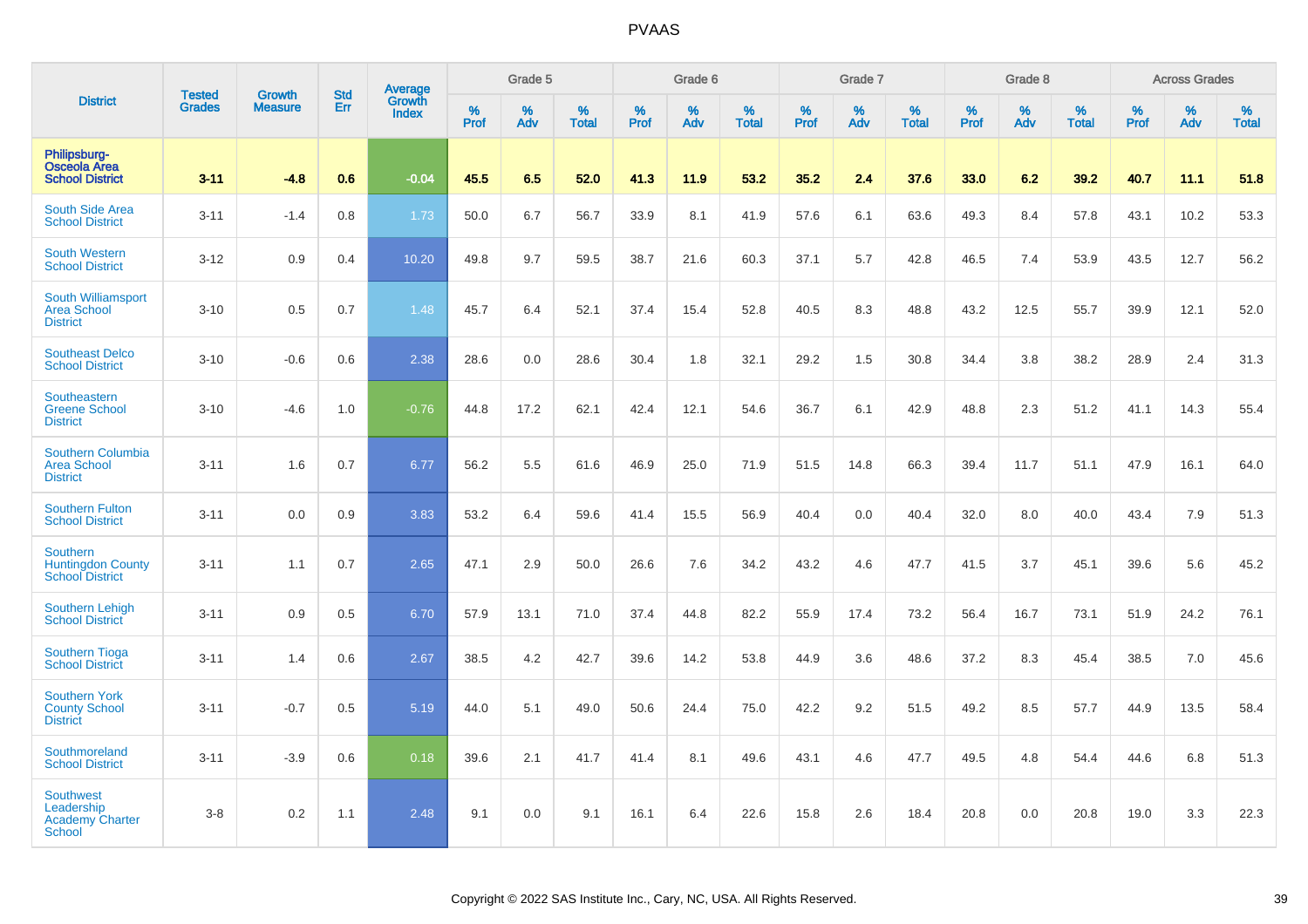# PVAAS

| District | Tested Grades | Growth Measure | Std Err | Average Growth Index | Grade 5 | | | Grade 6 | | | Grade 7 | | | Grade 8 | | | Across Grades | | |
|---|---|---|---|---|---|---|---|---|---|---|---|---|---|---|---|---|---|---|---|
| | | | | | % Prof | % Adv | % Total | % Prof | % Adv | % Total | % Prof | % Adv | % Total | % Prof | % Adv | % Total | % Prof | % Adv | % Total |
| **Philipsburg-Osceola Area School District** | **3-11** | **-4.8** | **0.6** | **-0.04** | **45.5** | **6.5** | **52.0** | **41.3** | **11.9** | **53.2** | **35.2** | **2.4** | **37.6** | **33.0** | **6.2** | **39.2** | **40.7** | **11.1** | **51.8** |
| South Side Area School District | 3-11 | -1.4 | 0.8 | 1.73 | 50.0 | 6.7 | 56.7 | 33.9 | 8.1 | 41.9 | 57.6 | 6.1 | 63.6 | 49.3 | 8.4 | 57.8 | 43.1 | 10.2 | 53.3 |
| South Western School District | 3-12 | 0.9 | 0.4 | 10.20 | 49.8 | 9.7 | 59.5 | 38.7 | 21.6 | 60.3 | 37.1 | 5.7 | 42.8 | 46.5 | 7.4 | 53.9 | 43.5 | 12.7 | 56.2 |
| South Williamsport Area School District | 3-10 | 0.5 | 0.7 | 1.48 | 45.7 | 6.4 | 52.1 | 37.4 | 15.4 | 52.8 | 40.5 | 8.3 | 48.8 | 43.2 | 12.5 | 55.7 | 39.9 | 12.1 | 52.0 |
| Southeast Delco School District | 3-10 | -0.6 | 0.6 | 2.38 | 28.6 | 0.0 | 28.6 | 30.4 | 1.8 | 32.1 | 29.2 | 1.5 | 30.8 | 34.4 | 3.8 | 38.2 | 28.9 | 2.4 | 31.3 |
| Southeastern Greene School District | 3-10 | -4.6 | 1.0 | -0.76 | 44.8 | 17.2 | 62.1 | 42.4 | 12.1 | 54.6 | 36.7 | 6.1 | 42.9 | 48.8 | 2.3 | 51.2 | 41.1 | 14.3 | 55.4 |
| Southern Columbia Area School District | 3-11 | 1.6 | 0.7 | 6.77 | 56.2 | 5.5 | 61.6 | 46.9 | 25.0 | 71.9 | 51.5 | 14.8 | 66.3 | 39.4 | 11.7 | 51.1 | 47.9 | 16.1 | 64.0 |
| Southern Fulton School District | 3-11 | 0.0 | 0.9 | 3.83 | 53.2 | 6.4 | 59.6 | 41.4 | 15.5 | 56.9 | 40.4 | 0.0 | 40.4 | 32.0 | 8.0 | 40.0 | 43.4 | 7.9 | 51.3 |
| Southern Huntingdon County School District | 3-11 | 1.1 | 0.7 | 2.65 | 47.1 | 2.9 | 50.0 | 26.6 | 7.6 | 34.2 | 43.2 | 4.6 | 47.7 | 41.5 | 3.7 | 45.1 | 39.6 | 5.6 | 45.2 |
| Southern Lehigh School District | 3-11 | 0.9 | 0.5 | 6.70 | 57.9 | 13.1 | 71.0 | 37.4 | 44.8 | 82.2 | 55.9 | 17.4 | 73.2 | 56.4 | 16.7 | 73.1 | 51.9 | 24.2 | 76.1 |
| Southern Tioga School District | 3-11 | 1.4 | 0.6 | 2.67 | 38.5 | 4.2 | 42.7 | 39.6 | 14.2 | 53.8 | 44.9 | 3.6 | 48.6 | 37.2 | 8.3 | 45.4 | 38.5 | 7.0 | 45.6 |
| Southern York County School District | 3-11 | -0.7 | 0.5 | 5.19 | 44.0 | 5.1 | 49.0 | 50.6 | 24.4 | 75.0 | 42.2 | 9.2 | 51.5 | 49.2 | 8.5 | 57.7 | 44.9 | 13.5 | 58.4 |
| Southmoreland School District | 3-11 | -3.9 | 0.6 | 0.18 | 39.6 | 2.1 | 41.7 | 41.4 | 8.1 | 49.6 | 43.1 | 4.6 | 47.7 | 49.5 | 4.8 | 54.4 | 44.6 | 6.8 | 51.3 |
| Southwest Leadership Academy Charter School | 3-8 | 0.2 | 1.1 | 2.48 | 9.1 | 0.0 | 9.1 | 16.1 | 6.4 | 22.6 | 15.8 | 2.6 | 18.4 | 20.8 | 0.0 | 20.8 | 19.0 | 3.3 | 22.3 |

Copyright © 2022 SAS Institute Inc., Cary, NC, USA. All Rights Reserved.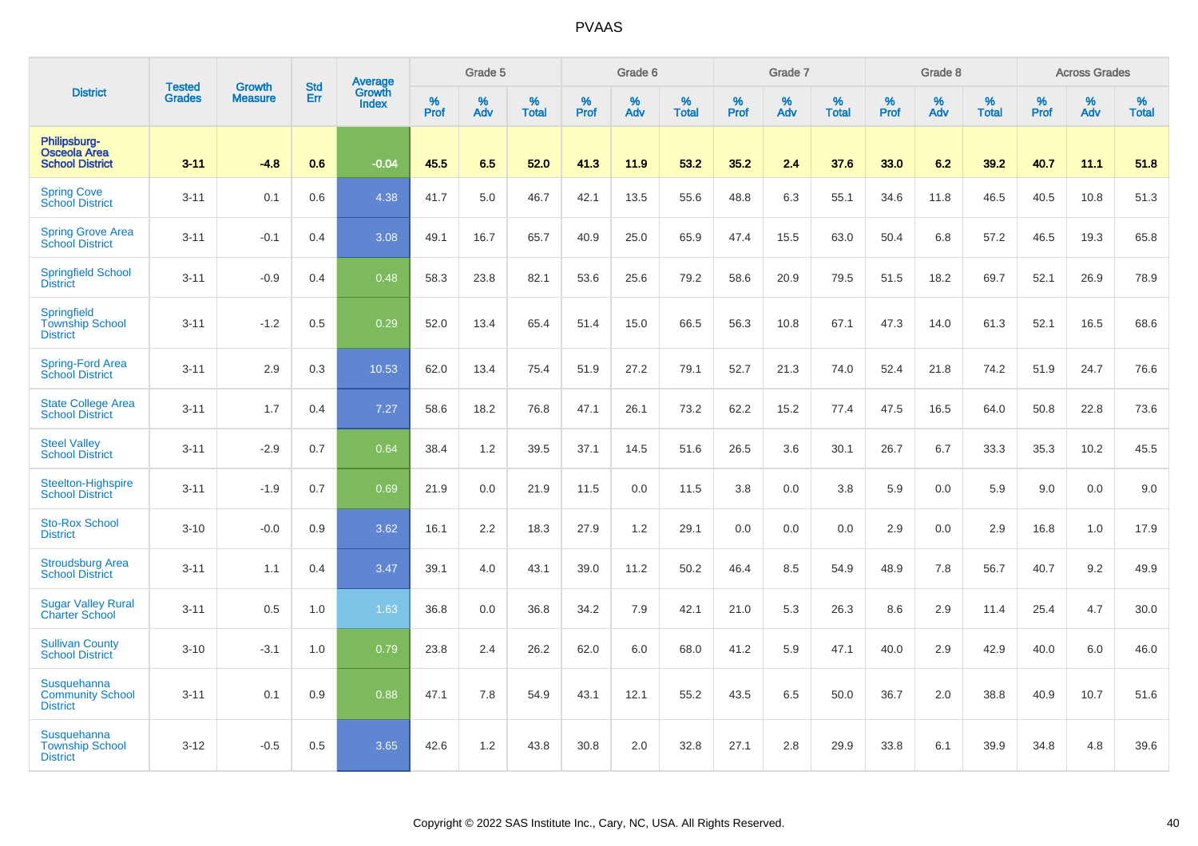# PVAAS

| District | Tested Grades | Growth Measure | Std Err | Average Growth Index | Grade 5 | | | Grade 6 | | | Grade 7 | | | Grade 8 | | | Across Grades | | |
|---|---|---|---|---|---|---|---|---|---|---|---|---|---|---|---|---|---|---|---|
| | | | | | % Prof | % Adv | % Total | % Prof | % Adv | % Total | % Prof | % Adv | % Total | % Prof | % Adv | % Total | % Prof | % Adv | % Total |
| **Philipsburg-Osceola Area School District** | **3-11** | **-4.8** | **0.6** | **-0.04** | **45.5** | **6.5** | **52.0** | **41.3** | **11.9** | **53.2** | **35.2** | **2.4** | **37.6** | **33.0** | **6.2** | **39.2** | **40.7** | **11.1** | **51.8** |
| Spring Cove School District | 3-11 | 0.1 | 0.6 | 4.38 | 41.7 | 5.0 | 46.7 | 42.1 | 13.5 | 55.6 | 48.8 | 6.3 | 55.1 | 34.6 | 11.8 | 46.5 | 40.5 | 10.8 | 51.3 |
| Spring Grove Area School District | 3-11 | -0.1 | 0.4 | 3.08 | 49.1 | 16.7 | 65.7 | 40.9 | 25.0 | 65.9 | 47.4 | 15.5 | 63.0 | 50.4 | 6.8 | 57.2 | 46.5 | 19.3 | 65.8 |
| Springfield School District | 3-11 | -0.9 | 0.4 | 0.48 | 58.3 | 23.8 | 82.1 | 53.6 | 25.6 | 79.2 | 58.6 | 20.9 | 79.5 | 51.5 | 18.2 | 69.7 | 52.1 | 26.9 | 78.9 |
| Springfield Township School District | 3-11 | -1.2 | 0.5 | 0.29 | 52.0 | 13.4 | 65.4 | 51.4 | 15.0 | 66.5 | 56.3 | 10.8 | 67.1 | 47.3 | 14.0 | 61.3 | 52.1 | 16.5 | 68.6 |
| Spring-Ford Area School District | 3-11 | 2.9 | 0.3 | 10.53 | 62.0 | 13.4 | 75.4 | 51.9 | 27.2 | 79.1 | 52.7 | 21.3 | 74.0 | 52.4 | 21.8 | 74.2 | 51.9 | 24.7 | 76.6 |
| State College Area School District | 3-11 | 1.7 | 0.4 | 7.27 | 58.6 | 18.2 | 76.8 | 47.1 | 26.1 | 73.2 | 62.2 | 15.2 | 77.4 | 47.5 | 16.5 | 64.0 | 50.8 | 22.8 | 73.6 |
| Steel Valley School District | 3-11 | -2.9 | 0.7 | 0.64 | 38.4 | 1.2 | 39.5 | 37.1 | 14.5 | 51.6 | 26.5 | 3.6 | 30.1 | 26.7 | 6.7 | 33.3 | 35.3 | 10.2 | 45.5 |
| Steelton-Highspire School District | 3-11 | -1.9 | 0.7 | 0.69 | 21.9 | 0.0 | 21.9 | 11.5 | 0.0 | 11.5 | 3.8 | 0.0 | 3.8 | 5.9 | 0.0 | 5.9 | 9.0 | 0.0 | 9.0 |
| Sto-Rox School District | 3-10 | -0.0 | 0.9 | 3.62 | 16.1 | 2.2 | 18.3 | 27.9 | 1.2 | 29.1 | 0.0 | 0.0 | 0.0 | 2.9 | 0.0 | 2.9 | 16.8 | 1.0 | 17.9 |
| Stroudsburg Area School District | 3-11 | 1.1 | 0.4 | 3.47 | 39.1 | 4.0 | 43.1 | 39.0 | 11.2 | 50.2 | 46.4 | 8.5 | 54.9 | 48.9 | 7.8 | 56.7 | 40.7 | 9.2 | 49.9 |
| Sugar Valley Rural Charter School | 3-11 | 0.5 | 1.0 | 1.63 | 36.8 | 0.0 | 36.8 | 34.2 | 7.9 | 42.1 | 21.0 | 5.3 | 26.3 | 8.6 | 2.9 | 11.4 | 25.4 | 4.7 | 30.0 |
| Sullivan County School District | 3-10 | -3.1 | 1.0 | 0.79 | 23.8 | 2.4 | 26.2 | 62.0 | 6.0 | 68.0 | 41.2 | 5.9 | 47.1 | 40.0 | 2.9 | 42.9 | 40.0 | 6.0 | 46.0 |
| Susquehanna Community School District | 3-11 | 0.1 | 0.9 | 0.88 | 47.1 | 7.8 | 54.9 | 43.1 | 12.1 | 55.2 | 43.5 | 6.5 | 50.0 | 36.7 | 2.0 | 38.8 | 40.9 | 10.7 | 51.6 |
| Susquehanna Township School District | 3-12 | -0.5 | 0.5 | 3.65 | 42.6 | 1.2 | 43.8 | 30.8 | 2.0 | 32.8 | 27.1 | 2.8 | 29.9 | 33.8 | 6.1 | 39.9 | 34.8 | 4.8 | 39.6 |

Copyright © 2022 SAS Institute Inc., Cary, NC, USA. All Rights Reserved.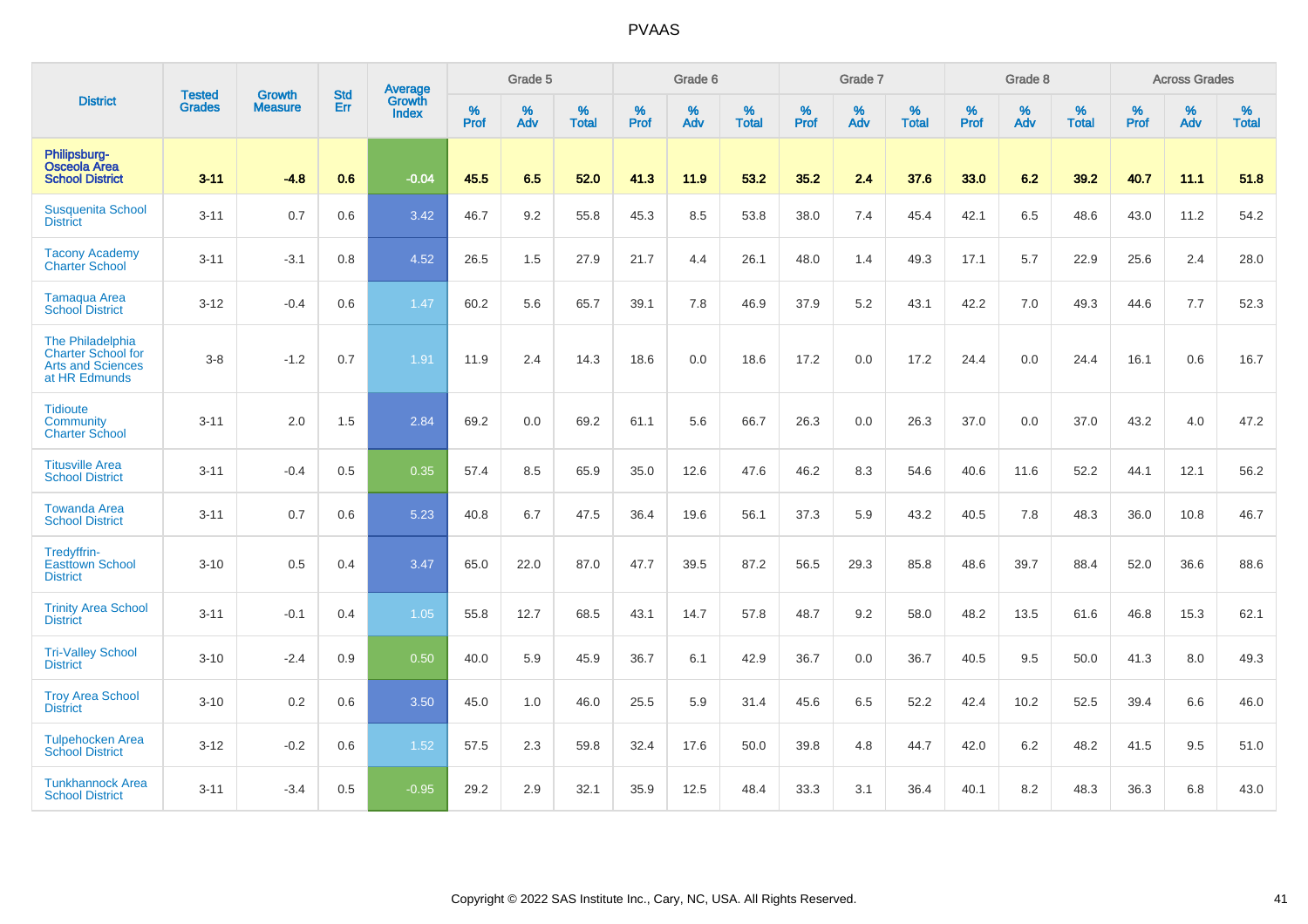# PVAAS

| District | Tested Grades | Growth Measure | Std Err | Average Growth Index | Grade 5 | | | Grade 6 | | | Grade 7 | | | Grade 8 | | | Across Grades | | |
|---|---|---|---|---|---|---|---|---|---|---|---|---|---|---|---|---|---|---|---|
| | | | | | % Prof | % Adv | % Total | % Prof | % Adv | % Total | % Prof | % Adv | % Total | % Prof | % Adv | % Total | % Prof | % Adv | % Total |
| **Philipsburg-Osceola Area School District** | **3-11** | **-4.8** | **0.6** | **-0.04** | **45.5** | **6.5** | **52.0** | **41.3** | **11.9** | **53.2** | **35.2** | **2.4** | **37.6** | **33.0** | **6.2** | **39.2** | **40.7** | **11.1** | **51.8** |
| Susquenita School District | 3-11 | 0.7 | 0.6 | 3.42 | 46.7 | 9.2 | 55.8 | 45.3 | 8.5 | 53.8 | 38.0 | 7.4 | 45.4 | 42.1 | 6.5 | 48.6 | 43.0 | 11.2 | 54.2 |
| Tacony Academy Charter School | 3-11 | -3.1 | 0.8 | 4.52 | 26.5 | 1.5 | 27.9 | 21.7 | 4.4 | 26.1 | 48.0 | 1.4 | 49.3 | 17.1 | 5.7 | 22.9 | 25.6 | 2.4 | 28.0 |
| Tamaqua Area School District | 3-12 | -0.4 | 0.6 | 1.47 | 60.2 | 5.6 | 65.7 | 39.1 | 7.8 | 46.9 | 37.9 | 5.2 | 43.1 | 42.2 | 7.0 | 49.3 | 44.6 | 7.7 | 52.3 |
| The Philadelphia Charter School for Arts and Sciences at HR Edmunds | 3-8 | -1.2 | 0.7 | 1.91 | 11.9 | 2.4 | 14.3 | 18.6 | 0.0 | 18.6 | 17.2 | 0.0 | 17.2 | 24.4 | 0.0 | 24.4 | 16.1 | 0.6 | 16.7 |
| Tidioute Community Charter School | 3-11 | 2.0 | 1.5 | 2.84 | 69.2 | 0.0 | 69.2 | 61.1 | 5.6 | 66.7 | 26.3 | 0.0 | 26.3 | 37.0 | 0.0 | 37.0 | 43.2 | 4.0 | 47.2 |
| Titusville Area School District | 3-11 | -0.4 | 0.5 | 0.35 | 57.4 | 8.5 | 65.9 | 35.0 | 12.6 | 47.6 | 46.2 | 8.3 | 54.6 | 40.6 | 11.6 | 52.2 | 44.1 | 12.1 | 56.2 |
| Towanda Area School District | 3-11 | 0.7 | 0.6 | 5.23 | 40.8 | 6.7 | 47.5 | 36.4 | 19.6 | 56.1 | 37.3 | 5.9 | 43.2 | 40.5 | 7.8 | 48.3 | 36.0 | 10.8 | 46.7 |
| Tredyffrin-Easttown School District | 3-10 | 0.5 | 0.4 | 3.47 | 65.0 | 22.0 | 87.0 | 47.7 | 39.5 | 87.2 | 56.5 | 29.3 | 85.8 | 48.6 | 39.7 | 88.4 | 52.0 | 36.6 | 88.6 |
| Trinity Area School District | 3-11 | -0.1 | 0.4 | 1.05 | 55.8 | 12.7 | 68.5 | 43.1 | 14.7 | 57.8 | 48.7 | 9.2 | 58.0 | 48.2 | 13.5 | 61.6 | 46.8 | 15.3 | 62.1 |
| Tri-Valley School District | 3-10 | -2.4 | 0.9 | 0.50 | 40.0 | 5.9 | 45.9 | 36.7 | 6.1 | 42.9 | 36.7 | 0.0 | 36.7 | 40.5 | 9.5 | 50.0 | 41.3 | 8.0 | 49.3 |
| Troy Area School District | 3-10 | 0.2 | 0.6 | 3.50 | 45.0 | 1.0 | 46.0 | 25.5 | 5.9 | 31.4 | 45.6 | 6.5 | 52.2 | 42.4 | 10.2 | 52.5 | 39.4 | 6.6 | 46.0 |
| Tulpehocken Area School District | 3-12 | -0.2 | 0.6 | 1.52 | 57.5 | 2.3 | 59.8 | 32.4 | 17.6 | 50.0 | 39.8 | 4.8 | 44.7 | 42.0 | 6.2 | 48.2 | 41.5 | 9.5 | 51.0 |
| Tunkhannock Area School District | 3-11 | -3.4 | 0.5 | -0.95 | 29.2 | 2.9 | 32.1 | 35.9 | 12.5 | 48.4 | 33.3 | 3.1 | 36.4 | 40.1 | 8.2 | 48.3 | 36.3 | 6.8 | 43.0 |

Copyright © 2022 SAS Institute Inc., Cary, NC, USA. All Rights Reserved.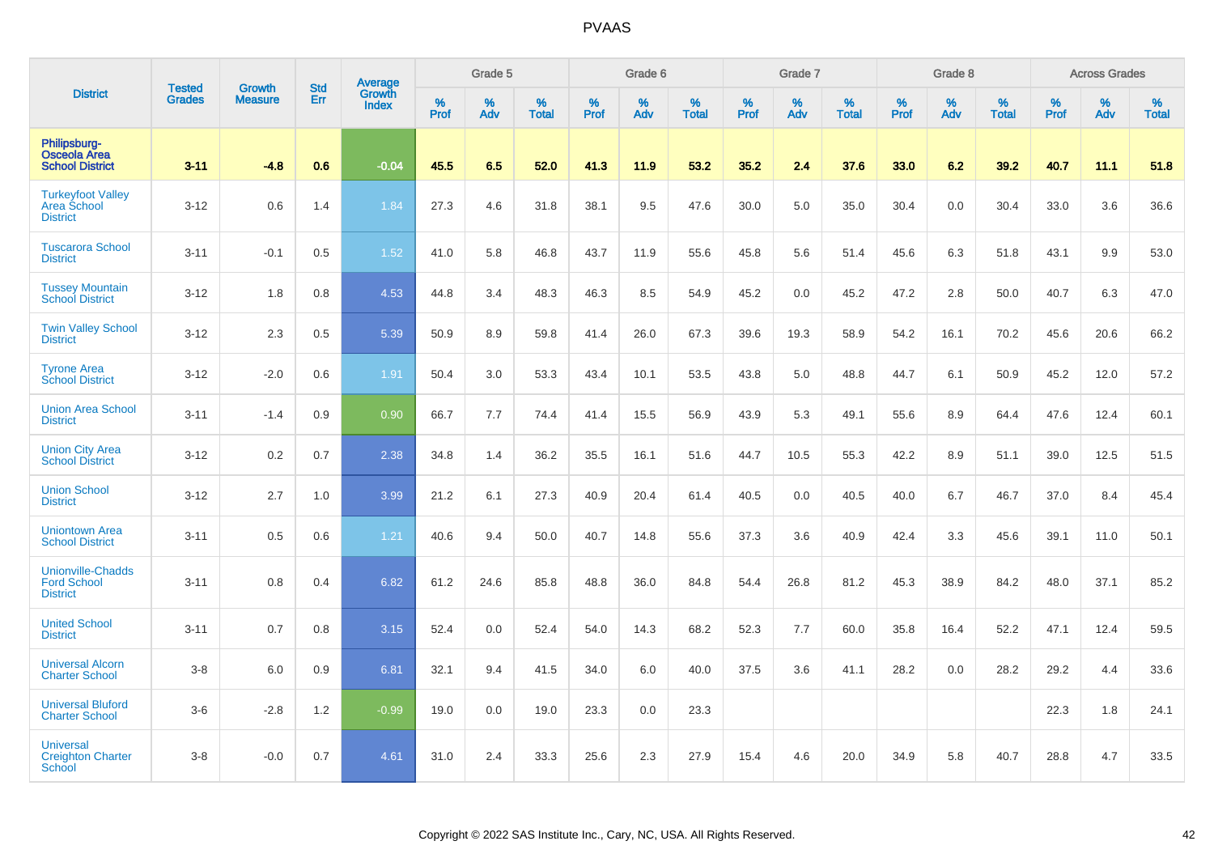# PVAAS

| District | Tested Grades | Growth Measure | Std Err | Average Growth Index | Grade 5 | | | Grade 6 | | | Grade 7 | | | Grade 8 | | | Across Grades | | |
|---|---|---|---|---|---|---|---|---|---|---|---|---|---|---|---|---|---|---|---|
| | | | | | % Prof | % Adv | % Total | % Prof | % Adv | % Total | % Prof | % Adv | % Total | % Prof | % Adv | % Total | % Prof | % Adv | % Total |
| **Philipsburg-Osceola Area School District** | **3-11** | **-4.8** | **0.6** | **-0.04** | **45.5** | **6.5** | **52.0** | **41.3** | **11.9** | **53.2** | **35.2** | **2.4** | **37.6** | **33.0** | **6.2** | **39.2** | **40.7** | **11.1** | **51.8** |
| Turkeyfoot Valley Area School District | 3-12 | 0.6 | 1.4 | 1.84 | 27.3 | 4.6 | 31.8 | 38.1 | 9.5 | 47.6 | 30.0 | 5.0 | 35.0 | 30.4 | 0.0 | 30.4 | 33.0 | 3.6 | 36.6 |
| Tuscarora School District | 3-11 | -0.1 | 0.5 | 1.52 | 41.0 | 5.8 | 46.8 | 43.7 | 11.9 | 55.6 | 45.8 | 5.6 | 51.4 | 45.6 | 6.3 | 51.8 | 43.1 | 9.9 | 53.0 |
| Tussey Mountain School District | 3-12 | 1.8 | 0.8 | 4.53 | 44.8 | 3.4 | 48.3 | 46.3 | 8.5 | 54.9 | 45.2 | 0.0 | 45.2 | 47.2 | 2.8 | 50.0 | 40.7 | 6.3 | 47.0 |
| Twin Valley School District | 3-12 | 2.3 | 0.5 | 5.39 | 50.9 | 8.9 | 59.8 | 41.4 | 26.0 | 67.3 | 39.6 | 19.3 | 58.9 | 54.2 | 16.1 | 70.2 | 45.6 | 20.6 | 66.2 |
| Tyrone Area School District | 3-12 | -2.0 | 0.6 | 1.91 | 50.4 | 3.0 | 53.3 | 43.4 | 10.1 | 53.5 | 43.8 | 5.0 | 48.8 | 44.7 | 6.1 | 50.9 | 45.2 | 12.0 | 57.2 |
| Union Area School District | 3-11 | -1.4 | 0.9 | 0.90 | 66.7 | 7.7 | 74.4 | 41.4 | 15.5 | 56.9 | 43.9 | 5.3 | 49.1 | 55.6 | 8.9 | 64.4 | 47.6 | 12.4 | 60.1 |
| Union City Area School District | 3-12 | 0.2 | 0.7 | 2.38 | 34.8 | 1.4 | 36.2 | 35.5 | 16.1 | 51.6 | 44.7 | 10.5 | 55.3 | 42.2 | 8.9 | 51.1 | 39.0 | 12.5 | 51.5 |
| Union School District | 3-12 | 2.7 | 1.0 | 3.99 | 21.2 | 6.1 | 27.3 | 40.9 | 20.4 | 61.4 | 40.5 | 0.0 | 40.5 | 40.0 | 6.7 | 46.7 | 37.0 | 8.4 | 45.4 |
| Uniontown Area School District | 3-11 | 0.5 | 0.6 | 1.21 | 40.6 | 9.4 | 50.0 | 40.7 | 14.8 | 55.6 | 37.3 | 3.6 | 40.9 | 42.4 | 3.3 | 45.6 | 39.1 | 11.0 | 50.1 |
| Unionville-Chadds Ford School District | 3-11 | 0.8 | 0.4 | 6.82 | 61.2 | 24.6 | 85.8 | 48.8 | 36.0 | 84.8 | 54.4 | 26.8 | 81.2 | 45.3 | 38.9 | 84.2 | 48.0 | 37.1 | 85.2 |
| United School District | 3-11 | 0.7 | 0.8 | 3.15 | 52.4 | 0.0 | 52.4 | 54.0 | 14.3 | 68.2 | 52.3 | 7.7 | 60.0 | 35.8 | 16.4 | 52.2 | 47.1 | 12.4 | 59.5 |
| Universal Alcorn Charter School | 3-8 | 6.0 | 0.9 | 6.81 | 32.1 | 9.4 | 41.5 | 34.0 | 6.0 | 40.0 | 37.5 | 3.6 | 41.1 | 28.2 | 0.0 | 28.2 | 29.2 | 4.4 | 33.6 |
| Universal Bluford Charter School | 3-6 | -2.8 | 1.2 | -0.99 | 19.0 | 0.0 | 19.0 | 23.3 | 0.0 | 23.3 | | | | | | | 22.3 | 1.8 | 24.1 |
| Universal Creighton Charter School | 3-8 | -0.0 | 0.7 | 4.61 | 31.0 | 2.4 | 33.3 | 25.6 | 2.3 | 27.9 | 15.4 | 4.6 | 20.0 | 34.9 | 5.8 | 40.7 | 28.8 | 4.7 | 33.5 |

Copyright © 2022 SAS Institute Inc., Cary, NC, USA. All Rights Reserved.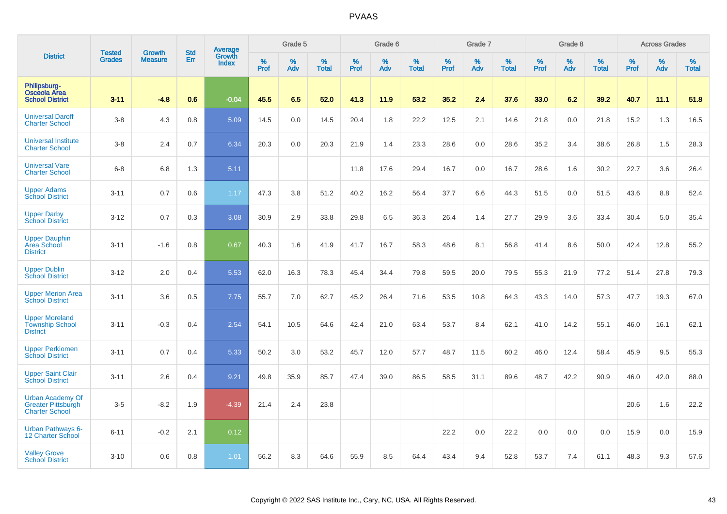# PVAAS

| District | Tested Grades | Growth Measure | Std Err | Average Growth Index | Grade 5 | | | Grade 6 | | | Grade 7 | | | Grade 8 | | | Across Grades | | |
|---|---|---|---|---|---|---|---|---|---|---|---|---|---|---|---|---|---|---|---|
| | | | | | % Prof | % Adv | % Total | % Prof | % Adv | % Total | % Prof | % Adv | % Total | % Prof | % Adv | % Total | % Prof | % Adv | % Total |
| **Philipsburg-Osceola Area School District** | **3-11** | **-4.8** | **0.6** | **-0.04** | **45.5** | **6.5** | **52.0** | **41.3** | **11.9** | **53.2** | **35.2** | **2.4** | **37.6** | **33.0** | **6.2** | **39.2** | **40.7** | **11.1** | **51.8** |
| Universal Daroff Charter School | 3-8 | 4.3 | 0.8 | 5.09 | 14.5 | 0.0 | 14.5 | 20.4 | 1.8 | 22.2 | 12.5 | 2.1 | 14.6 | 21.8 | 0.0 | 21.8 | 15.2 | 1.3 | 16.5 |
| Universal Institute Charter School | 3-8 | 2.4 | 0.7 | 6.34 | 20.3 | 0.0 | 20.3 | 21.9 | 1.4 | 23.3 | 28.6 | 0.0 | 28.6 | 35.2 | 3.4 | 38.6 | 26.8 | 1.5 | 28.3 |
| Universal Vare Charter School | 6-8 | 6.8 | 1.3 | 5.11 | | | | 11.8 | 17.6 | 29.4 | 16.7 | 0.0 | 16.7 | 28.6 | 1.6 | 30.2 | 22.7 | 3.6 | 26.4 |
| Upper Adams School District | 3-11 | 0.7 | 0.6 | 1.17 | 47.3 | 3.8 | 51.2 | 40.2 | 16.2 | 56.4 | 37.7 | 6.6 | 44.3 | 51.5 | 0.0 | 51.5 | 43.6 | 8.8 | 52.4 |
| Upper Darby School District | 3-12 | 0.7 | 0.3 | 3.08 | 30.9 | 2.9 | 33.8 | 29.8 | 6.5 | 36.3 | 26.4 | 1.4 | 27.7 | 29.9 | 3.6 | 33.4 | 30.4 | 5.0 | 35.4 |
| Upper Dauphin Area School District | 3-11 | -1.6 | 0.8 | 0.67 | 40.3 | 1.6 | 41.9 | 41.7 | 16.7 | 58.3 | 48.6 | 8.1 | 56.8 | 41.4 | 8.6 | 50.0 | 42.4 | 12.8 | 55.2 |
| Upper Dublin School District | 3-12 | 2.0 | 0.4 | 5.53 | 62.0 | 16.3 | 78.3 | 45.4 | 34.4 | 79.8 | 59.5 | 20.0 | 79.5 | 55.3 | 21.9 | 77.2 | 51.4 | 27.8 | 79.3 |
| Upper Merion Area School District | 3-11 | 3.6 | 0.5 | 7.75 | 55.7 | 7.0 | 62.7 | 45.2 | 26.4 | 71.6 | 53.5 | 10.8 | 64.3 | 43.3 | 14.0 | 57.3 | 47.7 | 19.3 | 67.0 |
| Upper Moreland Township School District | 3-11 | -0.3 | 0.4 | 2.54 | 54.1 | 10.5 | 64.6 | 42.4 | 21.0 | 63.4 | 53.7 | 8.4 | 62.1 | 41.0 | 14.2 | 55.1 | 46.0 | 16.1 | 62.1 |
| Upper Perkiomen School District | 3-11 | 0.7 | 0.4 | 5.33 | 50.2 | 3.0 | 53.2 | 45.7 | 12.0 | 57.7 | 48.7 | 11.5 | 60.2 | 46.0 | 12.4 | 58.4 | 45.9 | 9.5 | 55.3 |
| Upper Saint Clair School District | 3-11 | 2.6 | 0.4 | 9.21 | 49.8 | 35.9 | 85.7 | 47.4 | 39.0 | 86.5 | 58.5 | 31.1 | 89.6 | 48.7 | 42.2 | 90.9 | 46.0 | 42.0 | 88.0 |
| Urban Academy Of Greater Pittsburgh Charter School | 3-5 | -8.2 | 1.9 | -4.39 | 21.4 | 2.4 | 23.8 | | | | | | | | | | 20.6 | 1.6 | 22.2 |
| Urban Pathways 6-12 Charter School | 6-11 | -0.2 | 2.1 | 0.12 | | | | | | | 22.2 | 0.0 | 22.2 | 0.0 | 0.0 | 0.0 | 15.9 | 0.0 | 15.9 |
| Valley Grove School District | 3-10 | 0.6 | 0.8 | 1.01 | 56.2 | 8.3 | 64.6 | 55.9 | 8.5 | 64.4 | 43.4 | 9.4 | 52.8 | 53.7 | 7.4 | 61.1 | 48.3 | 9.3 | 57.6 |

Copyright © 2022 SAS Institute Inc., Cary, NC, USA. All Rights Reserved.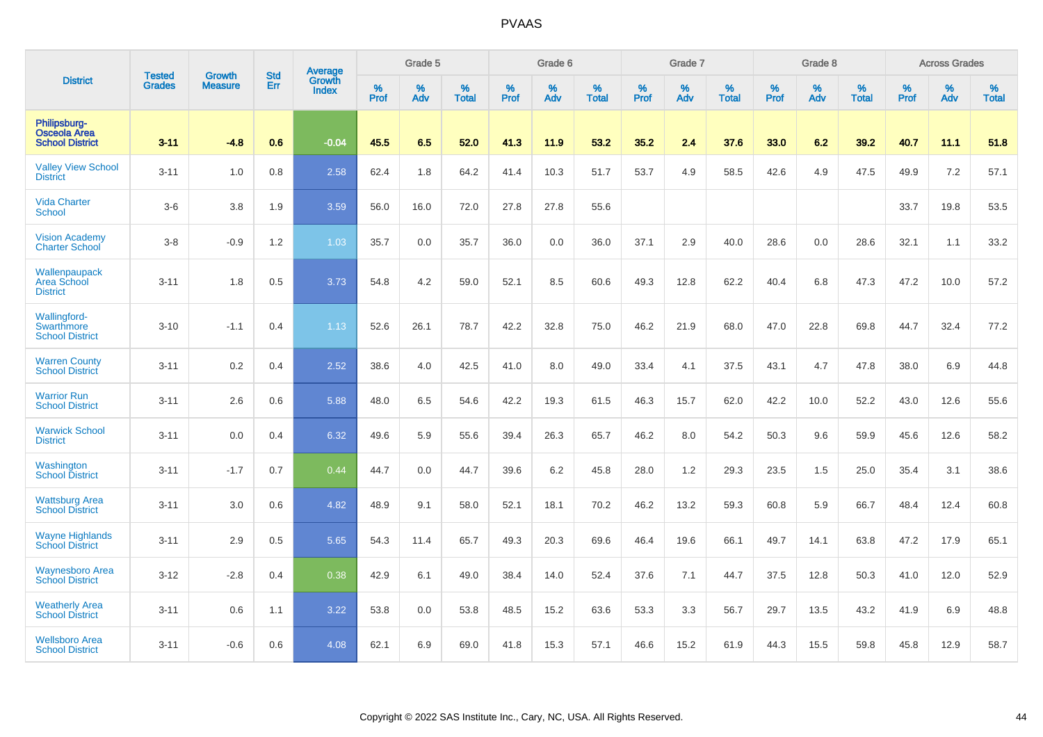| District | Tested Grades | Growth Measure | Std Err | Average Growth Index | Grade 5 | | | Grade 6 | | | Grade 7 | | | Grade 8 | | | Across Grades | | |
|---|---|---|---|---|---|---|---|---|---|---|---|---|---|---|---|---|---|---|---|
| | | | | | % Prof | % Adv | % Total | % Prof | % Adv | % Total | % Prof | % Adv | % Total | % Prof | % Adv | % Total | % Prof | % Adv | % Total |
| **Philipsburg-Osceola Area School District** | **3-11** | **-4.8** | **0.6** | **-0.04** | **45.5** | **6.5** | **52.0** | **41.3** | **11.9** | **53.2** | **35.2** | **2.4** | **37.6** | **33.0** | **6.2** | **39.2** | **40.7** | **11.1** | **51.8** |
| Valley View School District | 3-11 | 1.0 | 0.8 | 2.58 | 62.4 | 1.8 | 64.2 | 41.4 | 10.3 | 51.7 | 53.7 | 4.9 | 58.5 | 42.6 | 4.9 | 47.5 | 49.9 | 7.2 | 57.1 |
| Vida Charter School | 3-6 | 3.8 | 1.9 | 3.59 | 56.0 | 16.0 | 72.0 | 27.8 | 27.8 | 55.6 | | | | | | | 33.7 | 19.8 | 53.5 |
| Vision Academy Charter School | 3-8 | -0.9 | 1.2 | 1.03 | 35.7 | 0.0 | 35.7 | 36.0 | 0.0 | 36.0 | 37.1 | 2.9 | 40.0 | 28.6 | 0.0 | 28.6 | 32.1 | 1.1 | 33.2 |
| Wallenpaupack Area School District | 3-11 | 1.8 | 0.5 | 3.73 | 54.8 | 4.2 | 59.0 | 52.1 | 8.5 | 60.6 | 49.3 | 12.8 | 62.2 | 40.4 | 6.8 | 47.3 | 47.2 | 10.0 | 57.2 |
| Wallingford-Swarthmore School District | 3-10 | -1.1 | 0.4 | 1.13 | 52.6 | 26.1 | 78.7 | 42.2 | 32.8 | 75.0 | 46.2 | 21.9 | 68.0 | 47.0 | 22.8 | 69.8 | 44.7 | 32.4 | 77.2 |
| Warren County School District | 3-11 | 0.2 | 0.4 | 2.52 | 38.6 | 4.0 | 42.5 | 41.0 | 8.0 | 49.0 | 33.4 | 4.1 | 37.5 | 43.1 | 4.7 | 47.8 | 38.0 | 6.9 | 44.8 |
| Warrior Run School District | 3-11 | 2.6 | 0.6 | 5.88 | 48.0 | 6.5 | 54.6 | 42.2 | 19.3 | 61.5 | 46.3 | 15.7 | 62.0 | 42.2 | 10.0 | 52.2 | 43.0 | 12.6 | 55.6 |
| Warwick School District | 3-11 | 0.0 | 0.4 | 6.32 | 49.6 | 5.9 | 55.6 | 39.4 | 26.3 | 65.7 | 46.2 | 8.0 | 54.2 | 50.3 | 9.6 | 59.9 | 45.6 | 12.6 | 58.2 |
| Washington School District | 3-11 | -1.7 | 0.7 | 0.44 | 44.7 | 0.0 | 44.7 | 39.6 | 6.2 | 45.8 | 28.0 | 1.2 | 29.3 | 23.5 | 1.5 | 25.0 | 35.4 | 3.1 | 38.6 |
| Wattsburg Area School District | 3-11 | 3.0 | 0.6 | 4.82 | 48.9 | 9.1 | 58.0 | 52.1 | 18.1 | 70.2 | 46.2 | 13.2 | 59.3 | 60.8 | 5.9 | 66.7 | 48.4 | 12.4 | 60.8 |
| Wayne Highlands School District | 3-11 | 2.9 | 0.5 | 5.65 | 54.3 | 11.4 | 65.7 | 49.3 | 20.3 | 69.6 | 46.4 | 19.6 | 66.1 | 49.7 | 14.1 | 63.8 | 47.2 | 17.9 | 65.1 |
| Waynesboro Area School District | 3-12 | -2.8 | 0.4 | 0.38 | 42.9 | 6.1 | 49.0 | 38.4 | 14.0 | 52.4 | 37.6 | 7.1 | 44.7 | 37.5 | 12.8 | 50.3 | 41.0 | 12.0 | 52.9 |
| Weatherly Area School District | 3-11 | 0.6 | 1.1 | 3.22 | 53.8 | 0.0 | 53.8 | 48.5 | 15.2 | 63.6 | 53.3 | 3.3 | 56.7 | 29.7 | 13.5 | 43.2 | 41.9 | 6.9 | 48.8 |
| Wellsboro Area School District | 3-11 | -0.6 | 0.6 | 4.08 | 62.1 | 6.9 | 69.0 | 41.8 | 15.3 | 57.1 | 46.6 | 15.2 | 61.9 | 44.3 | 15.5 | 59.8 | 45.8 | 12.9 | 58.7 |

Copyright © 2022 SAS Institute Inc., Cary, NC, USA. All Rights Reserved.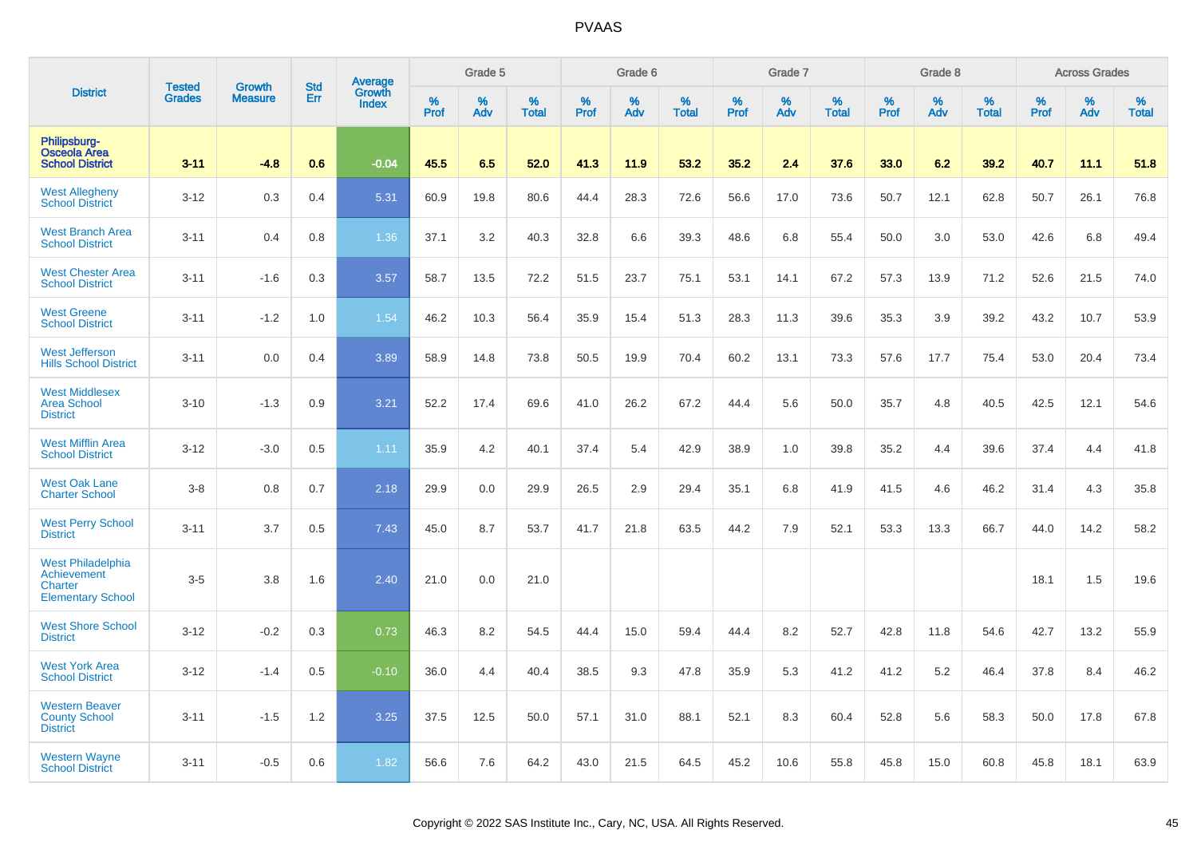# PVAAS

| District | Tested Grades | Growth Measure | Std Err | Average Growth Index | Grade 5 | | | Grade 6 | | | Grade 7 | | | Grade 8 | | | Across Grades | | |
|---|---|---|---|---|---|---|---|---|---|---|---|---|---|---|---|---|---|---|---|
| | | | | | % Prof | % Adv | % Total | % Prof | % Adv | % Total | % Prof | % Adv | % Total | % Prof | % Adv | % Total | % Prof | % Adv | % Total |
| **Philipsburg-Osceola Area School District** | **3-11** | **-4.8** | **0.6** | **-0.04** | **45.5** | **6.5** | **52.0** | **41.3** | **11.9** | **53.2** | **35.2** | **2.4** | **37.6** | **33.0** | **6.2** | **39.2** | **40.7** | **11.1** | **51.8** |
| West Allegheny School District | 3-12 | 0.3 | 0.4 | 5.31 | 60.9 | 19.8 | 80.6 | 44.4 | 28.3 | 72.6 | 56.6 | 17.0 | 73.6 | 50.7 | 12.1 | 62.8 | 50.7 | 26.1 | 76.8 |
| West Branch Area School District | 3-11 | 0.4 | 0.8 | 1.36 | 37.1 | 3.2 | 40.3 | 32.8 | 6.6 | 39.3 | 48.6 | 6.8 | 55.4 | 50.0 | 3.0 | 53.0 | 42.6 | 6.8 | 49.4 |
| West Chester Area School District | 3-11 | -1.6 | 0.3 | 3.57 | 58.7 | 13.5 | 72.2 | 51.5 | 23.7 | 75.1 | 53.1 | 14.1 | 67.2 | 57.3 | 13.9 | 71.2 | 52.6 | 21.5 | 74.0 |
| West Greene School District | 3-11 | -1.2 | 1.0 | 1.54 | 46.2 | 10.3 | 56.4 | 35.9 | 15.4 | 51.3 | 28.3 | 11.3 | 39.6 | 35.3 | 3.9 | 39.2 | 43.2 | 10.7 | 53.9 |
| West Jefferson Hills School District | 3-11 | 0.0 | 0.4 | 3.89 | 58.9 | 14.8 | 73.8 | 50.5 | 19.9 | 70.4 | 60.2 | 13.1 | 73.3 | 57.6 | 17.7 | 75.4 | 53.0 | 20.4 | 73.4 |
| West Middlesex Area School District | 3-10 | -1.3 | 0.9 | 3.21 | 52.2 | 17.4 | 69.6 | 41.0 | 26.2 | 67.2 | 44.4 | 5.6 | 50.0 | 35.7 | 4.8 | 40.5 | 42.5 | 12.1 | 54.6 |
| West Mifflin Area School District | 3-12 | -3.0 | 0.5 | 1.11 | 35.9 | 4.2 | 40.1 | 37.4 | 5.4 | 42.9 | 38.9 | 1.0 | 39.8 | 35.2 | 4.4 | 39.6 | 37.4 | 4.4 | 41.8 |
| West Oak Lane Charter School | 3-8 | 0.8 | 0.7 | 2.18 | 29.9 | 0.0 | 29.9 | 26.5 | 2.9 | 29.4 | 35.1 | 6.8 | 41.9 | 41.5 | 4.6 | 46.2 | 31.4 | 4.3 | 35.8 |
| West Perry School District | 3-11 | 3.7 | 0.5 | 7.43 | 45.0 | 8.7 | 53.7 | 41.7 | 21.8 | 63.5 | 44.2 | 7.9 | 52.1 | 53.3 | 13.3 | 66.7 | 44.0 | 14.2 | 58.2 |
| West Philadelphia Achievement Charter Elementary School | 3-5 | 3.8 | 1.6 | 2.40 | 21.0 | 0.0 | 21.0 | | | | | | | | | | 18.1 | 1.5 | 19.6 |
| West Shore School District | 3-12 | -0.2 | 0.3 | 0.73 | 46.3 | 8.2 | 54.5 | 44.4 | 15.0 | 59.4 | 44.4 | 8.2 | 52.7 | 42.8 | 11.8 | 54.6 | 42.7 | 13.2 | 55.9 |
| West York Area School District | 3-12 | -1.4 | 0.5 | -0.10 | 36.0 | 4.4 | 40.4 | 38.5 | 9.3 | 47.8 | 35.9 | 5.3 | 41.2 | 41.2 | 5.2 | 46.4 | 37.8 | 8.4 | 46.2 |
| Western Beaver County School District | 3-11 | -1.5 | 1.2 | 3.25 | 37.5 | 12.5 | 50.0 | 57.1 | 31.0 | 88.1 | 52.1 | 8.3 | 60.4 | 52.8 | 5.6 | 58.3 | 50.0 | 17.8 | 67.8 |
| Western Wayne School District | 3-11 | -0.5 | 0.6 | 1.82 | 56.6 | 7.6 | 64.2 | 43.0 | 21.5 | 64.5 | 45.2 | 10.6 | 55.8 | 45.8 | 15.0 | 60.8 | 45.8 | 18.1 | 63.9 |

Copyright © 2022 SAS Institute Inc., Cary, NC, USA. All Rights Reserved.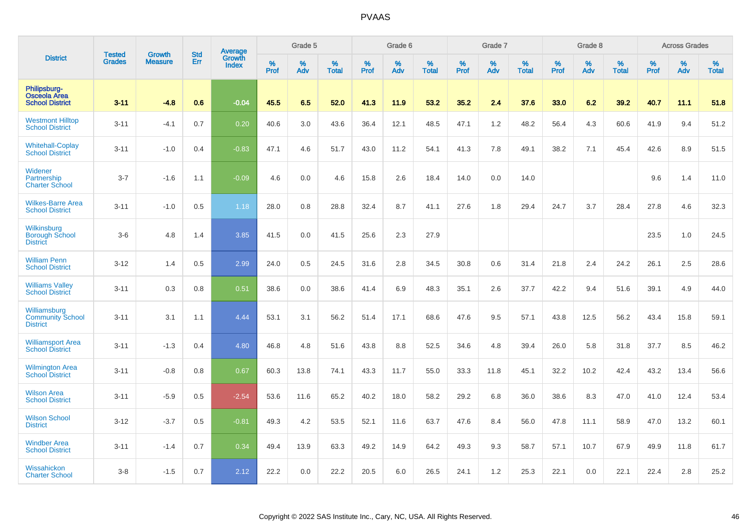# PVAAS

| District | Tested Grades | Growth Measure | Std Err | Average Growth Index | Grade 5 | | | Grade 6 | | | Grade 7 | | | Grade 8 | | | Across Grades | | |
|---|---|---|---|---|---|---|---|---|---|---|---|---|---|---|---|---|---|---|---|
| | | | | | % Prof | % Adv | % Total | % Prof | % Adv | % Total | % Prof | % Adv | % Total | % Prof | % Adv | % Total | % Prof | % Adv | % Total |
| **Philipsburg-Osceola Area School District** | **3-11** | **-4.8** | **0.6** | **-0.04** | **45.5** | **6.5** | **52.0** | **41.3** | **11.9** | **53.2** | **35.2** | **2.4** | **37.6** | **33.0** | **6.2** | **39.2** | **40.7** | **11.1** | **51.8** |
| Westmont Hilltop School District | 3-11 | -4.1 | 0.7 | 0.20 | 40.6 | 3.0 | 43.6 | 36.4 | 12.1 | 48.5 | 47.1 | 1.2 | 48.2 | 56.4 | 4.3 | 60.6 | 41.9 | 9.4 | 51.2 |
| Whitehall-Coplay School District | 3-11 | -1.0 | 0.4 | -0.83 | 47.1 | 4.6 | 51.7 | 43.0 | 11.2 | 54.1 | 41.3 | 7.8 | 49.1 | 38.2 | 7.1 | 45.4 | 42.6 | 8.9 | 51.5 |
| Widener Partnership Charter School | 3-7 | -1.6 | 1.1 | -0.09 | 4.6 | 0.0 | 4.6 | 15.8 | 2.6 | 18.4 | 14.0 | 0.0 | 14.0 | | | | 9.6 | 1.4 | 11.0 |
| Wilkes-Barre Area School District | 3-11 | -1.0 | 0.5 | 1.18 | 28.0 | 0.8 | 28.8 | 32.4 | 8.7 | 41.1 | 27.6 | 1.8 | 29.4 | 24.7 | 3.7 | 28.4 | 27.8 | 4.6 | 32.3 |
| Wilkinsburg Borough School District | 3-6 | 4.8 | 1.4 | 3.85 | 41.5 | 0.0 | 41.5 | 25.6 | 2.3 | 27.9 | | | | | | | 23.5 | 1.0 | 24.5 |
| William Penn School District | 3-12 | 1.4 | 0.5 | 2.99 | 24.0 | 0.5 | 24.5 | 31.6 | 2.8 | 34.5 | 30.8 | 0.6 | 31.4 | 21.8 | 2.4 | 24.2 | 26.1 | 2.5 | 28.6 |
| Williams Valley School District | 3-11 | 0.3 | 0.8 | 0.51 | 38.6 | 0.0 | 38.6 | 41.4 | 6.9 | 48.3 | 35.1 | 2.6 | 37.7 | 42.2 | 9.4 | 51.6 | 39.1 | 4.9 | 44.0 |
| Williamsburg Community School District | 3-11 | 3.1 | 1.1 | 4.44 | 53.1 | 3.1 | 56.2 | 51.4 | 17.1 | 68.6 | 47.6 | 9.5 | 57.1 | 43.8 | 12.5 | 56.2 | 43.4 | 15.8 | 59.1 |
| Williamsport Area School District | 3-11 | -1.3 | 0.4 | 4.80 | 46.8 | 4.8 | 51.6 | 43.8 | 8.8 | 52.5 | 34.6 | 4.8 | 39.4 | 26.0 | 5.8 | 31.8 | 37.7 | 8.5 | 46.2 |
| Wilmington Area School District | 3-11 | -0.8 | 0.8 | 0.67 | 60.3 | 13.8 | 74.1 | 43.3 | 11.7 | 55.0 | 33.3 | 11.8 | 45.1 | 32.2 | 10.2 | 42.4 | 43.2 | 13.4 | 56.6 |
| Wilson Area School District | 3-11 | -5.9 | 0.5 | -2.54 | 53.6 | 11.6 | 65.2 | 40.2 | 18.0 | 58.2 | 29.2 | 6.8 | 36.0 | 38.6 | 8.3 | 47.0 | 41.0 | 12.4 | 53.4 |
| Wilson School District | 3-12 | -3.7 | 0.5 | -0.81 | 49.3 | 4.2 | 53.5 | 52.1 | 11.6 | 63.7 | 47.6 | 8.4 | 56.0 | 47.8 | 11.1 | 58.9 | 47.0 | 13.2 | 60.1 |
| Windber Area School District | 3-11 | -1.4 | 0.7 | 0.34 | 49.4 | 13.9 | 63.3 | 49.2 | 14.9 | 64.2 | 49.3 | 9.3 | 58.7 | 57.1 | 10.7 | 67.9 | 49.9 | 11.8 | 61.7 |
| Wissahickon Charter School | 3-8 | -1.5 | 0.7 | 2.12 | 22.2 | 0.0 | 22.2 | 20.5 | 6.0 | 26.5 | 24.1 | 1.2 | 25.3 | 22.1 | 0.0 | 22.1 | 22.4 | 2.8 | 25.2 |

Copyright © 2022 SAS Institute Inc., Cary, NC, USA. All Rights Reserved.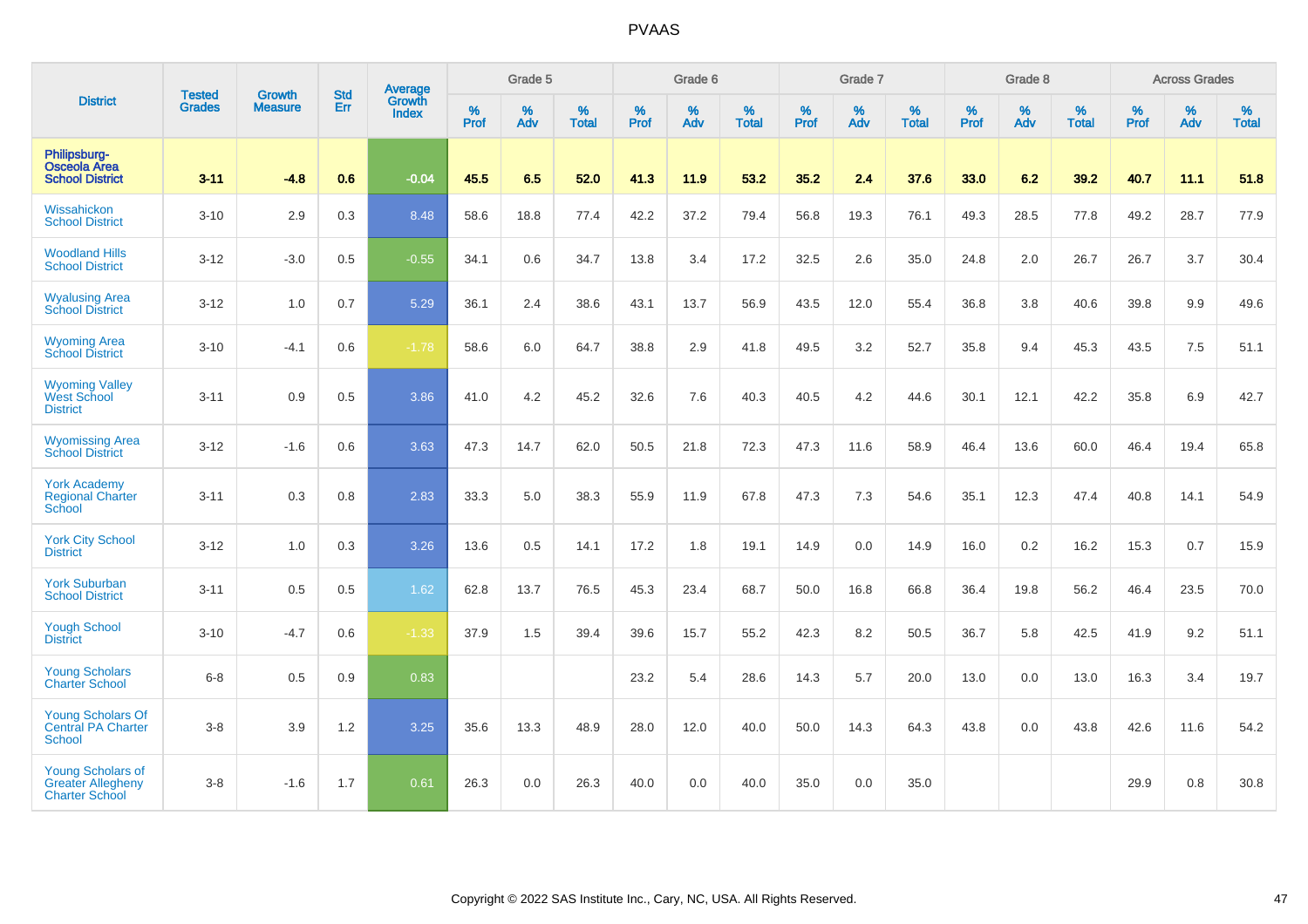# PVAAS

| District | Tested Grades | Growth Measure | Std Err | Average Growth Index | Grade 5 | | | Grade 6 | | | Grade 7 | | | Grade 8 | | | Across Grades | | |
|---|---|---|---|---|---|---|---|---|---|---|---|---|---|---|---|---|---|---|---|
| | | | | | % Prof | % Adv | % Total | % Prof | % Adv | % Total | % Prof | % Adv | % Total | % Prof | % Adv | % Total | % Prof | % Adv | % Total |
| **Philipsburg-Osceola Area School District** | **3-11** | **-4.8** | **0.6** | **-0.04** | **45.5** | **6.5** | **52.0** | **41.3** | **11.9** | **53.2** | **35.2** | **2.4** | **37.6** | **33.0** | **6.2** | **39.2** | **40.7** | **11.1** | **51.8** |
| Wissahickon School District | 3-10 | 2.9 | 0.3 | 8.48 | 58.6 | 18.8 | 77.4 | 42.2 | 37.2 | 79.4 | 56.8 | 19.3 | 76.1 | 49.3 | 28.5 | 77.8 | 49.2 | 28.7 | 77.9 |
| Woodland Hills School District | 3-12 | -3.0 | 0.5 | -0.55 | 34.1 | 0.6 | 34.7 | 13.8 | 3.4 | 17.2 | 32.5 | 2.6 | 35.0 | 24.8 | 2.0 | 26.7 | 26.7 | 3.7 | 30.4 |
| Wyalusing Area School District | 3-12 | 1.0 | 0.7 | 5.29 | 36.1 | 2.4 | 38.6 | 43.1 | 13.7 | 56.9 | 43.5 | 12.0 | 55.4 | 36.8 | 3.8 | 40.6 | 39.8 | 9.9 | 49.6 |
| Wyoming Area School District | 3-10 | -4.1 | 0.6 | -1.78 | 58.6 | 6.0 | 64.7 | 38.8 | 2.9 | 41.8 | 49.5 | 3.2 | 52.7 | 35.8 | 9.4 | 45.3 | 43.5 | 7.5 | 51.1 |
| Wyoming Valley West School District | 3-11 | 0.9 | 0.5 | 3.86 | 41.0 | 4.2 | 45.2 | 32.6 | 7.6 | 40.3 | 40.5 | 4.2 | 44.6 | 30.1 | 12.1 | 42.2 | 35.8 | 6.9 | 42.7 |
| Wyomissing Area School District | 3-12 | -1.6 | 0.6 | 3.63 | 47.3 | 14.7 | 62.0 | 50.5 | 21.8 | 72.3 | 47.3 | 11.6 | 58.9 | 46.4 | 13.6 | 60.0 | 46.4 | 19.4 | 65.8 |
| York Academy Regional Charter School | 3-11 | 0.3 | 0.8 | 2.83 | 33.3 | 5.0 | 38.3 | 55.9 | 11.9 | 67.8 | 47.3 | 7.3 | 54.6 | 35.1 | 12.3 | 47.4 | 40.8 | 14.1 | 54.9 |
| York City School District | 3-12 | 1.0 | 0.3 | 3.26 | 13.6 | 0.5 | 14.1 | 17.2 | 1.8 | 19.1 | 14.9 | 0.0 | 14.9 | 16.0 | 0.2 | 16.2 | 15.3 | 0.7 | 15.9 |
| York Suburban School District | 3-11 | 0.5 | 0.5 | 1.62 | 62.8 | 13.7 | 76.5 | 45.3 | 23.4 | 68.7 | 50.0 | 16.8 | 66.8 | 36.4 | 19.8 | 56.2 | 46.4 | 23.5 | 70.0 |
| Yough School District | 3-10 | -4.7 | 0.6 | -1.33 | 37.9 | 1.5 | 39.4 | 39.6 | 15.7 | 55.2 | 42.3 | 8.2 | 50.5 | 36.7 | 5.8 | 42.5 | 41.9 | 9.2 | 51.1 |
| Young Scholars Charter School | 6-8 | 0.5 | 0.9 | 0.83 | | | | 23.2 | 5.4 | 28.6 | 14.3 | 5.7 | 20.0 | 13.0 | 0.0 | 13.0 | 16.3 | 3.4 | 19.7 |
| Young Scholars Of Central PA Charter School | 3-8 | 3.9 | 1.2 | 3.25 | 35.6 | 13.3 | 48.9 | 28.0 | 12.0 | 40.0 | 50.0 | 14.3 | 64.3 | 43.8 | 0.0 | 43.8 | 42.6 | 11.6 | 54.2 |
| Young Scholars of Greater Allegheny Charter School | 3-8 | -1.6 | 1.7 | 0.61 | 26.3 | 0.0 | 26.3 | 40.0 | 0.0 | 40.0 | 35.0 | 0.0 | 35.0 | | | | 29.9 | 0.8 | 30.8 |

Copyright © 2022 SAS Institute Inc., Cary, NC, USA. All Rights Reserved.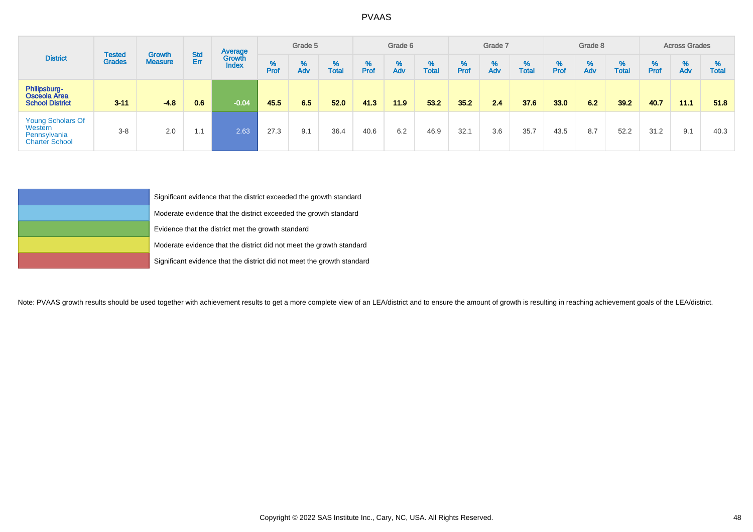# PVAAS

| District | Tested Grades | Growth Measure | Std Err | Average Growth Index | Grade 5 | | | Grade 6 | | | Grade 7 | | | Grade 8 | | | Across Grades | | |
|---|---|---|---|---|---|---|---|---|---|---|---|---|---|---|---|---|---|---|---|
| | | | | | % Prof | % Adv | % Total | % Prof | % Adv | % Total | % Prof | % Adv | % Total | % Prof | % Adv | % Total | % Prof | % Adv | % Total |
| **Philipsburg-Osceola Area School District** | **3-11** | **-4.8** | **0.6** | **-0.04** | **45.5** | **6.5** | **52.0** | **41.3** | **11.9** | **53.2** | **35.2** | **2.4** | **37.6** | **33.0** | **6.2** | **39.2** | **40.7** | **11.1** | **51.8** |
| Young Scholars Of Western Pennsylvania Charter School | 3-8 | 2.0 | 1.1 | 2.63 | 27.3 | 9.1 | 36.4 | 40.6 | 6.2 | 46.9 | 32.1 | 3.6 | 35.7 | 43.5 | 8.7 | 52.2 | 31.2 | 9.1 | 40.3 |

Significant evidence that the district exceeded the growth standard

Moderate evidence that the district exceeded the growth standard

Evidence that the district met the growth standard

Moderate evidence that the district did not meet the growth standard

Significant evidence that the district did not meet the growth standard

Note: PVAAS growth results should be used together with achievement results to get a more complete view of an LEA/district and to ensure the amount of growth is resulting in reaching achievement goals of the LEA/district.

Copyright © 2022 SAS Institute Inc., Cary, NC, USA. All Rights Reserved.